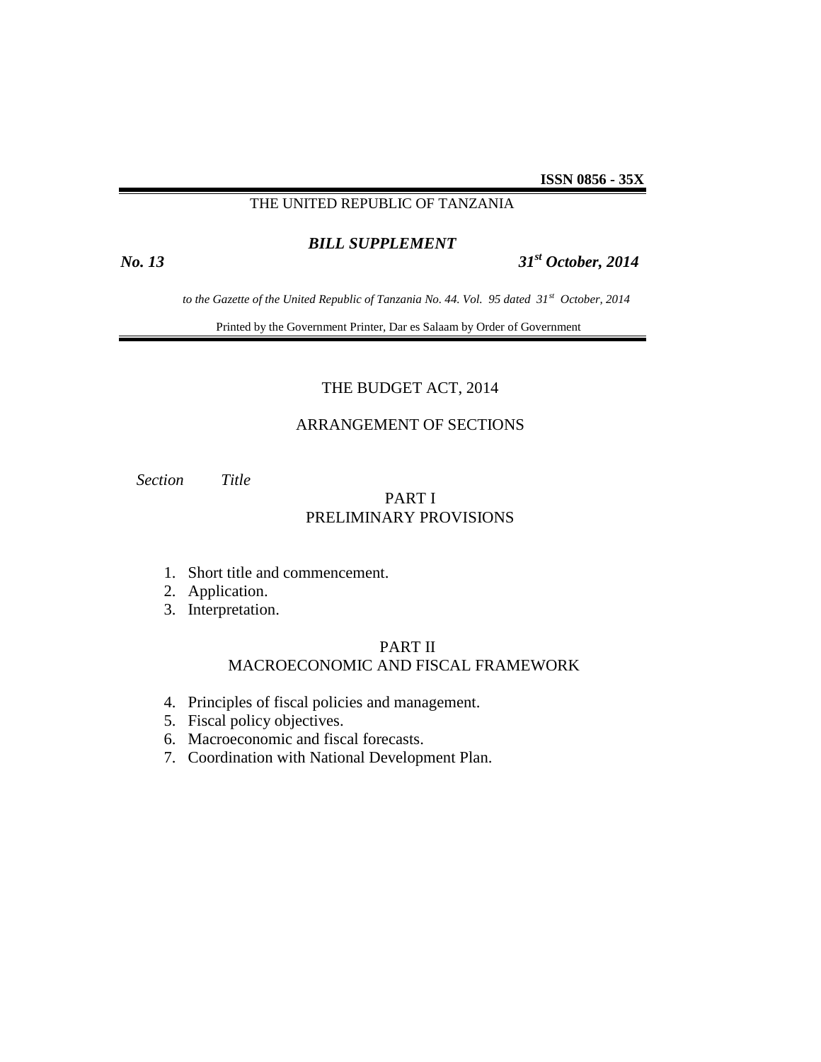**ISSN 0856 - 35X**

THE UNITED REPUBLIC OF TANZANIA

***BILL SUPPLEMENT***

***No. 13*** ***31st October, 2014***

*to the Gazette of the United Republic of Tanzania No. 44. Vol. 95 dated 31st October, 2014*

Printed by the Government Printer, Dar es Salaam by Order of Government

# THE BUDGET ACT, 2014

## ARRANGEMENT OF SECTIONS

*Section* *Title*

### PART I
### PRELIMINARY PROVISIONS

1. Short title and commencement.
2. Application.
3. Interpretation.

### PART II
### MACROECONOMIC AND FISCAL FRAMEWORK

4. Principles of fiscal policies and management.
5. Fiscal policy objectives.
6. Macroeconomic and fiscal forecasts.
7. Coordination with National Development Plan.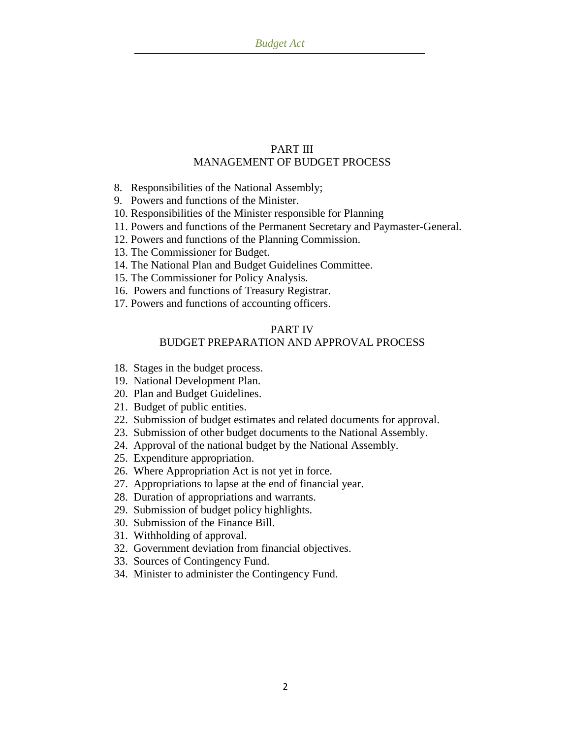## PART III
## MANAGEMENT OF BUDGET PROCESS

8. Responsibilities of the National Assembly;
9. Powers and functions of the Minister.
10. Responsibilities of the Minister responsible for Planning
11. Powers and functions of the Permanent Secretary and Paymaster-General.
12. Powers and functions of the Planning Commission.
13. The Commissioner for Budget.
14. The National Plan and Budget Guidelines Committee.
15. The Commissioner for Policy Analysis.
16. Powers and functions of Treasury Registrar.
17. Powers and functions of accounting officers.

## PART IV
## BUDGET PREPARATION AND APPROVAL PROCESS

18. Stages in the budget process.
19. National Development Plan.
20. Plan and Budget Guidelines.
21. Budget of public entities.
22. Submission of budget estimates and related documents for approval.
23. Submission of other budget documents to the National Assembly.
24. Approval of the national budget by the National Assembly.
25. Expenditure appropriation.
26. Where Appropriation Act is not yet in force.
27. Appropriations to lapse at the end of financial year.
28. Duration of appropriations and warrants.
29. Submission of budget policy highlights.
30. Submission of the Finance Bill.
31. Withholding of approval.
32. Government deviation from financial objectives.
33. Sources of Contingency Fund.
34. Minister to administer the Contingency Fund.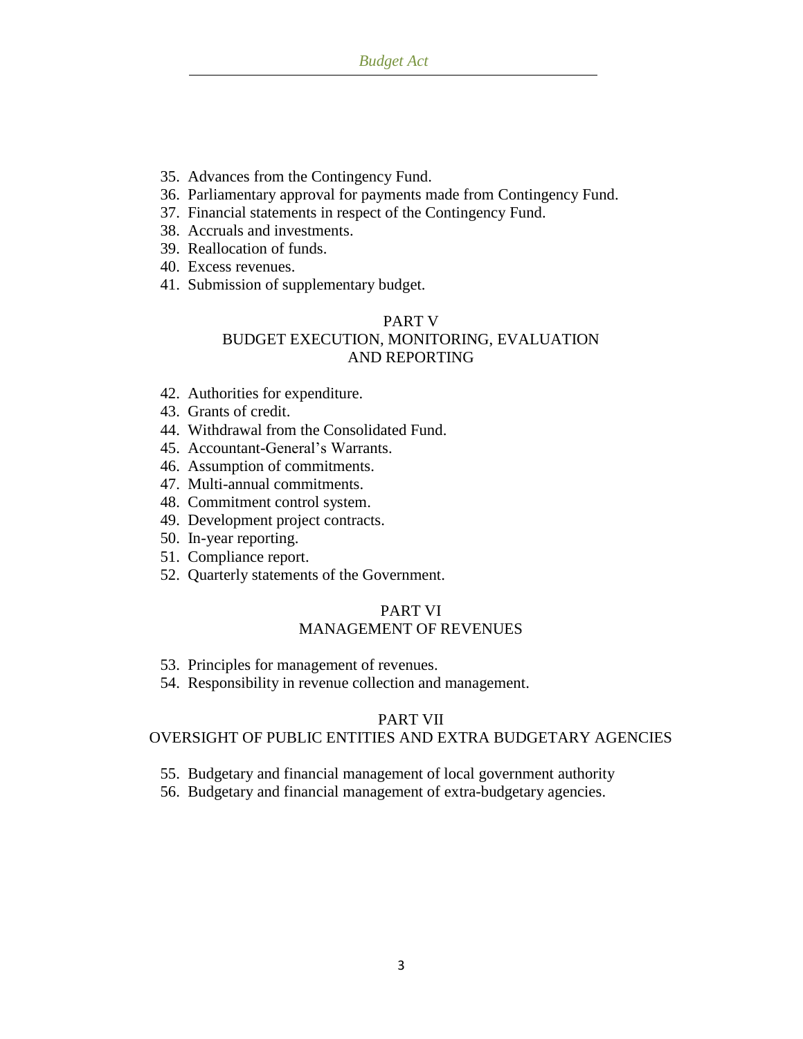35. Advances from the Contingency Fund.
36. Parliamentary approval for payments made from Contingency Fund.
37. Financial statements in respect of the Contingency Fund.
38. Accruals and investments.
39. Reallocation of funds.
40. Excess revenues.
41. Submission of supplementary budget.

## PART V
## BUDGET EXECUTION, MONITORING, EVALUATION AND REPORTING

42. Authorities for expenditure.
43. Grants of credit.
44. Withdrawal from the Consolidated Fund.
45. Accountant-General's Warrants.
46. Assumption of commitments.
47. Multi-annual commitments.
48. Commitment control system.
49. Development project contracts.
50. In-year reporting.
51. Compliance report.
52. Quarterly statements of the Government.

## PART VI
## MANAGEMENT OF REVENUES

53. Principles for management of revenues.
54. Responsibility in revenue collection and management.

## PART VII
## OVERSIGHT OF PUBLIC ENTITIES AND EXTRA BUDGETARY AGENCIES

55. Budgetary and financial management of local government authority
56. Budgetary and financial management of extra-budgetary agencies.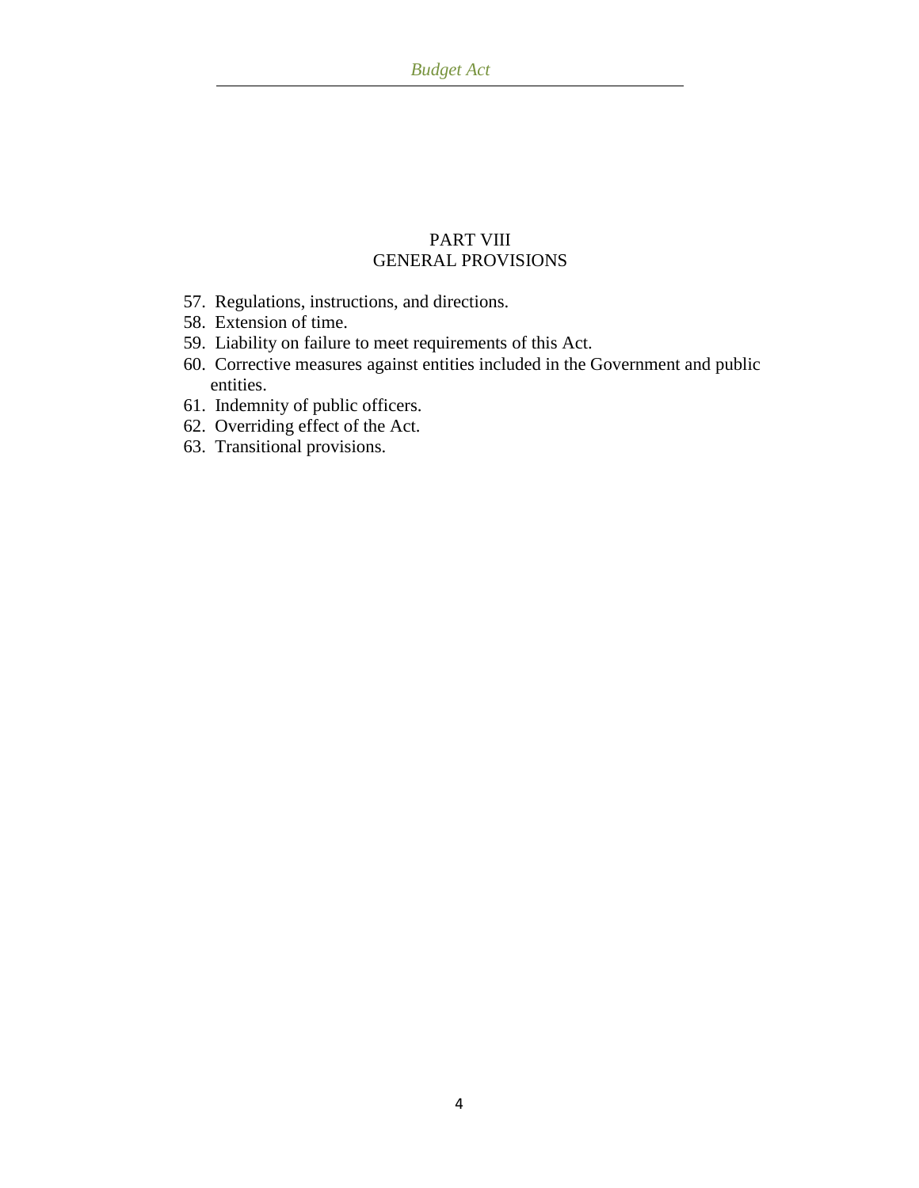## PART VIII
## GENERAL PROVISIONS

57. Regulations, instructions, and directions.
58. Extension of time.
59. Liability on failure to meet requirements of this Act.
60. Corrective measures against entities included in the Government and public entities.
61. Indemnity of public officers.
62. Overriding effect of the Act.
63. Transitional provisions.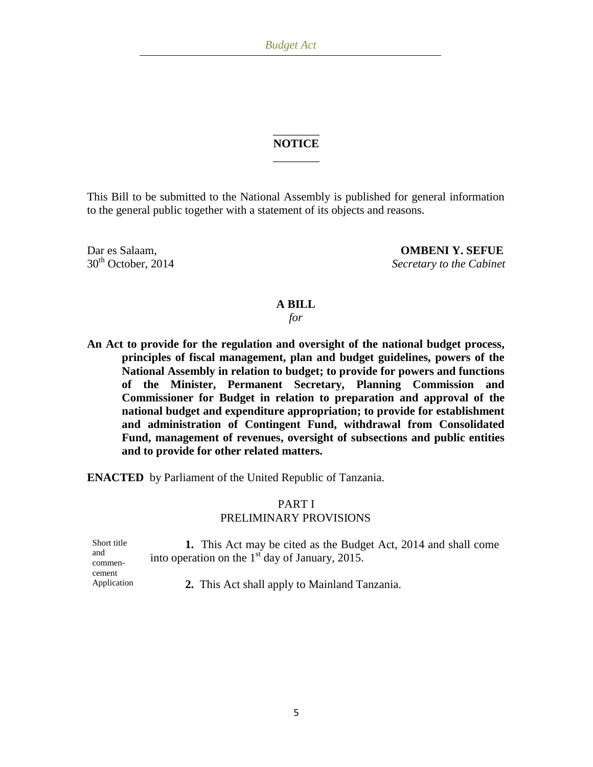## NOTICE

This Bill to be submitted to the National Assembly is published for general information to the general public together with a statement of its objects and reasons.

Dar es Salaam,
30th October, 2014

**OMBENI Y. SEFUE**
*Secretary to the Cabinet*

## A BILL

*for*

**An Act to provide for the regulation and oversight of the national budget process, principles of fiscal management, plan and budget guidelines, powers of the National Assembly in relation to budget; to provide for powers and functions of the Minister, Permanent Secretary, Planning Commission and Commissioner for Budget in relation to preparation and approval of the national budget and expenditure appropriation; to provide for establishment and administration of Contingent Fund, withdrawal from Consolidated Fund, management of revenues, oversight of subsections and public entities and to provide for other related matters.**

**ENACTED** by Parliament of the United Republic of Tanzania.

### PART I
### PRELIMINARY PROVISIONS

Short title and commencement

**1.** This Act may be cited as the Budget Act, 2014 and shall come into operation on the 1st day of January, 2015.

Application

**2.** This Act shall apply to Mainland Tanzania.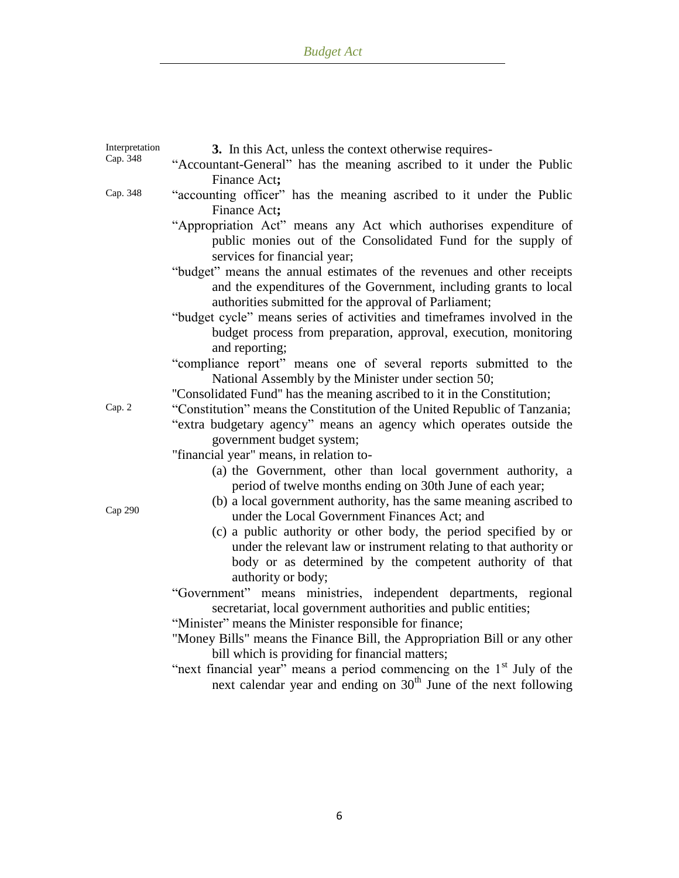Interpretation

Cap. 348

**3.** In this Act, unless the context otherwise requires-

"Accountant-General" has the meaning ascribed to it under the Public Finance Act**;**

Cap. 348

"accounting officer" has the meaning ascribed to it under the Public Finance Act**;**

"Appropriation Act" means any Act which authorises expenditure of public monies out of the Consolidated Fund for the supply of services for financial year;

"budget" means the annual estimates of the revenues and other receipts and the expenditures of the Government, including grants to local authorities submitted for the approval of Parliament;

"budget cycle" means series of activities and timeframes involved in the budget process from preparation, approval, execution, monitoring and reporting;

"compliance report" means one of several reports submitted to the National Assembly by the Minister under section 50;

"Consolidated Fund" has the meaning ascribed to it in the Constitution;

Cap. 2

"Constitution" means the Constitution of the United Republic of Tanzania;

"extra budgetary agency" means an agency which operates outside the government budget system;

"financial year" means, in relation to-

(a) the Government, other than local government authority, a period of twelve months ending on 30th June of each year;

Cap 290

(b) a local government authority, has the same meaning ascribed to under the Local Government Finances Act; and

(c) a public authority or other body, the period specified by or under the relevant law or instrument relating to that authority or body or as determined by the competent authority of that authority or body;

"Government" means ministries, independent departments, regional secretariat, local government authorities and public entities;

"Minister" means the Minister responsible for finance;

"Money Bills" means the Finance Bill, the Appropriation Bill or any other bill which is providing for financial matters;

"next financial year" means a period commencing on the 1st July of the next calendar year and ending on 30th June of the next following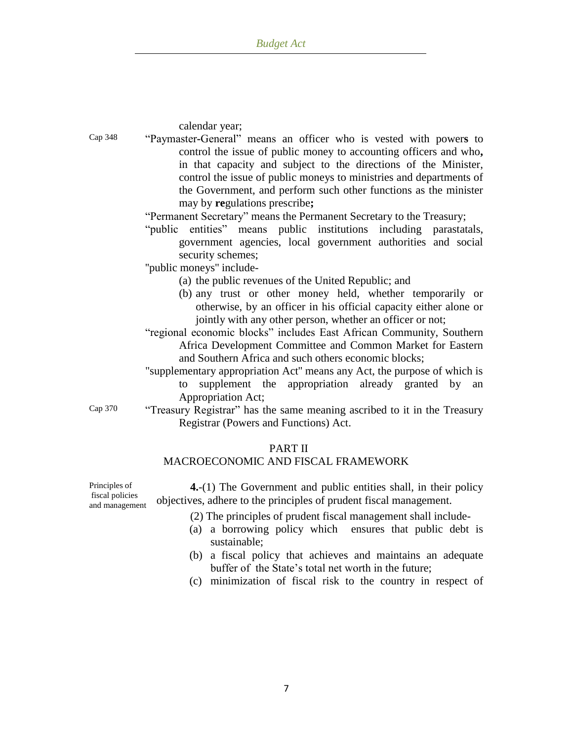calendar year;

Cap 348

"Paymaster-General" means an officer who is vested with powers to control the issue of public money to accounting officers and who, in that capacity and subject to the directions of the Minister, control the issue of public moneys to ministries and departments of the Government, and perform such other functions as the minister may by regulations prescribe;

"Permanent Secretary" means the Permanent Secretary to the Treasury;

"public entities" means public institutions including parastatals, government agencies, local government authorities and social security schemes;

"public moneys" include-

(a) the public revenues of the United Republic; and

(b) any trust or other money held, whether temporarily or otherwise, by an officer in his official capacity either alone or jointly with any other person, whether an officer or not;

"regional economic blocks" includes East African Community, Southern Africa Development Committee and Common Market for Eastern and Southern Africa and such others economic blocks;

"supplementary appropriation Act" means any Act, the purpose of which is to supplement the appropriation already granted by an Appropriation Act;

Cap 370

"Treasury Registrar" has the same meaning ascribed to it in the Treasury Registrar (Powers and Functions) Act.

## PART II
## MACROECONOMIC AND FISCAL FRAMEWORK

Principles of fiscal policies and management

**4.**-(1) The Government and public entities shall, in their policy objectives, adhere to the principles of prudent fiscal management.

(2) The principles of prudent fiscal management shall include-

(a) a borrowing policy which ensures that public debt is sustainable;

(b) a fiscal policy that achieves and maintains an adequate buffer of the State's total net worth in the future;

(c) minimization of fiscal risk to the country in respect of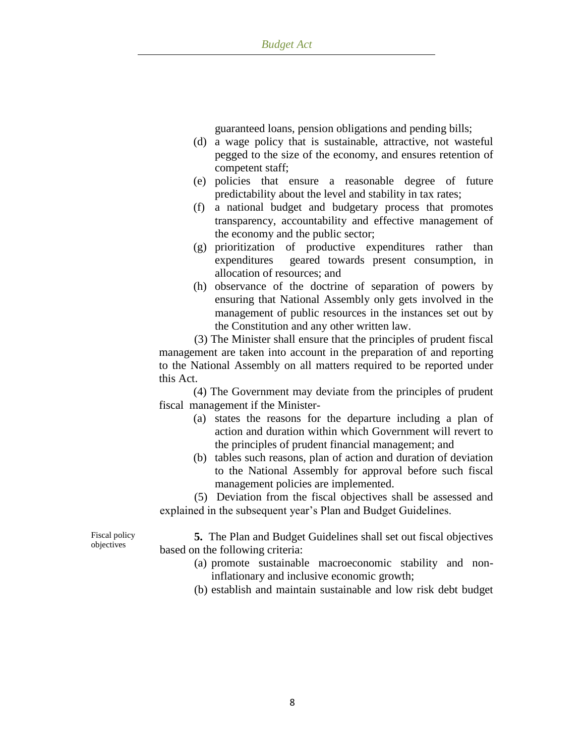guaranteed loans, pension obligations and pending bills;

(d) a wage policy that is sustainable, attractive, not wasteful pegged to the size of the economy, and ensures retention of competent staff;

(e) policies that ensure a reasonable degree of future predictability about the level and stability in tax rates;

(f) a national budget and budgetary process that promotes transparency, accountability and effective management of the economy and the public sector;

(g) prioritization of productive expenditures rather than expenditures geared towards present consumption, in allocation of resources; and

(h) observance of the doctrine of separation of powers by ensuring that National Assembly only gets involved in the management of public resources in the instances set out by the Constitution and any other written law.

(3) The Minister shall ensure that the principles of prudent fiscal management are taken into account in the preparation of and reporting to the National Assembly on all matters required to be reported under this Act.

(4) The Government may deviate from the principles of prudent fiscal management if the Minister-

(a) states the reasons for the departure including a plan of action and duration within which Government will revert to the principles of prudent financial management; and

(b) tables such reasons, plan of action and duration of deviation to the National Assembly for approval before such fiscal management policies are implemented.

(5) Deviation from the fiscal objectives shall be assessed and explained in the subsequent year's Plan and Budget Guidelines.

Fiscal policy objectives

**5.** The Plan and Budget Guidelines shall set out fiscal objectives based on the following criteria:

(a) promote sustainable macroeconomic stability and non-inflationary and inclusive economic growth;

(b) establish and maintain sustainable and low risk debt budget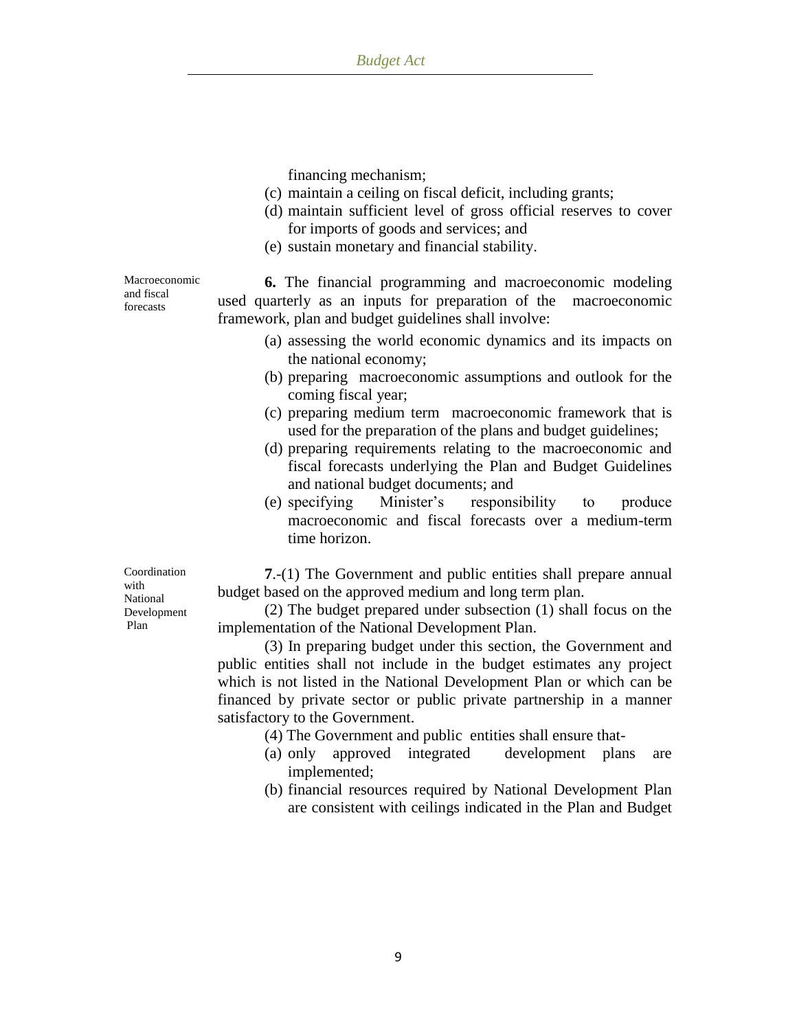financing mechanism;

(c) maintain a ceiling on fiscal deficit, including grants;

(d) maintain sufficient level of gross official reserves to cover for imports of goods and services; and

(e) sustain monetary and financial stability.

Macroeconomic and fiscal forecasts

**6.** The financial programming and macroeconomic modeling used quarterly as an inputs for preparation of the macroeconomic framework, plan and budget guidelines shall involve:

(a) assessing the world economic dynamics and its impacts on the national economy;

(b) preparing macroeconomic assumptions and outlook for the coming fiscal year;

(c) preparing medium term macroeconomic framework that is used for the preparation of the plans and budget guidelines;

(d) preparing requirements relating to the macroeconomic and fiscal forecasts underlying the Plan and Budget Guidelines and national budget documents; and

(e) specifying Minister's responsibility to produce macroeconomic and fiscal forecasts over a medium-term time horizon.

Coordination with National Development Plan

**7**.-(1) The Government and public entities shall prepare annual budget based on the approved medium and long term plan.

(2) The budget prepared under subsection (1) shall focus on the implementation of the National Development Plan.

(3) In preparing budget under this section, the Government and public entities shall not include in the budget estimates any project which is not listed in the National Development Plan or which can be financed by private sector or public private partnership in a manner satisfactory to the Government.

(4) The Government and public entities shall ensure that-

(a) only approved integrated development plans are implemented;

(b) financial resources required by National Development Plan are consistent with ceilings indicated in the Plan and Budget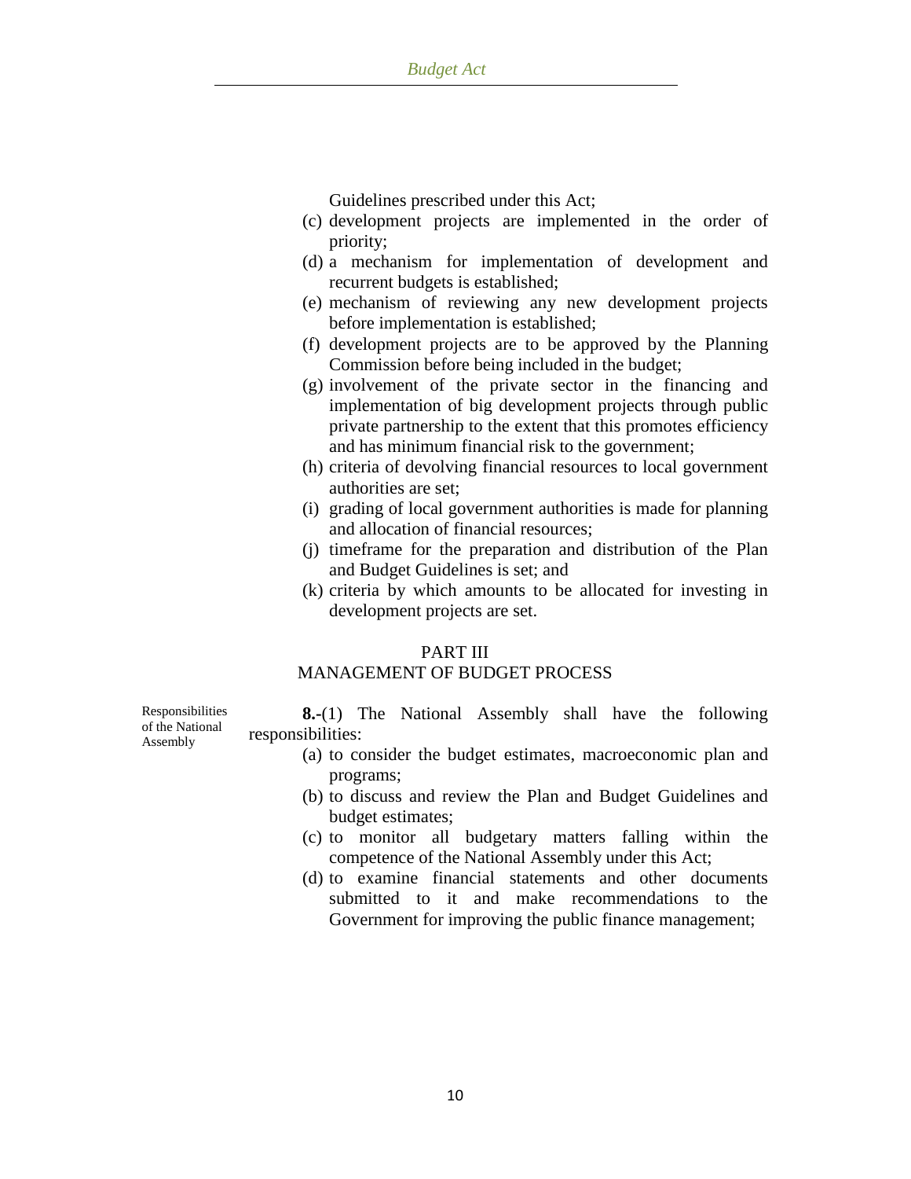Guidelines prescribed under this Act;

(c) development projects are implemented in the order of priority;

(d) a mechanism for implementation of development and recurrent budgets is established;

(e) mechanism of reviewing any new development projects before implementation is established;

(f) development projects are to be approved by the Planning Commission before being included in the budget;

(g) involvement of the private sector in the financing and implementation of big development projects through public private partnership to the extent that this promotes efficiency and has minimum financial risk to the government;

(h) criteria of devolving financial resources to local government authorities are set;

(i) grading of local government authorities is made for planning and allocation of financial resources;

(j) timeframe for the preparation and distribution of the Plan and Budget Guidelines is set; and

(k) criteria by which amounts to be allocated for investing in development projects are set.

## PART III
## MANAGEMENT OF BUDGET PROCESS

Responsibilities of the National Assembly

**8.-**(1) The National Assembly shall have the following responsibilities:

(a) to consider the budget estimates, macroeconomic plan and programs;

(b) to discuss and review the Plan and Budget Guidelines and budget estimates;

(c) to monitor all budgetary matters falling within the competence of the National Assembly under this Act;

(d) to examine financial statements and other documents submitted to it and make recommendations to the Government for improving the public finance management;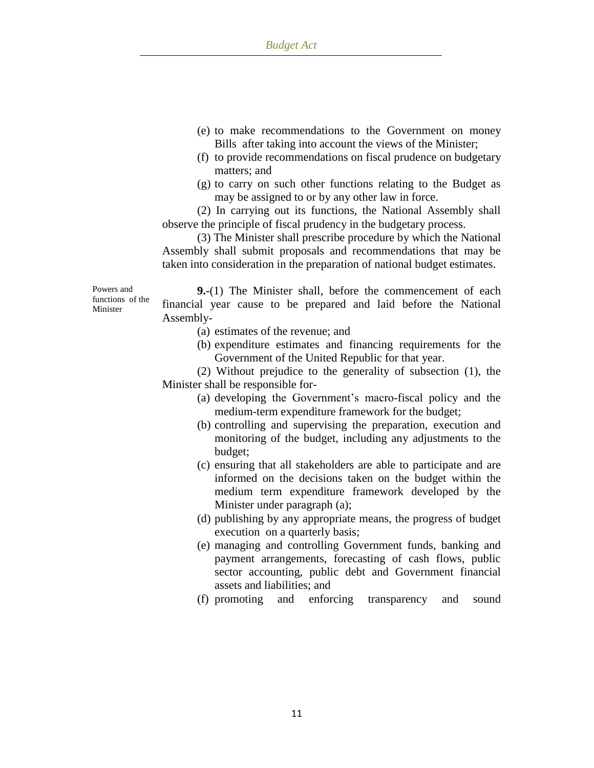(e) to make recommendations to the Government on money Bills after taking into account the views of the Minister;

(f) to provide recommendations on fiscal prudence on budgetary matters; and

(g) to carry on such other functions relating to the Budget as may be assigned to or by any other law in force.

(2) In carrying out its functions, the National Assembly shall observe the principle of fiscal prudency in the budgetary process.

(3) The Minister shall prescribe procedure by which the National Assembly shall submit proposals and recommendations that may be taken into consideration in the preparation of national budget estimates.

Powers and functions of the Minister

**9.**-(1) The Minister shall, before the commencement of each financial year cause to be prepared and laid before the National Assembly-

(a) estimates of the revenue; and

(b) expenditure estimates and financing requirements for the Government of the United Republic for that year.

(2) Without prejudice to the generality of subsection (1), the Minister shall be responsible for-

(a) developing the Government's macro-fiscal policy and the medium-term expenditure framework for the budget;

(b) controlling and supervising the preparation, execution and monitoring of the budget, including any adjustments to the budget;

(c) ensuring that all stakeholders are able to participate and are informed on the decisions taken on the budget within the medium term expenditure framework developed by the Minister under paragraph (a);

(d) publishing by any appropriate means, the progress of budget execution on a quarterly basis;

(e) managing and controlling Government funds, banking and payment arrangements, forecasting of cash flows, public sector accounting, public debt and Government financial assets and liabilities; and

(f) promoting and enforcing transparency and sound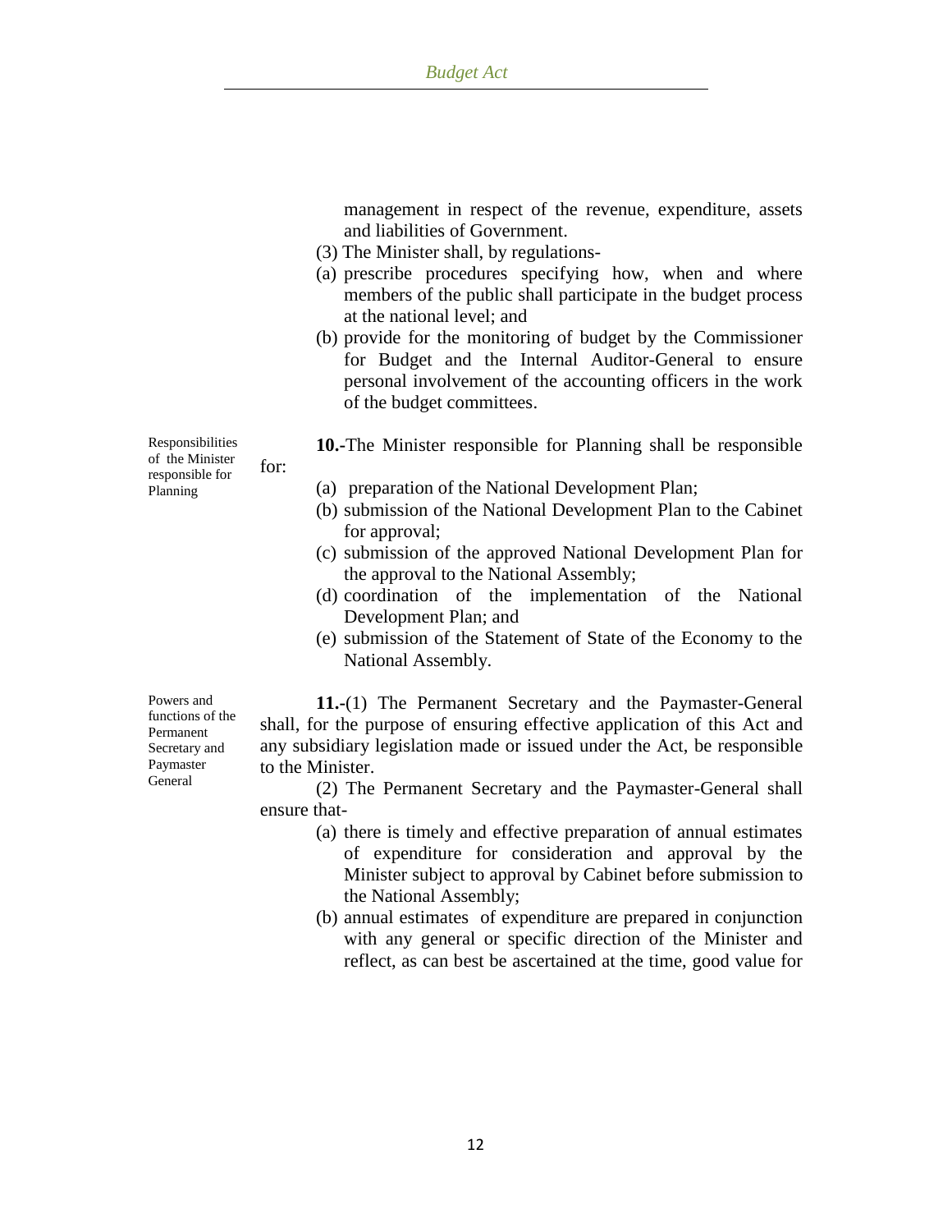management in respect of the revenue, expenditure, assets and liabilities of Government.

(3) The Minister shall, by regulations-

(a) prescribe procedures specifying how, when and where members of the public shall participate in the budget process at the national level; and

(b) provide for the monitoring of budget by the Commissioner for Budget and the Internal Auditor-General to ensure personal involvement of the accounting officers in the work of the budget committees.

Responsibilities of the Minister responsible for Planning

**10.**-The Minister responsible for Planning shall be responsible for:

(a) preparation of the National Development Plan;

(b) submission of the National Development Plan to the Cabinet for approval;

(c) submission of the approved National Development Plan for the approval to the National Assembly;

(d) coordination of the implementation of the National Development Plan; and

(e) submission of the Statement of State of the Economy to the National Assembly.

Powers and functions of the Permanent Secretary and Paymaster General

**11.**-(1) The Permanent Secretary and the Paymaster-General shall, for the purpose of ensuring effective application of this Act and any subsidiary legislation made or issued under the Act, be responsible to the Minister.

(2) The Permanent Secretary and the Paymaster-General shall ensure that-

(a) there is timely and effective preparation of annual estimates of expenditure for consideration and approval by the Minister subject to approval by Cabinet before submission to the National Assembly;

(b) annual estimates of expenditure are prepared in conjunction with any general or specific direction of the Minister and reflect, as can best be ascertained at the time, good value for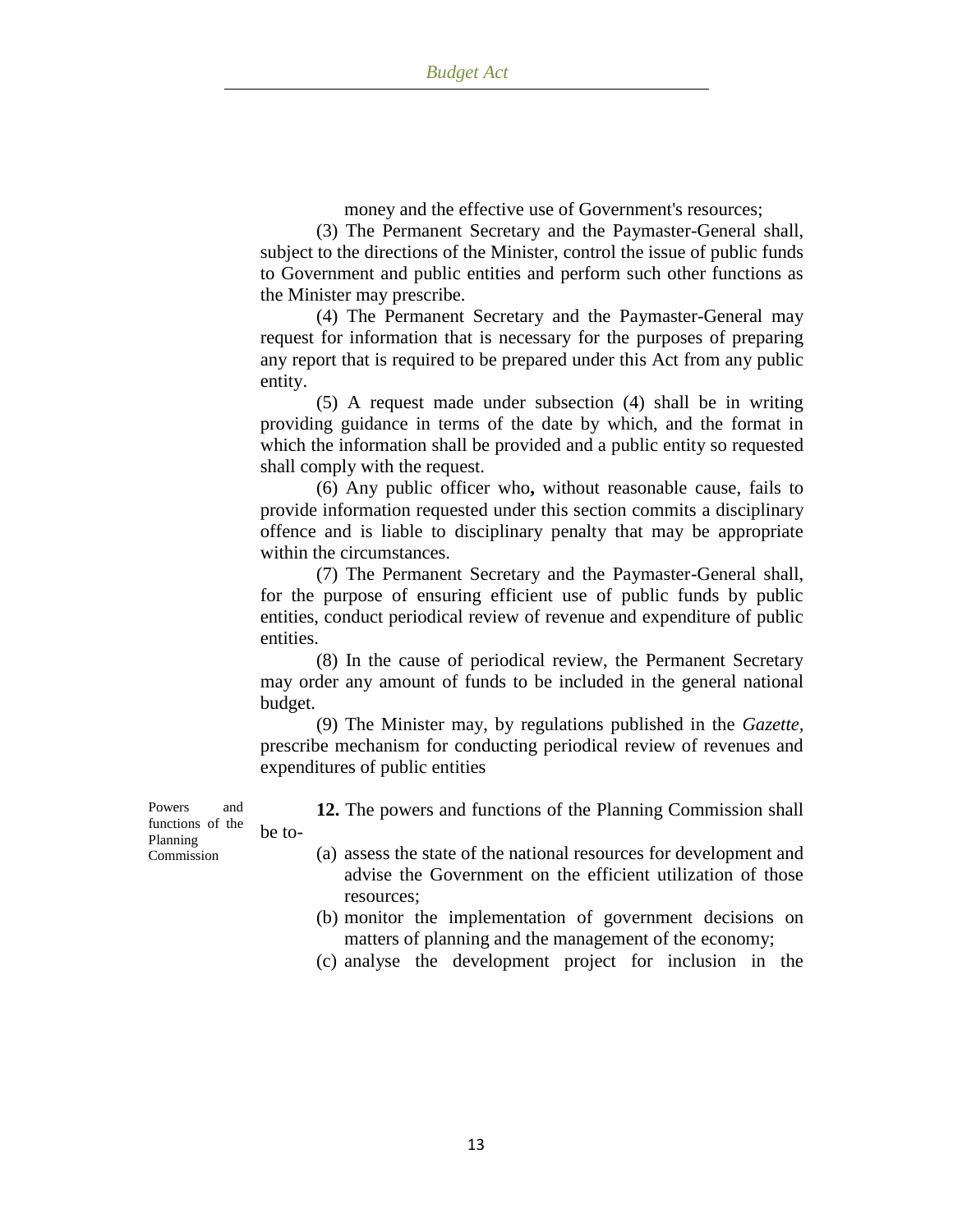money and the effective use of Government's resources;

(3) The Permanent Secretary and the Paymaster-General shall, subject to the directions of the Minister, control the issue of public funds to Government and public entities and perform such other functions as the Minister may prescribe.

(4) The Permanent Secretary and the Paymaster-General may request for information that is necessary for the purposes of preparing any report that is required to be prepared under this Act from any public entity.

(5) A request made under subsection (4) shall be in writing providing guidance in terms of the date by which, and the format in which the information shall be provided and a public entity so requested shall comply with the request.

(6) Any public officer who**,** without reasonable cause, fails to provide information requested under this section commits a disciplinary offence and is liable to disciplinary penalty that may be appropriate within the circumstances.

(7) The Permanent Secretary and the Paymaster-General shall, for the purpose of ensuring efficient use of public funds by public entities, conduct periodical review of revenue and expenditure of public entities.

(8) In the cause of periodical review, the Permanent Secretary may order any amount of funds to be included in the general national budget.

(9) The Minister may, by regulations published in the *Gazette,* prescribe mechanism for conducting periodical review of revenues and expenditures of public entities

Powers and functions of the Planning Commission

**12.** The powers and functions of the Planning Commission shall be to-

(a) assess the state of the national resources for development and advise the Government on the efficient utilization of those resources;

(b) monitor the implementation of government decisions on matters of planning and the management of the economy;

(c) analyse the development project for inclusion in the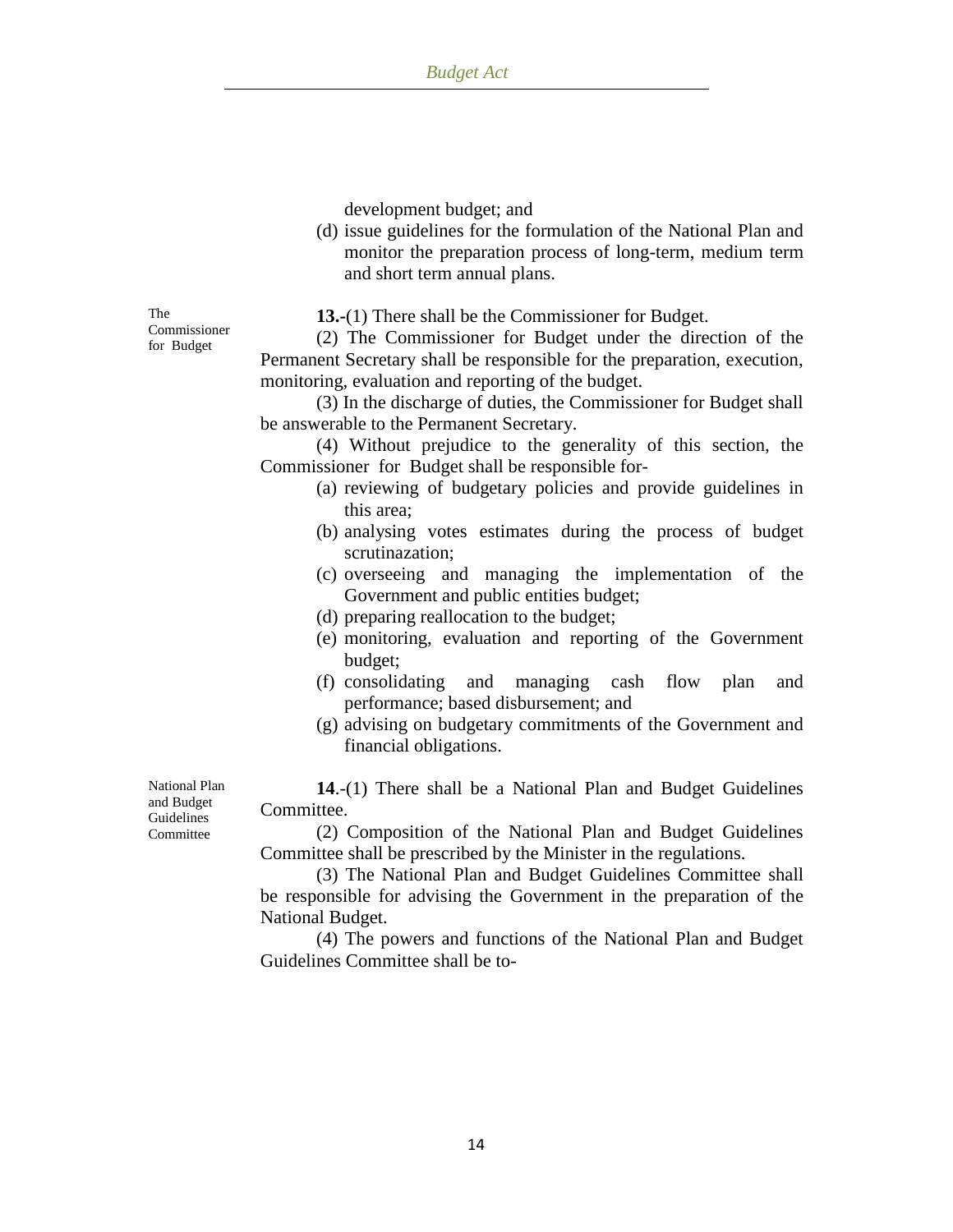development budget; and

(d) issue guidelines for the formulation of the National Plan and monitor the preparation process of long-term, medium term and short term annual plans.

The Commissioner for Budget

**13.-**(1) There shall be the Commissioner for Budget.

(2) The Commissioner for Budget under the direction of the Permanent Secretary shall be responsible for the preparation, execution, monitoring, evaluation and reporting of the budget.

(3) In the discharge of duties, the Commissioner for Budget shall be answerable to the Permanent Secretary.

(4) Without prejudice to the generality of this section, the Commissioner for Budget shall be responsible for-

(a) reviewing of budgetary policies and provide guidelines in this area;

(b) analysing votes estimates during the process of budget scrutinazation;

(c) overseeing and managing the implementation of the Government and public entities budget;

(d) preparing reallocation to the budget;

(e) monitoring, evaluation and reporting of the Government budget;

(f) consolidating and managing cash flow plan and performance; based disbursement; and

(g) advising on budgetary commitments of the Government and financial obligations.

National Plan and Budget Guidelines Committee

**14**.-(1) There shall be a National Plan and Budget Guidelines Committee.

(2) Composition of the National Plan and Budget Guidelines Committee shall be prescribed by the Minister in the regulations.

(3) The National Plan and Budget Guidelines Committee shall be responsible for advising the Government in the preparation of the National Budget.

(4) The powers and functions of the National Plan and Budget Guidelines Committee shall be to-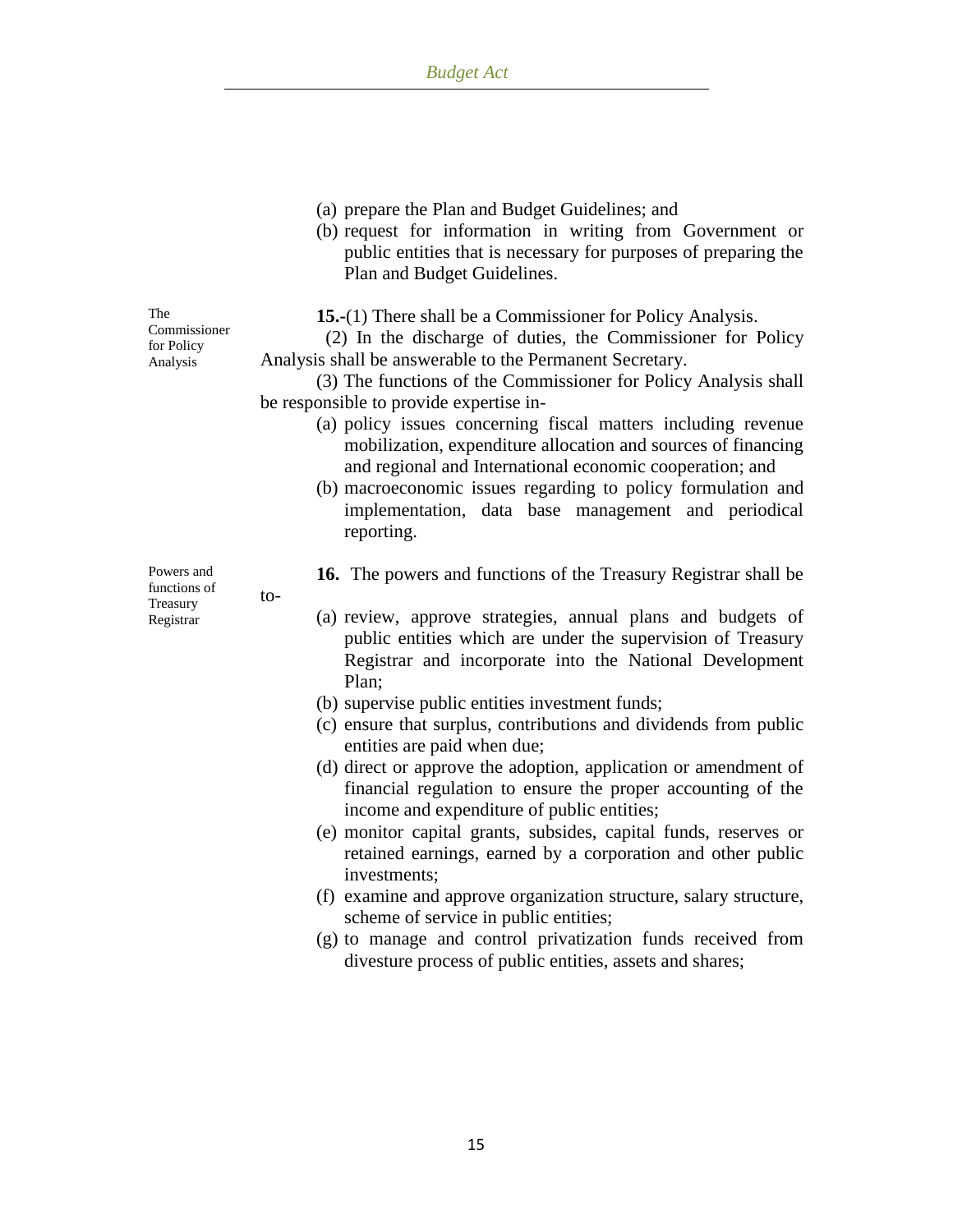(a) prepare the Plan and Budget Guidelines; and

(b) request for information in writing from Government or public entities that is necessary for purposes of preparing the Plan and Budget Guidelines.

The Commissioner for Policy Analysis

**15.-**(1) There shall be a Commissioner for Policy Analysis.

(2) In the discharge of duties, the Commissioner for Policy Analysis shall be answerable to the Permanent Secretary.

(3) The functions of the Commissioner for Policy Analysis shall be responsible to provide expertise in-

(a) policy issues concerning fiscal matters including revenue mobilization, expenditure allocation and sources of financing and regional and International economic cooperation; and

(b) macroeconomic issues regarding to policy formulation and implementation, data base management and periodical reporting.

Powers and functions of Treasury Registrar

**16.** The powers and functions of the Treasury Registrar shall be to-

(a) review, approve strategies, annual plans and budgets of public entities which are under the supervision of Treasury Registrar and incorporate into the National Development Plan;

(b) supervise public entities investment funds;

(c) ensure that surplus, contributions and dividends from public entities are paid when due;

(d) direct or approve the adoption, application or amendment of financial regulation to ensure the proper accounting of the income and expenditure of public entities;

(e) monitor capital grants, subsides, capital funds, reserves or retained earnings, earned by a corporation and other public investments;

(f) examine and approve organization structure, salary structure, scheme of service in public entities;

(g) to manage and control privatization funds received from divesture process of public entities, assets and shares;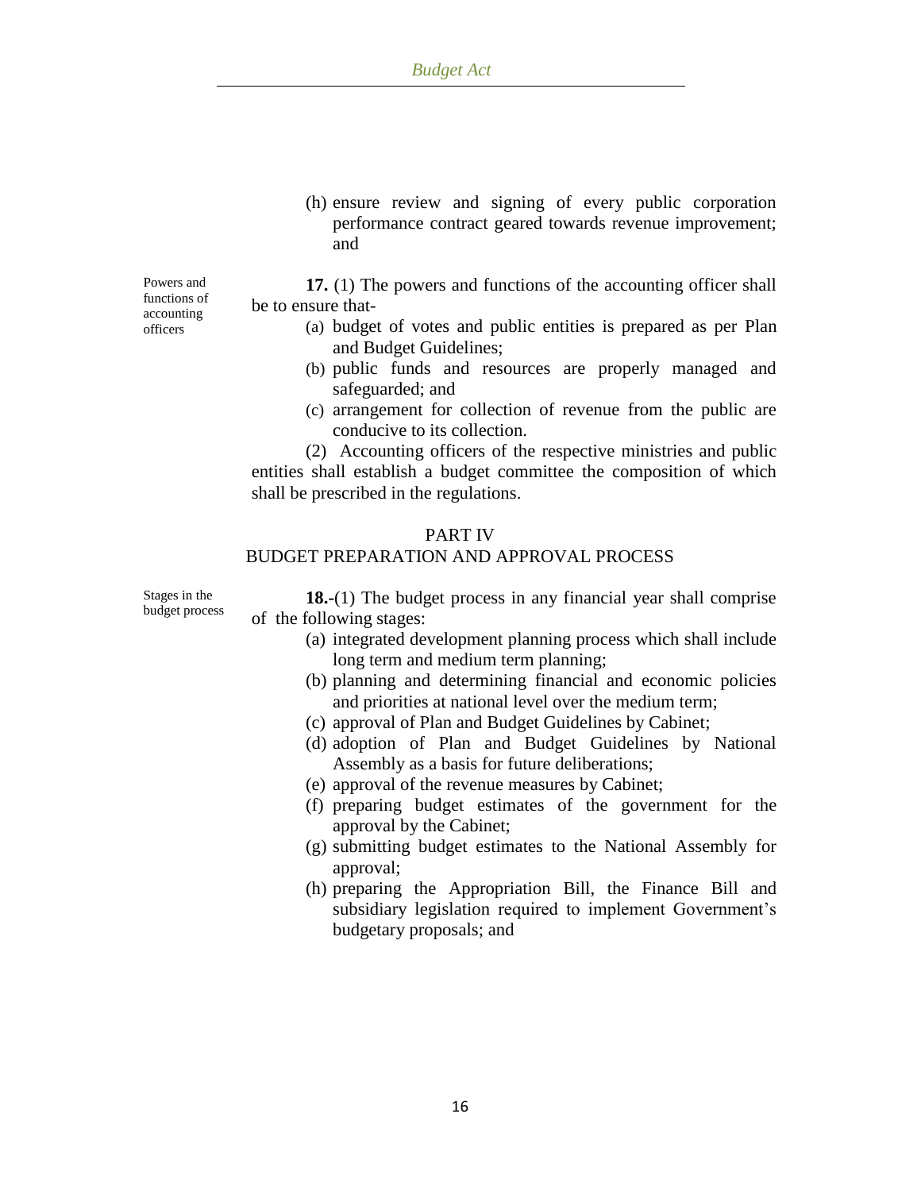(h) ensure review and signing of every public corporation performance contract geared towards revenue improvement; and

Powers and functions of accounting officers

**17.** (1) The powers and functions of the accounting officer shall be to ensure that-

(a) budget of votes and public entities is prepared as per Plan and Budget Guidelines;

(b) public funds and resources are properly managed and safeguarded; and

(c) arrangement for collection of revenue from the public are conducive to its collection.

(2) Accounting officers of the respective ministries and public entities shall establish a budget committee the composition of which shall be prescribed in the regulations.

## PART IV

## BUDGET PREPARATION AND APPROVAL PROCESS

Stages in the budget process

**18.-**(1) The budget process in any financial year shall comprise of the following stages:

(a) integrated development planning process which shall include long term and medium term planning;

(b) planning and determining financial and economic policies and priorities at national level over the medium term;

(c) approval of Plan and Budget Guidelines by Cabinet;

(d) adoption of Plan and Budget Guidelines by National Assembly as a basis for future deliberations;

(e) approval of the revenue measures by Cabinet;

(f) preparing budget estimates of the government for the approval by the Cabinet;

(g) submitting budget estimates to the National Assembly for approval;

(h) preparing the Appropriation Bill, the Finance Bill and subsidiary legislation required to implement Government's budgetary proposals; and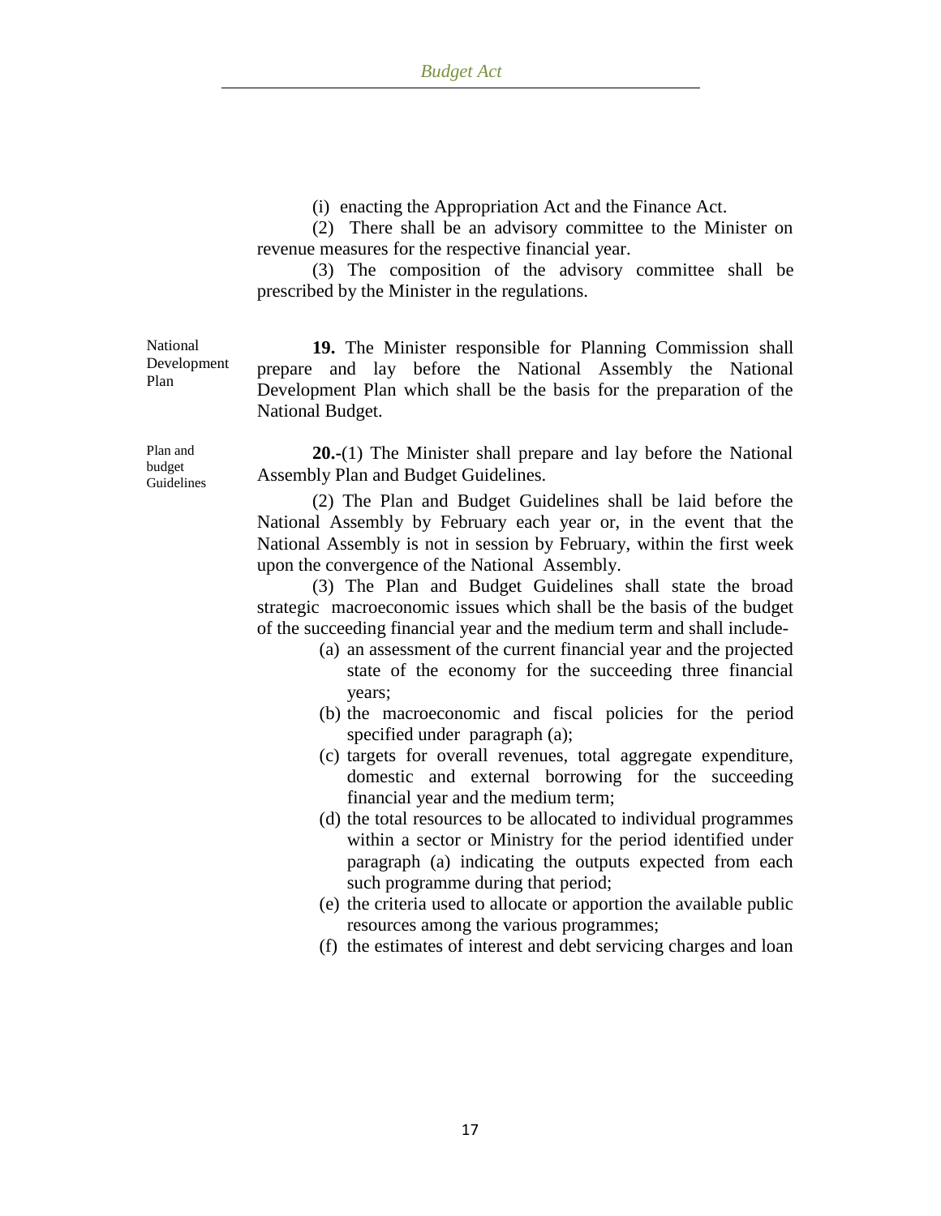(i) enacting the Appropriation Act and the Finance Act.

(2) There shall be an advisory committee to the Minister on revenue measures for the respective financial year.

(3) The composition of the advisory committee shall be prescribed by the Minister in the regulations.

National Development Plan

**19.** The Minister responsible for Planning Commission shall prepare and lay before the National Assembly the National Development Plan which shall be the basis for the preparation of the National Budget.

Plan and budget Guidelines

**20.-**(1) The Minister shall prepare and lay before the National Assembly Plan and Budget Guidelines.

(2) The Plan and Budget Guidelines shall be laid before the National Assembly by February each year or, in the event that the National Assembly is not in session by February, within the first week upon the convergence of the National Assembly.

(3) The Plan and Budget Guidelines shall state the broad strategic macroeconomic issues which shall be the basis of the budget of the succeeding financial year and the medium term and shall include-

(a) an assessment of the current financial year and the projected state of the economy for the succeeding three financial years;

(b) the macroeconomic and fiscal policies for the period specified under paragraph (a);

(c) targets for overall revenues, total aggregate expenditure, domestic and external borrowing for the succeeding financial year and the medium term;

(d) the total resources to be allocated to individual programmes within a sector or Ministry for the period identified under paragraph (a) indicating the outputs expected from each such programme during that period;

(e) the criteria used to allocate or apportion the available public resources among the various programmes;

(f) the estimates of interest and debt servicing charges and loan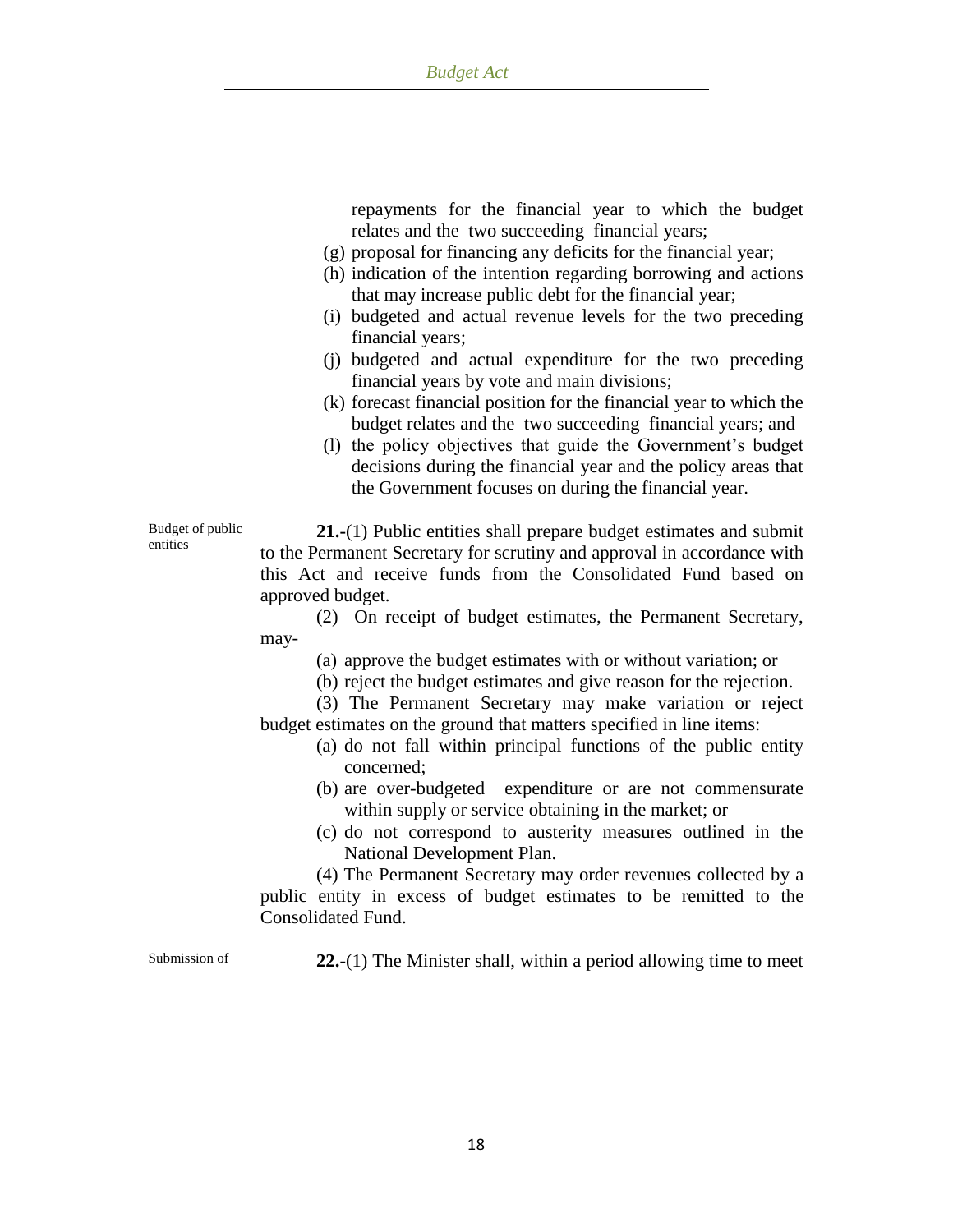repayments for the financial year to which the budget relates and the two succeeding financial years;

(g) proposal for financing any deficits for the financial year;

(h) indication of the intention regarding borrowing and actions that may increase public debt for the financial year;

(i) budgeted and actual revenue levels for the two preceding financial years;

(j) budgeted and actual expenditure for the two preceding financial years by vote and main divisions;

(k) forecast financial position for the financial year to which the budget relates and the two succeeding financial years; and

(l) the policy objectives that guide the Government's budget decisions during the financial year and the policy areas that the Government focuses on during the financial year.

Budget of public entities

**21.**-(1) Public entities shall prepare budget estimates and submit to the Permanent Secretary for scrutiny and approval in accordance with this Act and receive funds from the Consolidated Fund based on approved budget.

(2) On receipt of budget estimates, the Permanent Secretary, may-

(a) approve the budget estimates with or without variation; or

(b) reject the budget estimates and give reason for the rejection.

(3) The Permanent Secretary may make variation or reject budget estimates on the ground that matters specified in line items:

(a) do not fall within principal functions of the public entity concerned;

(b) are over-budgeted expenditure or are not commensurate within supply or service obtaining in the market; or

(c) do not correspond to austerity measures outlined in the National Development Plan.

(4) The Permanent Secretary may order revenues collected by a public entity in excess of budget estimates to be remitted to the Consolidated Fund.

Submission of

**22.**-(1) The Minister shall, within a period allowing time to meet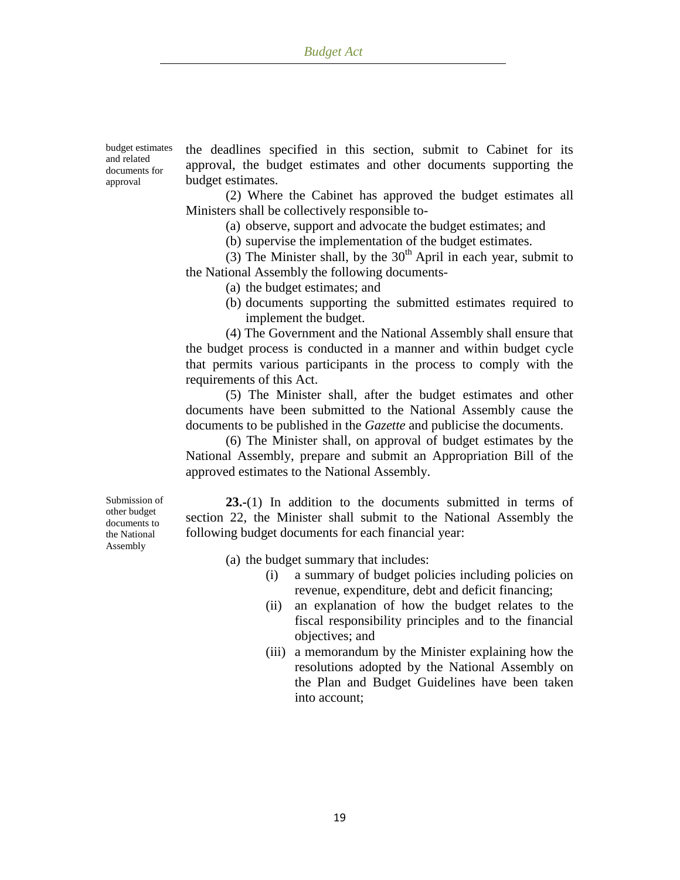budget estimates and related documents for approval

the deadlines specified in this section, submit to Cabinet for its approval, the budget estimates and other documents supporting the budget estimates.

(2) Where the Cabinet has approved the budget estimates all Ministers shall be collectively responsible to-

(a) observe, support and advocate the budget estimates; and

(b) supervise the implementation of the budget estimates.

(3) The Minister shall, by the 30th April in each year, submit to the National Assembly the following documents-

(a) the budget estimates; and

(b) documents supporting the submitted estimates required to implement the budget.

(4) The Government and the National Assembly shall ensure that the budget process is conducted in a manner and within budget cycle that permits various participants in the process to comply with the requirements of this Act.

(5) The Minister shall, after the budget estimates and other documents have been submitted to the National Assembly cause the documents to be published in the *Gazette* and publicise the documents.

(6) The Minister shall, on approval of budget estimates by the National Assembly, prepare and submit an Appropriation Bill of the approved estimates to the National Assembly.

Submission of other budget documents to the National Assembly

**23.-**(1) In addition to the documents submitted in terms of section 22, the Minister shall submit to the National Assembly the following budget documents for each financial year:

(a) the budget summary that includes:

(i) a summary of budget policies including policies on revenue, expenditure, debt and deficit financing;

(ii) an explanation of how the budget relates to the fiscal responsibility principles and to the financial objectives; and

(iii) a memorandum by the Minister explaining how the resolutions adopted by the National Assembly on the Plan and Budget Guidelines have been taken into account;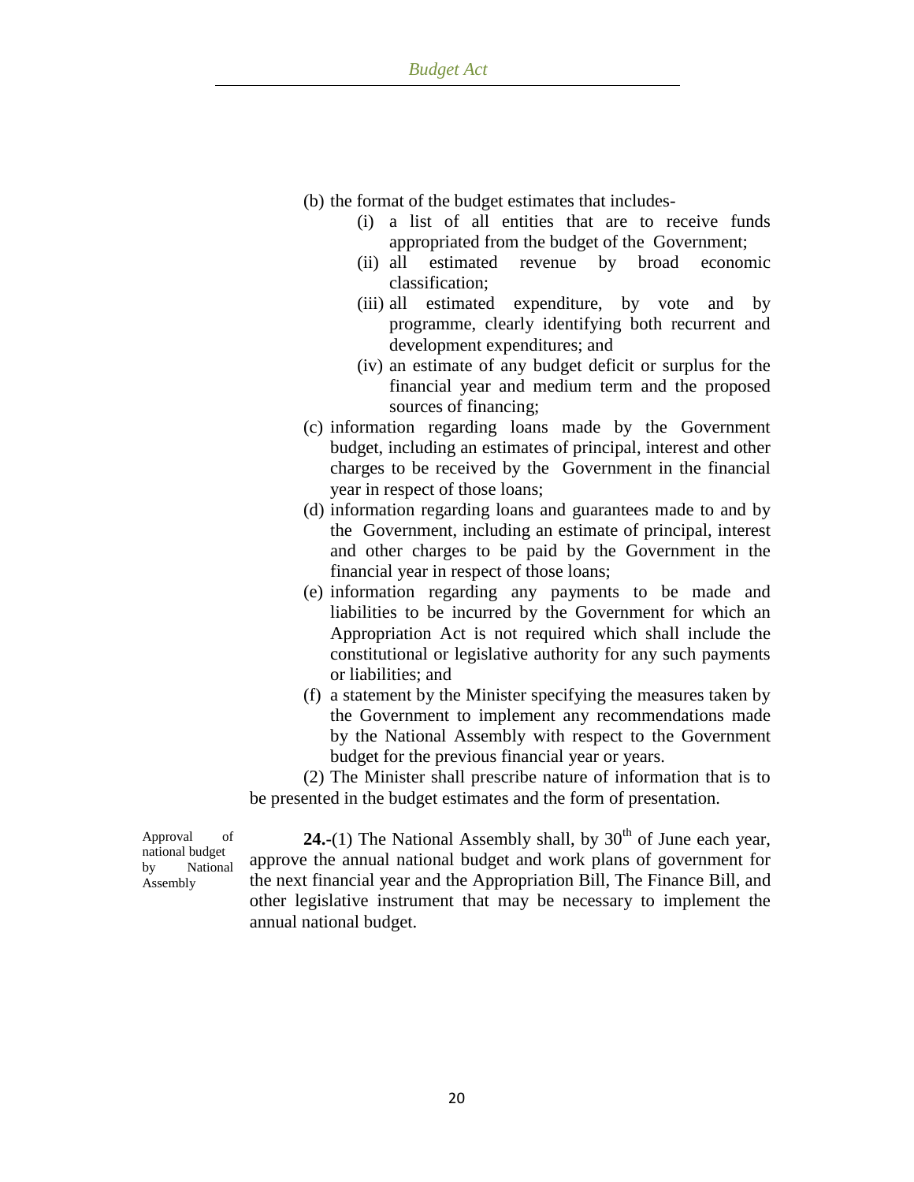(b) the format of the budget estimates that includes-

(i) a list of all entities that are to receive funds appropriated from the budget of the Government;

(ii) all estimated revenue by broad economic classification;

(iii) all estimated expenditure, by vote and by programme, clearly identifying both recurrent and development expenditures; and

(iv) an estimate of any budget deficit or surplus for the financial year and medium term and the proposed sources of financing;

(c) information regarding loans made by the Government budget, including an estimates of principal, interest and other charges to be received by the Government in the financial year in respect of those loans;

(d) information regarding loans and guarantees made to and by the Government, including an estimate of principal, interest and other charges to be paid by the Government in the financial year in respect of those loans;

(e) information regarding any payments to be made and liabilities to be incurred by the Government for which an Appropriation Act is not required which shall include the constitutional or legislative authority for any such payments or liabilities; and

(f) a statement by the Minister specifying the measures taken by the Government to implement any recommendations made by the National Assembly with respect to the Government budget for the previous financial year or years.

(2) The Minister shall prescribe nature of information that is to be presented in the budget estimates and the form of presentation.

Approval of national budget by National Assembly

**24.**-(1) The National Assembly shall, by 30th of June each year, approve the annual national budget and work plans of government for the next financial year and the Appropriation Bill, The Finance Bill, and other legislative instrument that may be necessary to implement the annual national budget.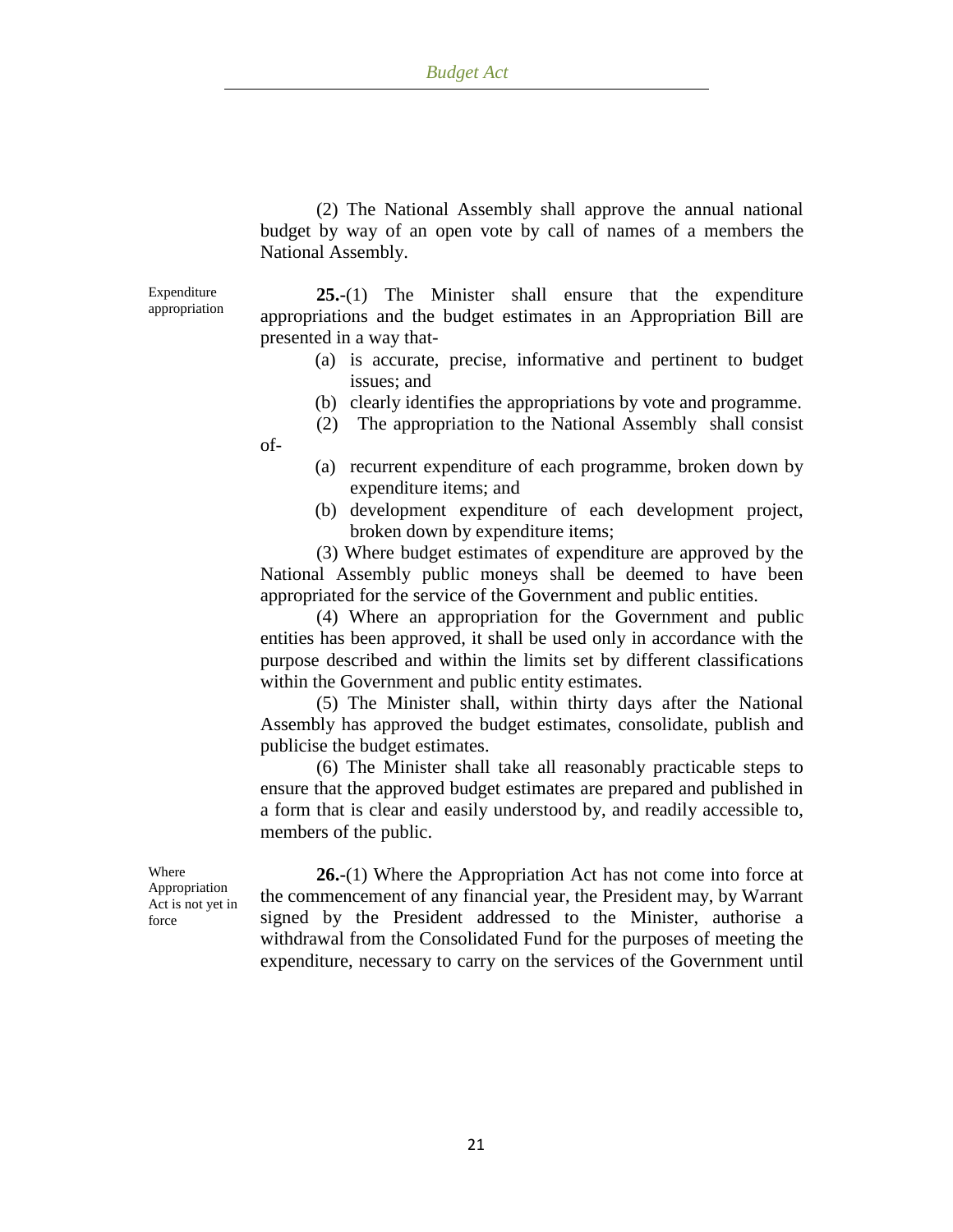(2) The National Assembly shall approve the annual national budget by way of an open vote by call of names of a members the National Assembly.

Expenditure appropriation

**25.-**(1) The Minister shall ensure that the expenditure appropriations and the budget estimates in an Appropriation Bill are presented in a way that-

(a) is accurate, precise, informative and pertinent to budget issues; and

(b) clearly identifies the appropriations by vote and programme.

(2) The appropriation to the National Assembly shall consist of-

(a) recurrent expenditure of each programme, broken down by expenditure items; and

(b) development expenditure of each development project, broken down by expenditure items;

(3) Where budget estimates of expenditure are approved by the National Assembly public moneys shall be deemed to have been appropriated for the service of the Government and public entities.

(4) Where an appropriation for the Government and public entities has been approved, it shall be used only in accordance with the purpose described and within the limits set by different classifications within the Government and public entity estimates.

(5) The Minister shall, within thirty days after the National Assembly has approved the budget estimates, consolidate, publish and publicise the budget estimates.

(6) The Minister shall take all reasonably practicable steps to ensure that the approved budget estimates are prepared and published in a form that is clear and easily understood by, and readily accessible to, members of the public.

Where Appropriation Act is not yet in force

**26.-**(1) Where the Appropriation Act has not come into force at the commencement of any financial year, the President may, by Warrant signed by the President addressed to the Minister, authorise a withdrawal from the Consolidated Fund for the purposes of meeting the expenditure, necessary to carry on the services of the Government until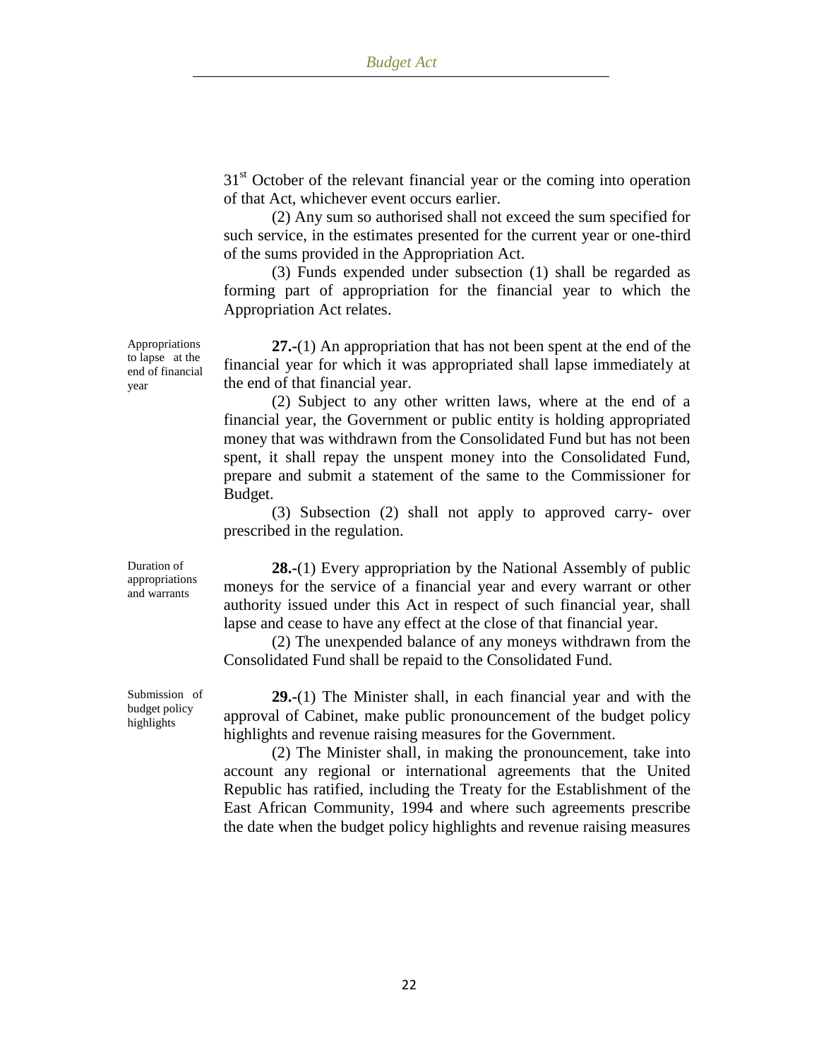31[st] October of the relevant financial year or the coming into operation of that Act, whichever event occurs earlier.

(2) Any sum so authorised shall not exceed the sum specified for such service, in the estimates presented for the current year or one-third of the sums provided in the Appropriation Act.

(3) Funds expended under subsection (1) shall be regarded as forming part of appropriation for the financial year to which the Appropriation Act relates.

*Appropriations to lapse at the end of financial year*

**27.-**(1) An appropriation that has not been spent at the end of the financial year for which it was appropriated shall lapse immediately at the end of that financial year.

(2) Subject to any other written laws, where at the end of a financial year, the Government or public entity is holding appropriated money that was withdrawn from the Consolidated Fund but has not been spent, it shall repay the unspent money into the Consolidated Fund, prepare and submit a statement of the same to the Commissioner for Budget.

(3) Subsection (2) shall not apply to approved carry- over prescribed in the regulation.

*Duration of appropriations and warrants*

**28.-**(1) Every appropriation by the National Assembly of public moneys for the service of a financial year and every warrant or other authority issued under this Act in respect of such financial year, shall lapse and cease to have any effect at the close of that financial year.

(2) The unexpended balance of any moneys withdrawn from the Consolidated Fund shall be repaid to the Consolidated Fund.

*Submission of budget policy highlights*

**29.-**(1) The Minister shall, in each financial year and with the approval of Cabinet, make public pronouncement of the budget policy highlights and revenue raising measures for the Government.

(2) The Minister shall, in making the pronouncement, take into account any regional or international agreements that the United Republic has ratified, including the Treaty for the Establishment of the East African Community, 1994 and where such agreements prescribe the date when the budget policy highlights and revenue raising measures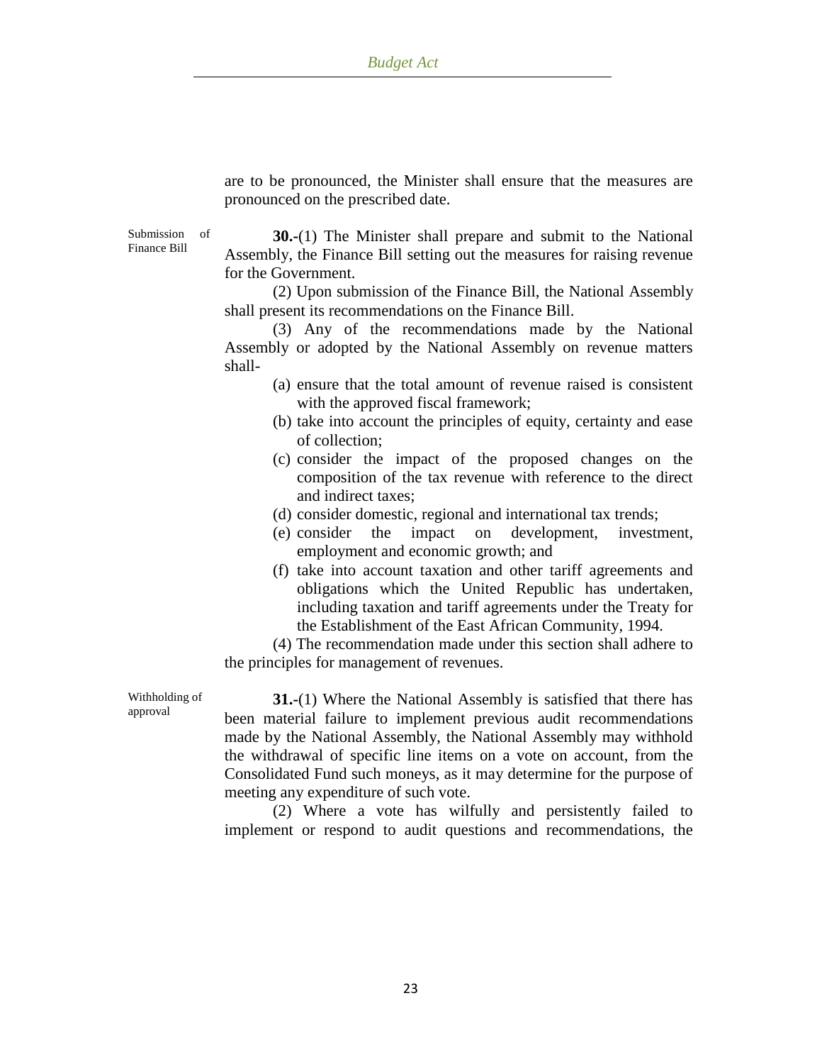are to be pronounced, the Minister shall ensure that the measures are pronounced on the prescribed date.

Submission of Finance Bill

**30.-**(1) The Minister shall prepare and submit to the National Assembly, the Finance Bill setting out the measures for raising revenue for the Government.

(2) Upon submission of the Finance Bill, the National Assembly shall present its recommendations on the Finance Bill.

(3) Any of the recommendations made by the National Assembly or adopted by the National Assembly on revenue matters shall-

(a) ensure that the total amount of revenue raised is consistent with the approved fiscal framework;
(b) take into account the principles of equity, certainty and ease of collection;
(c) consider the impact of the proposed changes on the composition of the tax revenue with reference to the direct and indirect taxes;
(d) consider domestic, regional and international tax trends;
(e) consider the impact on development, investment, employment and economic growth; and
(f) take into account taxation and other tariff agreements and obligations which the United Republic has undertaken, including taxation and tariff agreements under the Treaty for the Establishment of the East African Community, 1994.

(4) The recommendation made under this section shall adhere to the principles for management of revenues.

Withholding of approval

**31.-**(1) Where the National Assembly is satisfied that there has been material failure to implement previous audit recommendations made by the National Assembly, the National Assembly may withhold the withdrawal of specific line items on a vote on account, from the Consolidated Fund such moneys, as it may determine for the purpose of meeting any expenditure of such vote.

(2) Where a vote has wilfully and persistently failed to implement or respond to audit questions and recommendations, the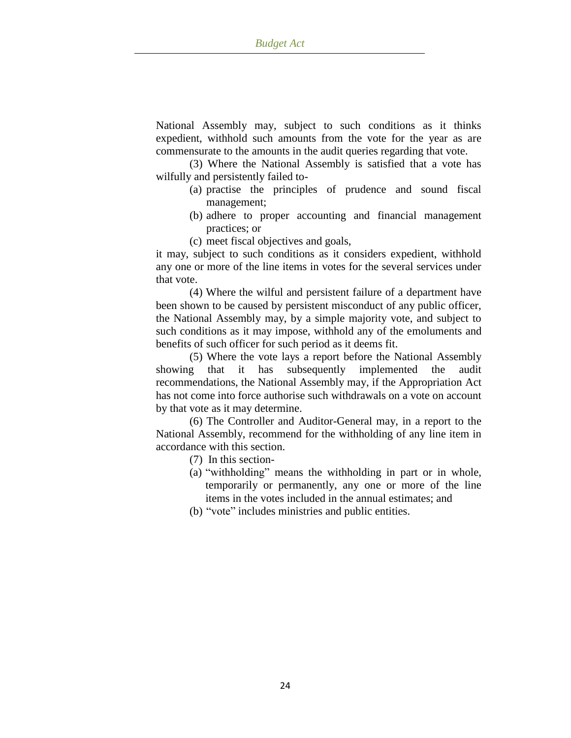National Assembly may, subject to such conditions as it thinks expedient, withhold such amounts from the vote for the year as are commensurate to the amounts in the audit queries regarding that vote.

(3) Where the National Assembly is satisfied that a vote has wilfully and persistently failed to-

(a) practise the principles of prudence and sound fiscal management;

(b) adhere to proper accounting and financial management practices; or

(c) meet fiscal objectives and goals,

it may, subject to such conditions as it considers expedient, withhold any one or more of the line items in votes for the several services under that vote.

(4) Where the wilful and persistent failure of a department have been shown to be caused by persistent misconduct of any public officer, the National Assembly may, by a simple majority vote, and subject to such conditions as it may impose, withhold any of the emoluments and benefits of such officer for such period as it deems fit.

(5) Where the vote lays a report before the National Assembly showing that it has subsequently implemented the audit recommendations, the National Assembly may, if the Appropriation Act has not come into force authorise such withdrawals on a vote on account by that vote as it may determine.

(6) The Controller and Auditor-General may, in a report to the National Assembly, recommend for the withholding of any line item in accordance with this section.

(7) In this section-

(a) "withholding" means the withholding in part or in whole, temporarily or permanently, any one or more of the line items in the votes included in the annual estimates; and

(b) "vote" includes ministries and public entities.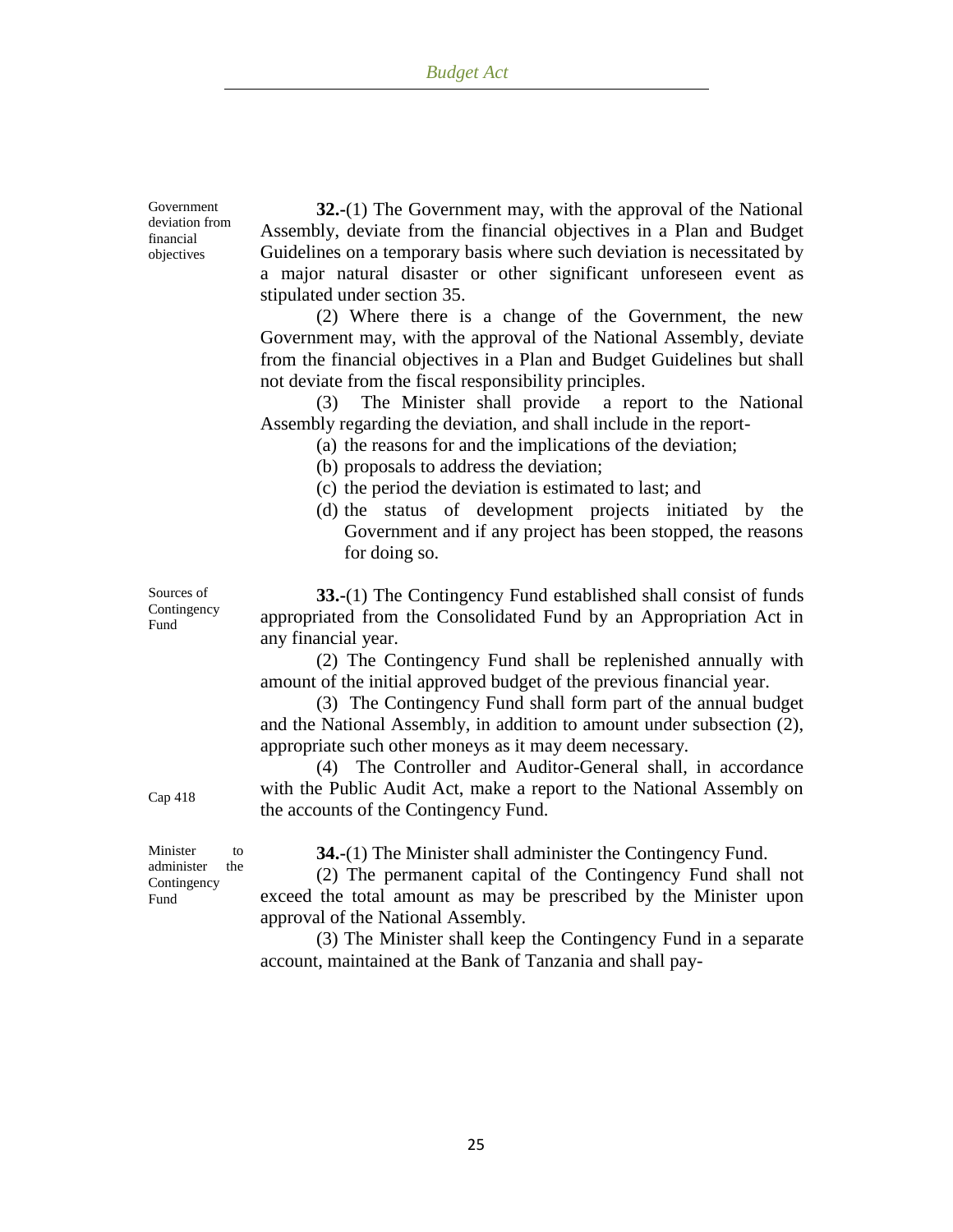**Government deviation from financial objectives**

**32.-**(1) The Government may, with the approval of the National Assembly, deviate from the financial objectives in a Plan and Budget Guidelines on a temporary basis where such deviation is necessitated by a major natural disaster or other significant unforeseen event as stipulated under section 35.

(2) Where there is a change of the Government, the new Government may, with the approval of the National Assembly, deviate from the financial objectives in a Plan and Budget Guidelines but shall not deviate from the fiscal responsibility principles.

(3) The Minister shall provide a report to the National Assembly regarding the deviation, and shall include in the report-

(a) the reasons for and the implications of the deviation;
(b) proposals to address the deviation;
(c) the period the deviation is estimated to last; and
(d) the status of development projects initiated by the Government and if any project has been stopped, the reasons for doing so.

**Sources of Contingency Fund**

**33.-**(1) The Contingency Fund established shall consist of funds appropriated from the Consolidated Fund by an Appropriation Act in any financial year.

(2) The Contingency Fund shall be replenished annually with amount of the initial approved budget of the previous financial year.

(3) The Contingency Fund shall form part of the annual budget and the National Assembly, in addition to amount under subsection (2), appropriate such other moneys as it may deem necessary.

Cap 418

(4) The Controller and Auditor-General shall, in accordance with the Public Audit Act, make a report to the National Assembly on the accounts of the Contingency Fund.

**Minister to administer the Contingency Fund**

**34.-**(1) The Minister shall administer the Contingency Fund.

(2) The permanent capital of the Contingency Fund shall not exceed the total amount as may be prescribed by the Minister upon approval of the National Assembly.

(3) The Minister shall keep the Contingency Fund in a separate account, maintained at the Bank of Tanzania and shall pay-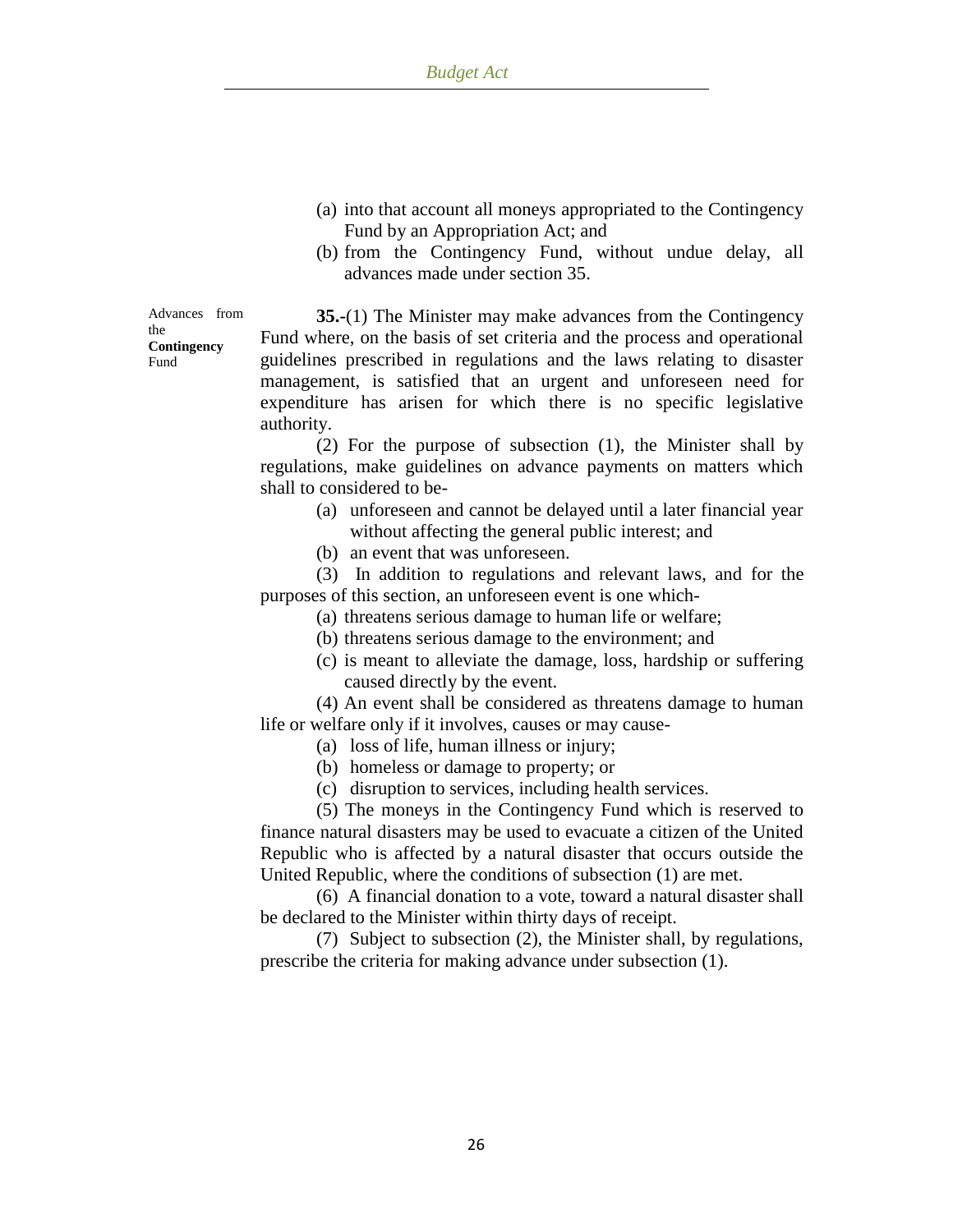(a) into that account all moneys appropriated to the Contingency Fund by an Appropriation Act; and

(b) from the Contingency Fund, without undue delay, all advances made under section 35.

Advances from the **Contingency** Fund

**35.-**(1) The Minister may make advances from the Contingency Fund where, on the basis of set criteria and the process and operational guidelines prescribed in regulations and the laws relating to disaster management, is satisfied that an urgent and unforeseen need for expenditure has arisen for which there is no specific legislative authority.

(2) For the purpose of subsection (1), the Minister shall by regulations, make guidelines on advance payments on matters which shall to considered to be-

(a) unforeseen and cannot be delayed until a later financial year without affecting the general public interest; and

(b) an event that was unforeseen.

(3) In addition to regulations and relevant laws, and for the purposes of this section, an unforeseen event is one which-

(a) threatens serious damage to human life or welfare;

(b) threatens serious damage to the environment; and

(c) is meant to alleviate the damage, loss, hardship or suffering caused directly by the event.

(4) An event shall be considered as threatens damage to human life or welfare only if it involves, causes or may cause-

(a) loss of life, human illness or injury;

(b) homeless or damage to property; or

(c) disruption to services, including health services.

(5) The moneys in the Contingency Fund which is reserved to finance natural disasters may be used to evacuate a citizen of the United Republic who is affected by a natural disaster that occurs outside the United Republic, where the conditions of subsection (1) are met.

(6) A financial donation to a vote, toward a natural disaster shall be declared to the Minister within thirty days of receipt.

(7) Subject to subsection (2), the Minister shall, by regulations, prescribe the criteria for making advance under subsection (1).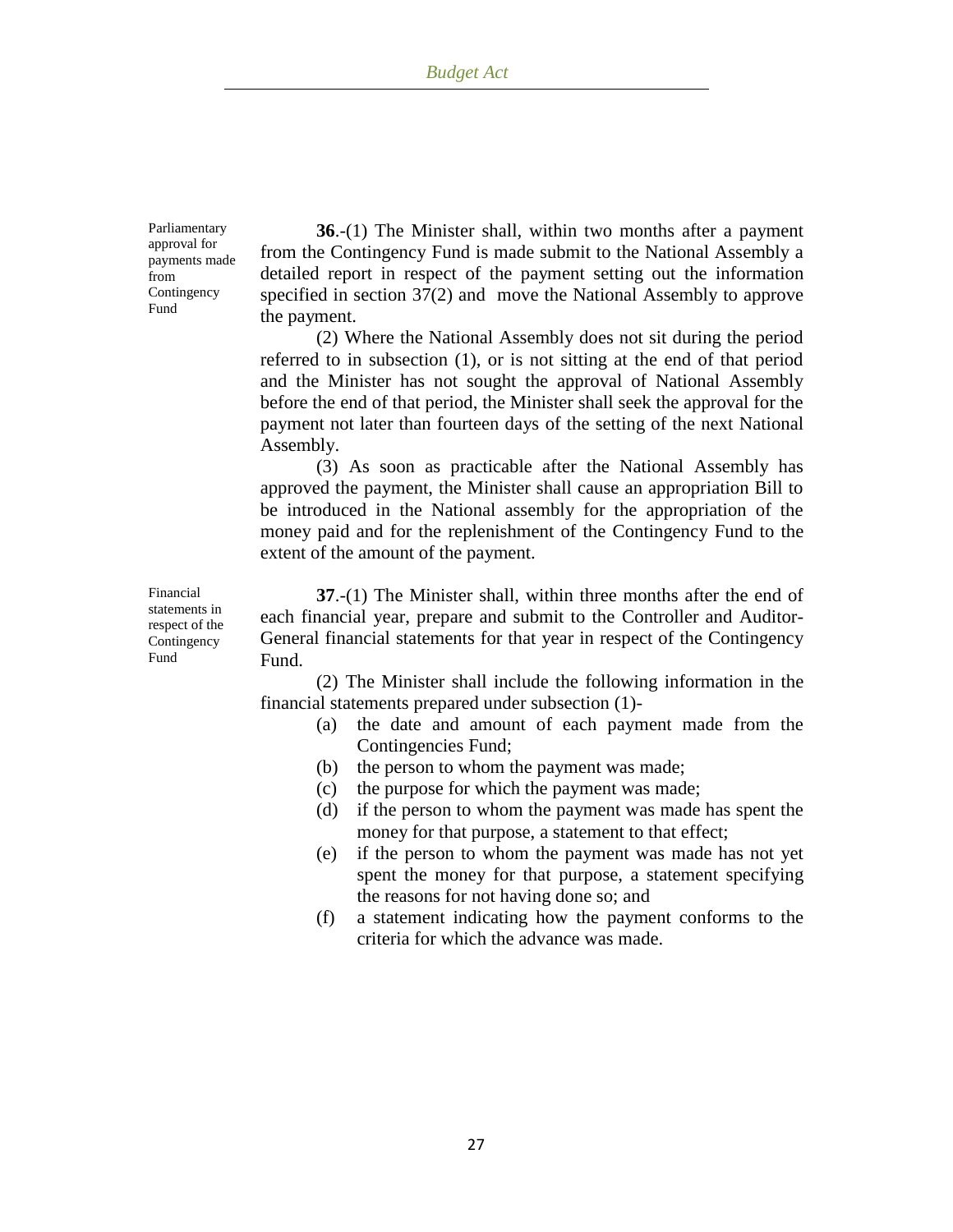Parliamentary approval for payments made from Contingency Fund

**36**.-(1) The Minister shall, within two months after a payment from the Contingency Fund is made submit to the National Assembly a detailed report in respect of the payment setting out the information specified in section 37(2) and move the National Assembly to approve the payment.

(2) Where the National Assembly does not sit during the period referred to in subsection (1), or is not sitting at the end of that period and the Minister has not sought the approval of National Assembly before the end of that period, the Minister shall seek the approval for the payment not later than fourteen days of the setting of the next National Assembly.

(3) As soon as practicable after the National Assembly has approved the payment, the Minister shall cause an appropriation Bill to be introduced in the National assembly for the appropriation of the money paid and for the replenishment of the Contingency Fund to the extent of the amount of the payment.

Financial statements in respect of the Contingency Fund

**37**.-(1) The Minister shall, within three months after the end of each financial year, prepare and submit to the Controller and Auditor-General financial statements for that year in respect of the Contingency Fund.

(2) The Minister shall include the following information in the financial statements prepared under subsection (1)-

(a) the date and amount of each payment made from the Contingencies Fund;

(b) the person to whom the payment was made;

(c) the purpose for which the payment was made;

(d) if the person to whom the payment was made has spent the money for that purpose, a statement to that effect;

(e) if the person to whom the payment was made has not yet spent the money for that purpose, a statement specifying the reasons for not having done so; and

(f) a statement indicating how the payment conforms to the criteria for which the advance was made.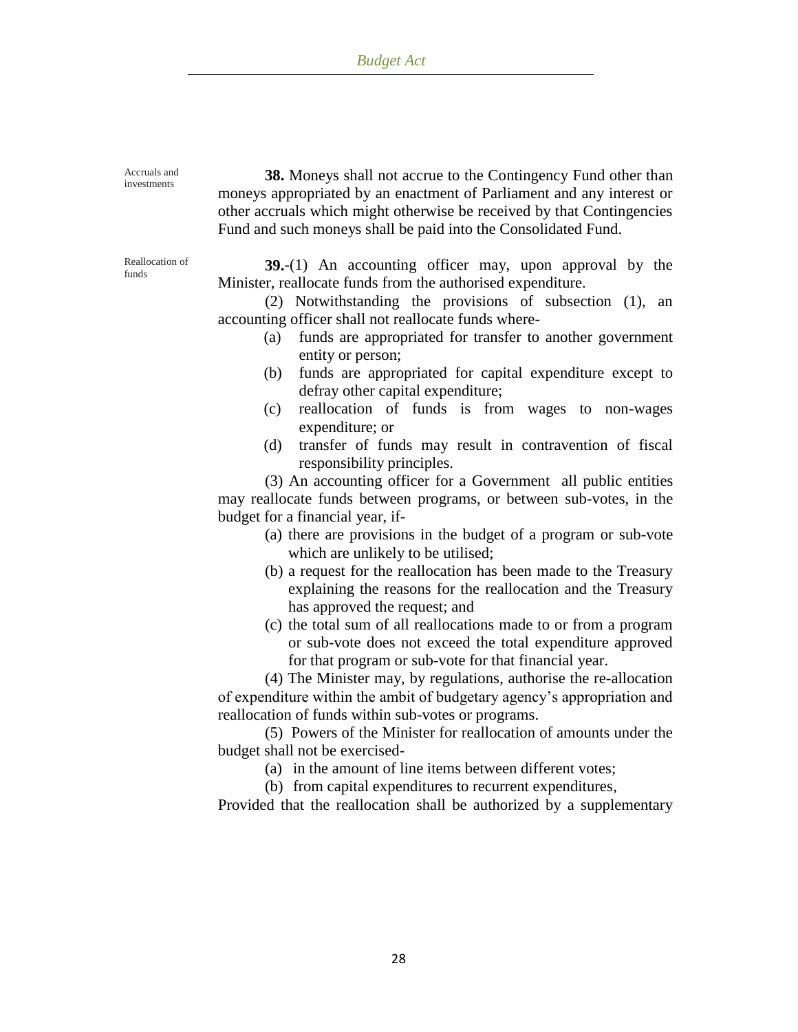Accruals and investments

**38.** Moneys shall not accrue to the Contingency Fund other than moneys appropriated by an enactment of Parliament and any interest or other accruals which might otherwise be received by that Contingencies Fund and such moneys shall be paid into the Consolidated Fund.

Reallocation of funds

**39.**-(1) An accounting officer may, upon approval by the Minister, reallocate funds from the authorised expenditure.

(2) Notwithstanding the provisions of subsection (1), an accounting officer shall not reallocate funds where-

(a) funds are appropriated for transfer to another government entity or person;

(b) funds are appropriated for capital expenditure except to defray other capital expenditure;

(c) reallocation of funds is from wages to non-wages expenditure; or

(d) transfer of funds may result in contravention of fiscal responsibility principles.

(3) An accounting officer for a Government all public entities may reallocate funds between programs, or between sub-votes, in the budget for a financial year, if-

(a) there are provisions in the budget of a program or sub-vote which are unlikely to be utilised;

(b) a request for the reallocation has been made to the Treasury explaining the reasons for the reallocation and the Treasury has approved the request; and

(c) the total sum of all reallocations made to or from a program or sub-vote does not exceed the total expenditure approved for that program or sub-vote for that financial year.

(4) The Minister may, by regulations, authorise the re-allocation of expenditure within the ambit of budgetary agency's appropriation and reallocation of funds within sub-votes or programs.

(5) Powers of the Minister for reallocation of amounts under the budget shall not be exercised-

(a) in the amount of line items between different votes;

(b) from capital expenditures to recurrent expenditures,

Provided that the reallocation shall be authorized by a supplementary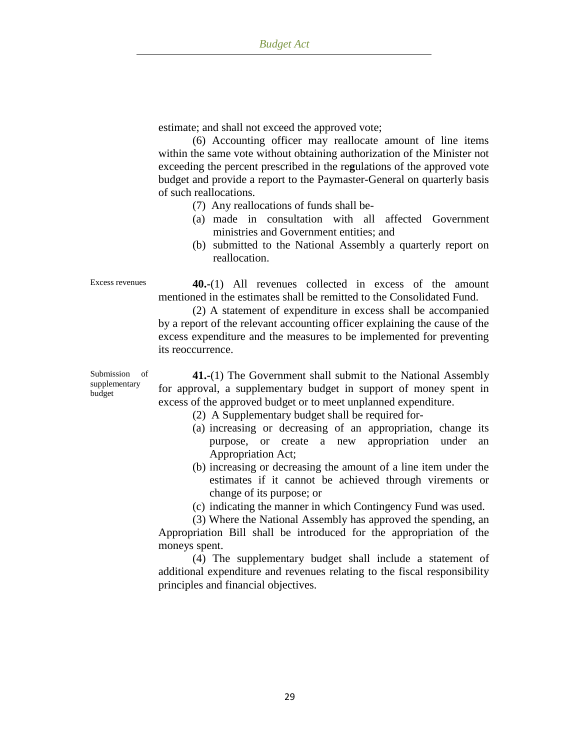estimate; and shall not exceed the approved vote;

(6) Accounting officer may reallocate amount of line items within the same vote without obtaining authorization of the Minister not exceeding the percent prescribed in the re**g**ulations of the approved vote budget and provide a report to the Paymaster-General on quarterly basis of such reallocations.

(7) Any reallocations of funds shall be-

(a) made in consultation with all affected Government ministries and Government entities; and

(b) submitted to the National Assembly a quarterly report on reallocation.

Excess revenues

**40.-**(1) All revenues collected in excess of the amount mentioned in the estimates shall be remitted to the Consolidated Fund.

(2) A statement of expenditure in excess shall be accompanied by a report of the relevant accounting officer explaining the cause of the excess expenditure and the measures to be implemented for preventing its reoccurrence.

Submission of supplementary budget

**41.-**(1) The Government shall submit to the National Assembly for approval, a supplementary budget in support of money spent in excess of the approved budget or to meet unplanned expenditure.

(2) A Supplementary budget shall be required for-

(a) increasing or decreasing of an appropriation, change its purpose, or create a new appropriation under an Appropriation Act;

(b) increasing or decreasing the amount of a line item under the estimates if it cannot be achieved through virements or change of its purpose; or

(c) indicating the manner in which Contingency Fund was used.

(3) Where the National Assembly has approved the spending, an Appropriation Bill shall be introduced for the appropriation of the moneys spent.

(4) The supplementary budget shall include a statement of additional expenditure and revenues relating to the fiscal responsibility principles and financial objectives.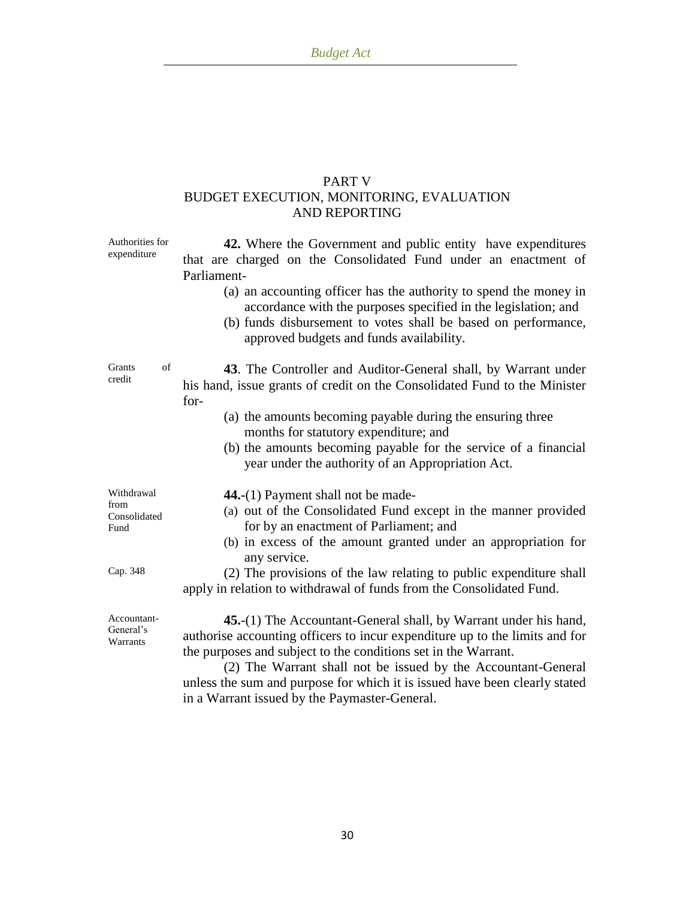## PART V
## BUDGET EXECUTION, MONITORING, EVALUATION AND REPORTING

Authorities for expenditure

**42.** Where the Government and public entity have expenditures that are charged on the Consolidated Fund under an enactment of Parliament-

(a) an accounting officer has the authority to spend the money in accordance with the purposes specified in the legislation; and

(b) funds disbursement to votes shall be based on performance, approved budgets and funds availability.

Grants of credit

**43**. The Controller and Auditor-General shall, by Warrant under his hand, issue grants of credit on the Consolidated Fund to the Minister for-

(a) the amounts becoming payable during the ensuring three months for statutory expenditure; and

(b) the amounts becoming payable for the service of a financial year under the authority of an Appropriation Act.

Withdrawal from Consolidated Fund

**44.**-(1) Payment shall not be made-

(a) out of the Consolidated Fund except in the manner provided for by an enactment of Parliament; and

(b) in excess of the amount granted under an appropriation for any service.

Cap. 348

(2) The provisions of the law relating to public expenditure shall apply in relation to withdrawal of funds from the Consolidated Fund.

Accountant-General's Warrants

**45.**-(1) The Accountant-General shall, by Warrant under his hand, authorise accounting officers to incur expenditure up to the limits and for the purposes and subject to the conditions set in the Warrant.

(2) The Warrant shall not be issued by the Accountant-General unless the sum and purpose for which it is issued have been clearly stated in a Warrant issued by the Paymaster-General.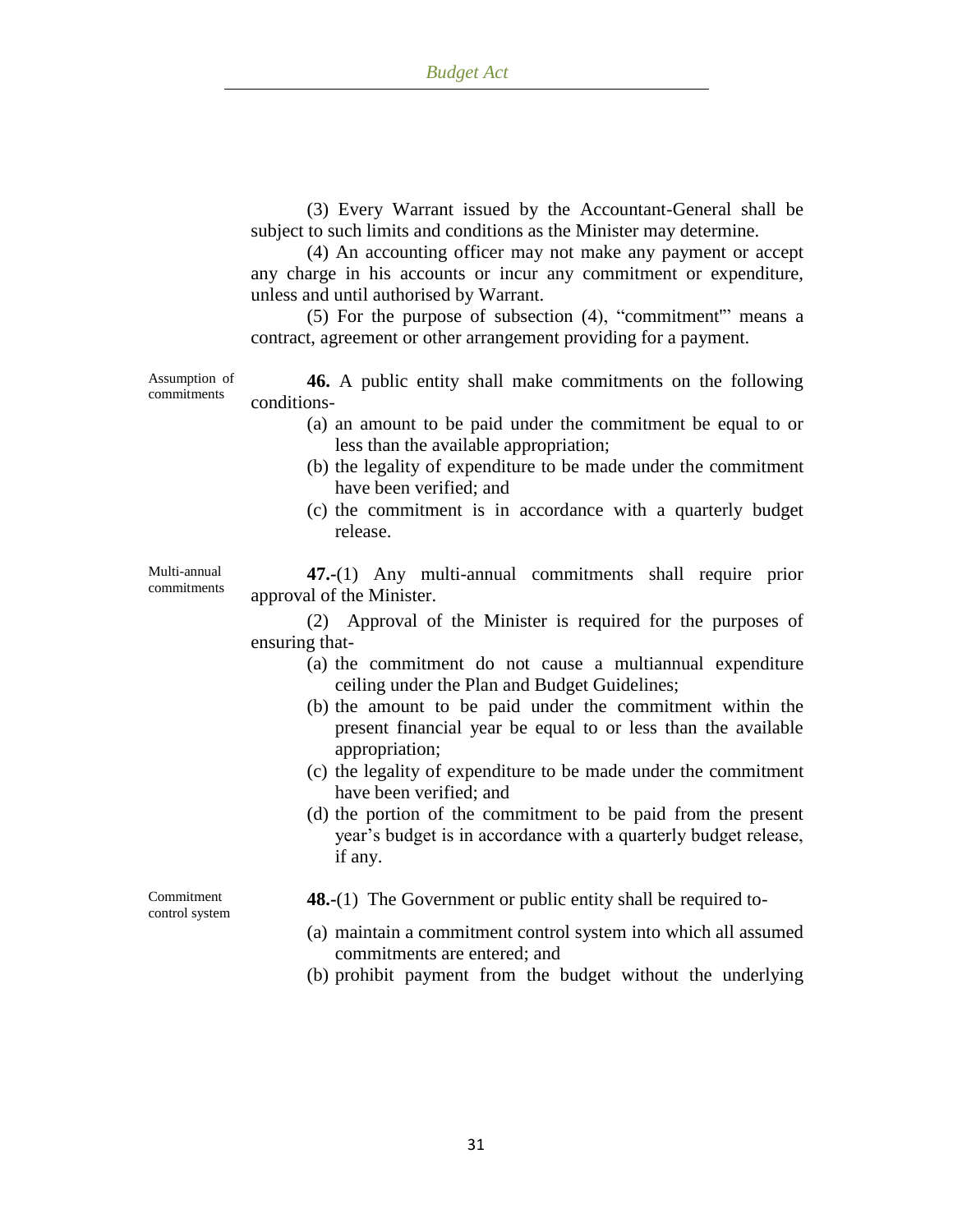(3) Every Warrant issued by the Accountant-General shall be subject to such limits and conditions as the Minister may determine.

(4) An accounting officer may not make any payment or accept any charge in his accounts or incur any commitment or expenditure, unless and until authorised by Warrant.

(5) For the purpose of subsection (4), "commitment'" means a contract, agreement or other arrangement providing for a payment.

Assumption of commitments

**46.** A public entity shall make commitments on the following conditions-

(a) an amount to be paid under the commitment be equal to or less than the available appropriation;
(b) the legality of expenditure to be made under the commitment have been verified; and
(c) the commitment is in accordance with a quarterly budget release.

Multi-annual commitments

**47.-**(1) Any multi-annual commitments shall require prior approval of the Minister.

(2) Approval of the Minister is required for the purposes of ensuring that-

(a) the commitment do not cause a multiannual expenditure ceiling under the Plan and Budget Guidelines;
(b) the amount to be paid under the commitment within the present financial year be equal to or less than the available appropriation;
(c) the legality of expenditure to be made under the commitment have been verified; and
(d) the portion of the commitment to be paid from the present year's budget is in accordance with a quarterly budget release, if any.

Commitment control system

**48.-**(1) The Government or public entity shall be required to-

(a) maintain a commitment control system into which all assumed commitments are entered; and
(b) prohibit payment from the budget without the underlying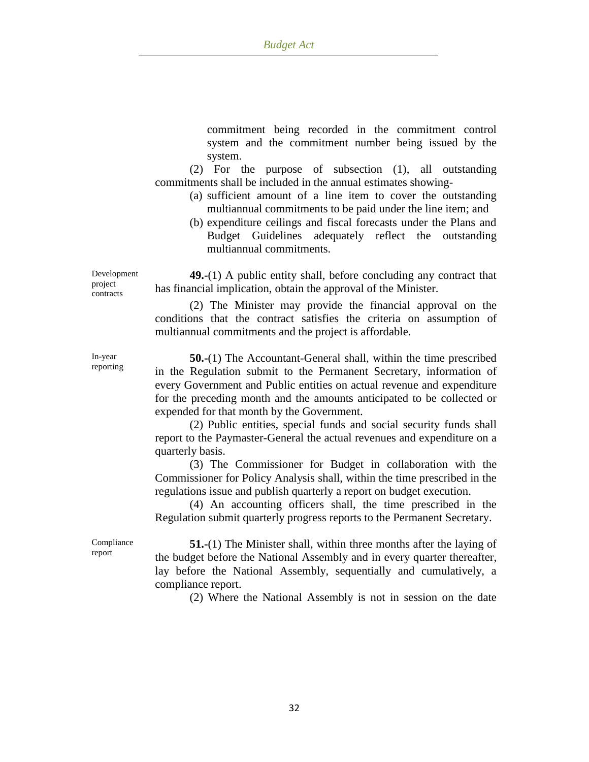commitment being recorded in the commitment control system and the commitment number being issued by the system.

(2) For the purpose of subsection (1), all outstanding commitments shall be included in the annual estimates showing-

(a) sufficient amount of a line item to cover the outstanding multiannual commitments to be paid under the line item; and

(b) expenditure ceilings and fiscal forecasts under the Plans and Budget Guidelines adequately reflect the outstanding multiannual commitments.

Development project contracts

**49.**-(1) A public entity shall, before concluding any contract that has financial implication, obtain the approval of the Minister.

(2) The Minister may provide the financial approval on the conditions that the contract satisfies the criteria on assumption of multiannual commitments and the project is affordable.

In-year reporting

**50.**-(1) The Accountant-General shall, within the time prescribed in the Regulation submit to the Permanent Secretary, information of every Government and Public entities on actual revenue and expenditure for the preceding month and the amounts anticipated to be collected or expended for that month by the Government.

(2) Public entities, special funds and social security funds shall report to the Paymaster-General the actual revenues and expenditure on a quarterly basis.

(3) The Commissioner for Budget in collaboration with the Commissioner for Policy Analysis shall, within the time prescribed in the regulations issue and publish quarterly a report on budget execution.

(4) An accounting officers shall, the time prescribed in the Regulation submit quarterly progress reports to the Permanent Secretary.

Compliance report

**51.**-(1) The Minister shall, within three months after the laying of the budget before the National Assembly and in every quarter thereafter, lay before the National Assembly, sequentially and cumulatively, a compliance report.

(2) Where the National Assembly is not in session on the date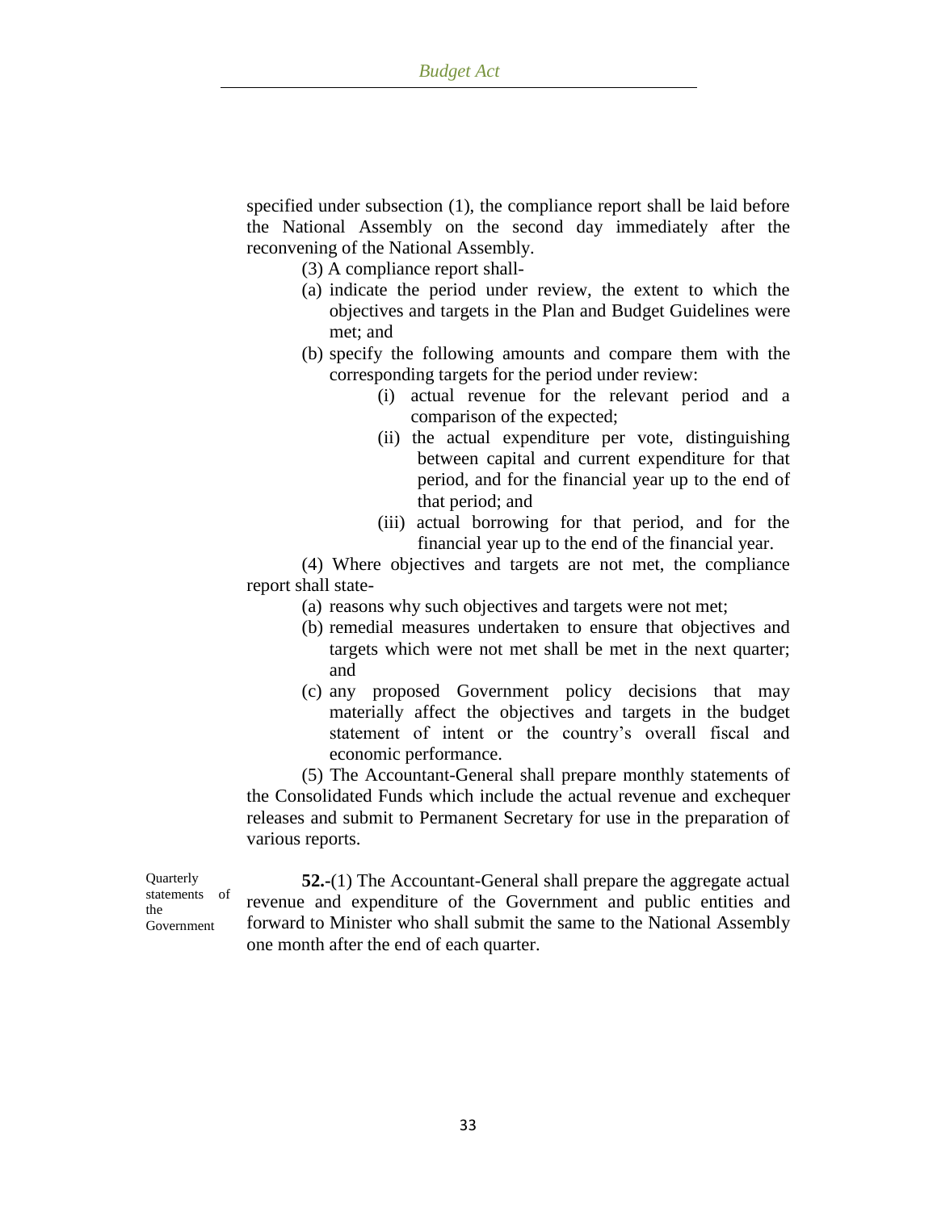specified under subsection (1), the compliance report shall be laid before the National Assembly on the second day immediately after the reconvening of the National Assembly.

(3) A compliance report shall-

(a) indicate the period under review, the extent to which the objectives and targets in the Plan and Budget Guidelines were met; and

(b) specify the following amounts and compare them with the corresponding targets for the period under review:

(i) actual revenue for the relevant period and a comparison of the expected;

(ii) the actual expenditure per vote, distinguishing between capital and current expenditure for that period, and for the financial year up to the end of that period; and

(iii) actual borrowing for that period, and for the financial year up to the end of the financial year.

(4) Where objectives and targets are not met, the compliance report shall state-

(a) reasons why such objectives and targets were not met;

(b) remedial measures undertaken to ensure that objectives and targets which were not met shall be met in the next quarter; and

(c) any proposed Government policy decisions that may materially affect the objectives and targets in the budget statement of intent or the country's overall fiscal and economic performance.

(5) The Accountant-General shall prepare monthly statements of the Consolidated Funds which include the actual revenue and exchequer releases and submit to Permanent Secretary for use in the preparation of various reports.

Quarterly statements of the Government

**52.-**(1) The Accountant-General shall prepare the aggregate actual revenue and expenditure of the Government and public entities and forward to Minister who shall submit the same to the National Assembly one month after the end of each quarter.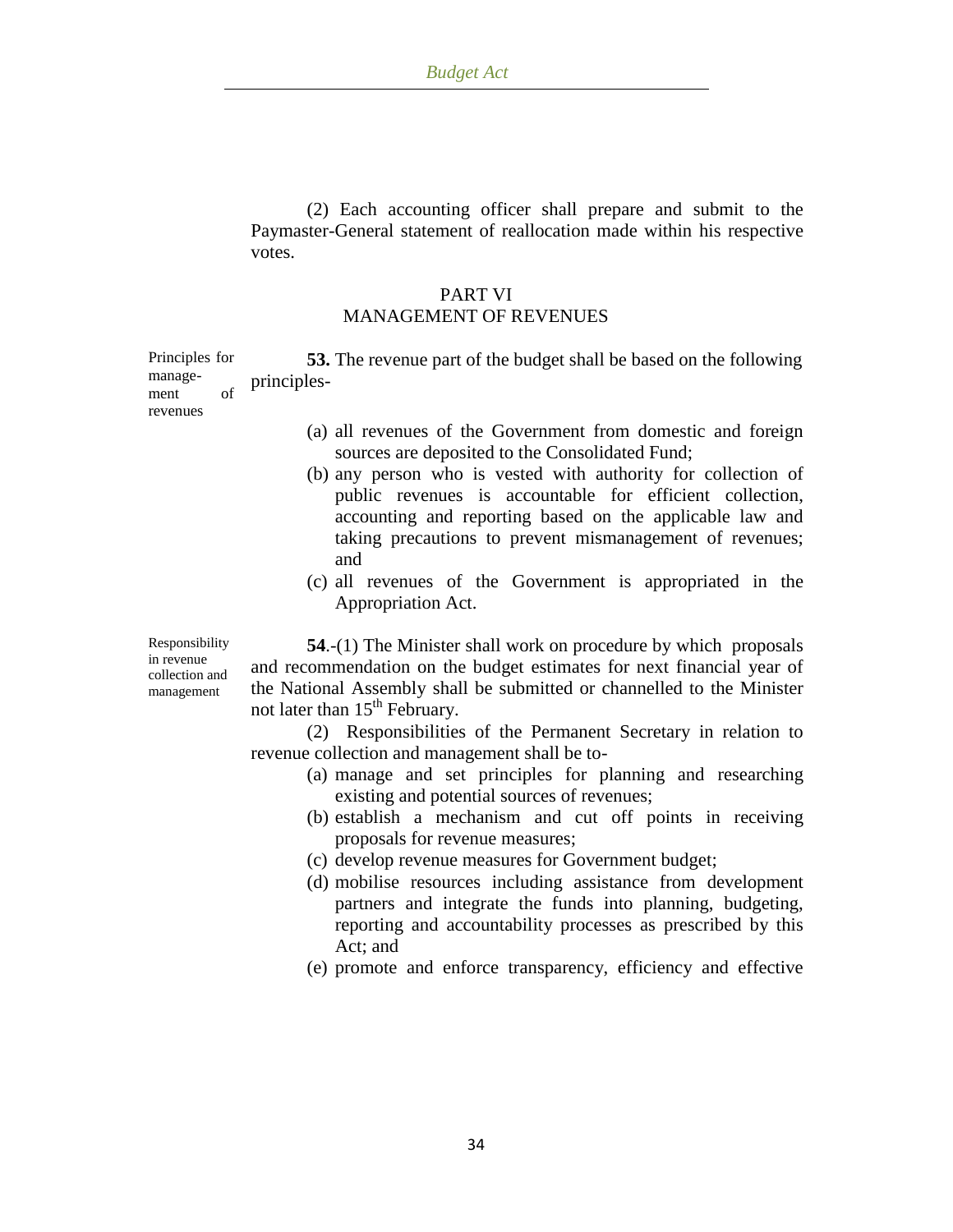(2) Each accounting officer shall prepare and submit to the Paymaster-General statement of reallocation made within his respective votes.

## PART VI
## MANAGEMENT OF REVENUES

*Principles for management of revenues*

**53.** The revenue part of the budget shall be based on the following principles-

(a) all revenues of the Government from domestic and foreign sources are deposited to the Consolidated Fund;

(b) any person who is vested with authority for collection of public revenues is accountable for efficient collection, accounting and reporting based on the applicable law and taking precautions to prevent mismanagement of revenues; and

(c) all revenues of the Government is appropriated in the Appropriation Act.

*Responsibility in revenue collection and management*

**54**.-(1) The Minister shall work on procedure by which proposals and recommendation on the budget estimates for next financial year of the National Assembly shall be submitted or channelled to the Minister not later than 15th February.

(2) Responsibilities of the Permanent Secretary in relation to revenue collection and management shall be to-

(a) manage and set principles for planning and researching existing and potential sources of revenues;

(b) establish a mechanism and cut off points in receiving proposals for revenue measures;

(c) develop revenue measures for Government budget;

(d) mobilise resources including assistance from development partners and integrate the funds into planning, budgeting, reporting and accountability processes as prescribed by this Act; and

(e) promote and enforce transparency, efficiency and effective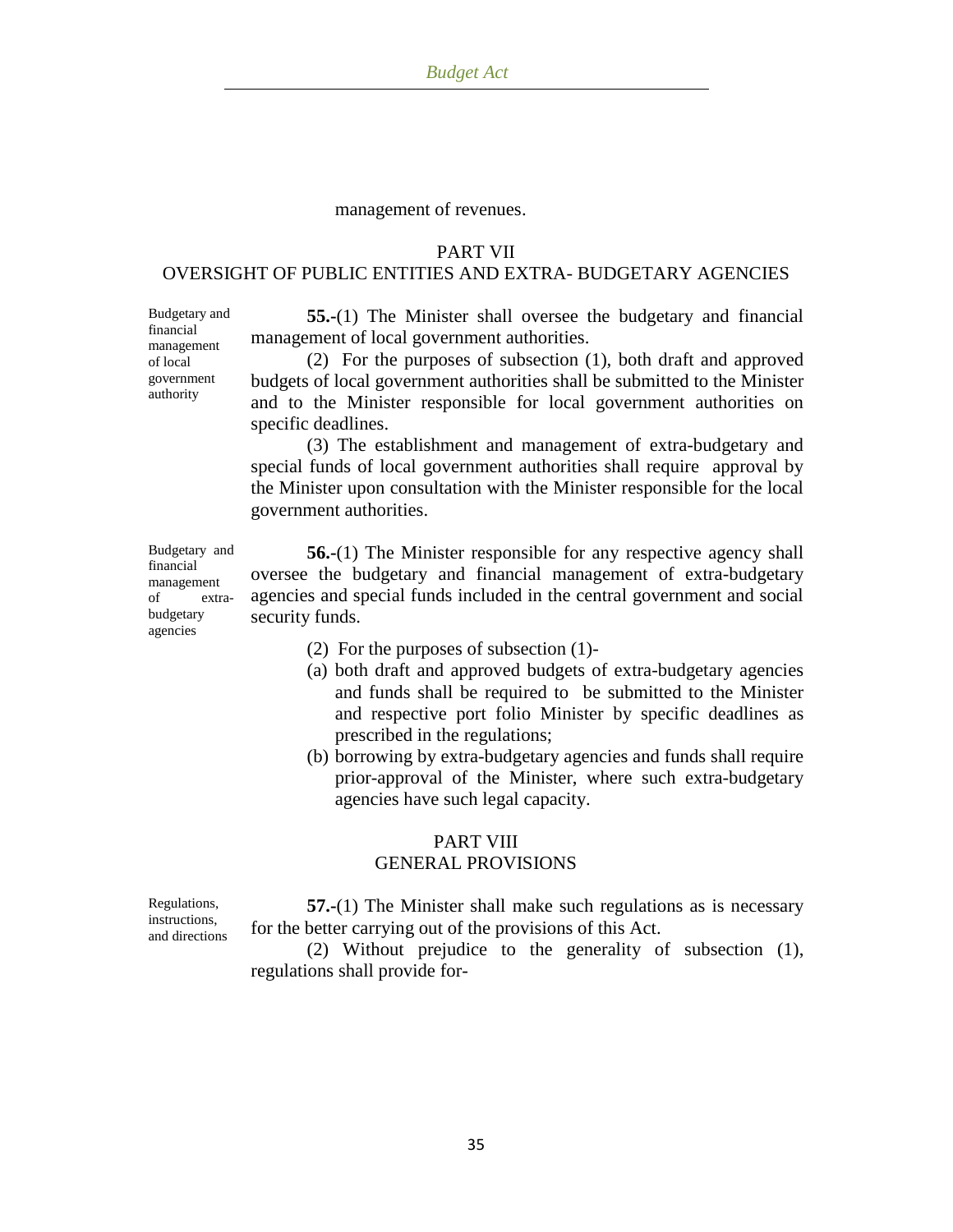management of revenues.

## PART VII
## OVERSIGHT OF PUBLIC ENTITIES AND EXTRA- BUDGETARY AGENCIES

Budgetary and financial management of local government authority

**55.-**(1) The Minister shall oversee the budgetary and financial management of local government authorities.

(2) For the purposes of subsection (1), both draft and approved budgets of local government authorities shall be submitted to the Minister and to the Minister responsible for local government authorities on specific deadlines.

(3) The establishment and management of extra-budgetary and special funds of local government authorities shall require approval by the Minister upon consultation with the Minister responsible for the local government authorities.

Budgetary and financial management of extra-budgetary agencies

**56.-**(1) The Minister responsible for any respective agency shall oversee the budgetary and financial management of extra-budgetary agencies and special funds included in the central government and social security funds.

(2) For the purposes of subsection (1)-

(a) both draft and approved budgets of extra-budgetary agencies and funds shall be required to be submitted to the Minister and respective port folio Minister by specific deadlines as prescribed in the regulations;

(b) borrowing by extra-budgetary agencies and funds shall require prior-approval of the Minister, where such extra-budgetary agencies have such legal capacity.

## PART VIII
## GENERAL PROVISIONS

Regulations, instructions, and directions

**57.-**(1) The Minister shall make such regulations as is necessary for the better carrying out of the provisions of this Act.

(2) Without prejudice to the generality of subsection (1), regulations shall provide for-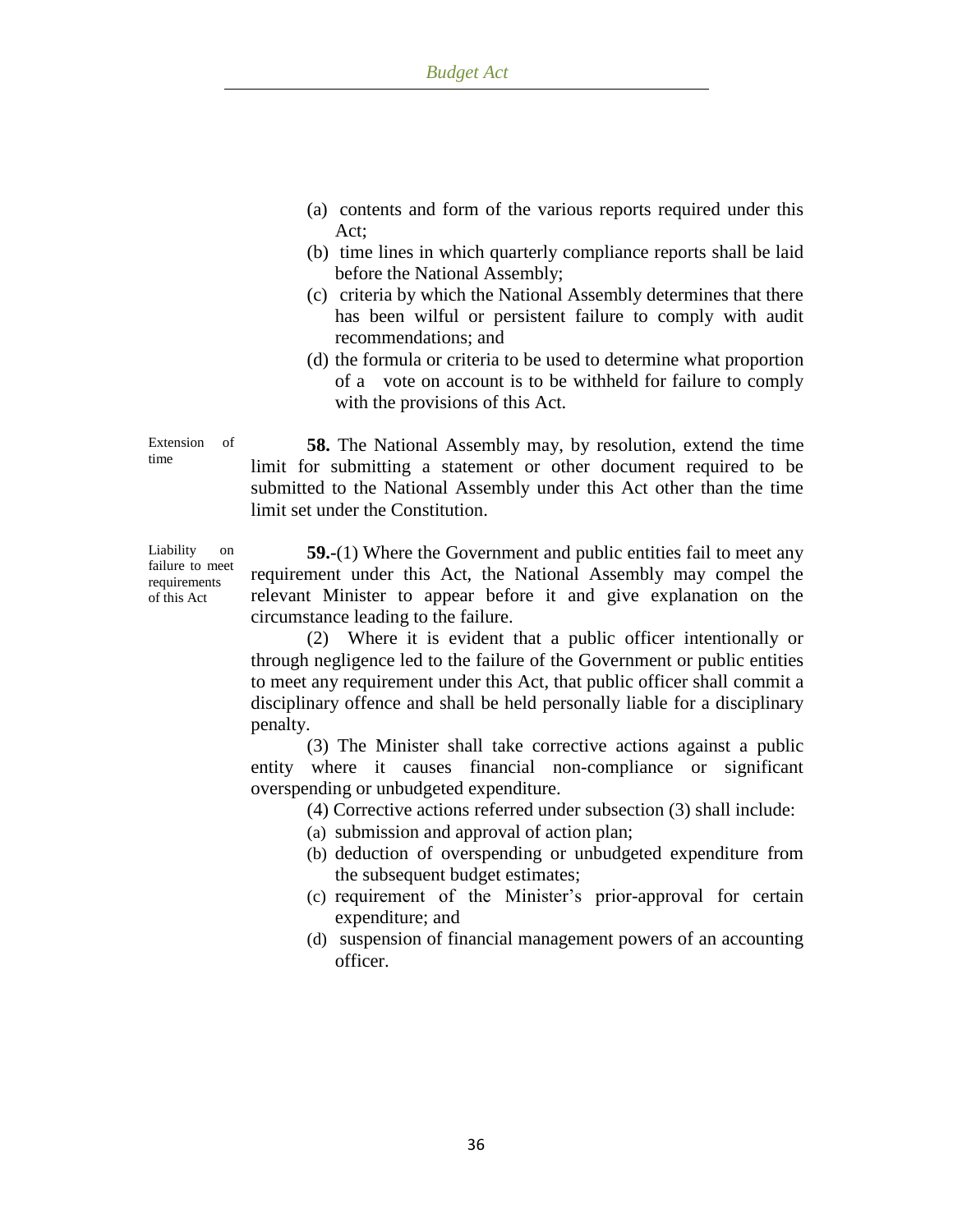(a) contents and form of the various reports required under this Act;

(b) time lines in which quarterly compliance reports shall be laid before the National Assembly;

(c) criteria by which the National Assembly determines that there has been wilful or persistent failure to comply with audit recommendations; and

(d) the formula or criteria to be used to determine what proportion of a vote on account is to be withheld for failure to comply with the provisions of this Act.

Extension of time

**58.** The National Assembly may, by resolution, extend the time limit for submitting a statement or other document required to be submitted to the National Assembly under this Act other than the time limit set under the Constitution.

Liability on failure to meet requirements of this Act

**59.-**(1) Where the Government and public entities fail to meet any requirement under this Act, the National Assembly may compel the relevant Minister to appear before it and give explanation on the circumstance leading to the failure.

(2) Where it is evident that a public officer intentionally or through negligence led to the failure of the Government or public entities to meet any requirement under this Act, that public officer shall commit a disciplinary offence and shall be held personally liable for a disciplinary penalty.

(3) The Minister shall take corrective actions against a public entity where it causes financial non-compliance or significant overspending or unbudgeted expenditure.

(4) Corrective actions referred under subsection (3) shall include:

(a) submission and approval of action plan;

(b) deduction of overspending or unbudgeted expenditure from the subsequent budget estimates;

(c) requirement of the Minister's prior-approval for certain expenditure; and

(d) suspension of financial management powers of an accounting officer.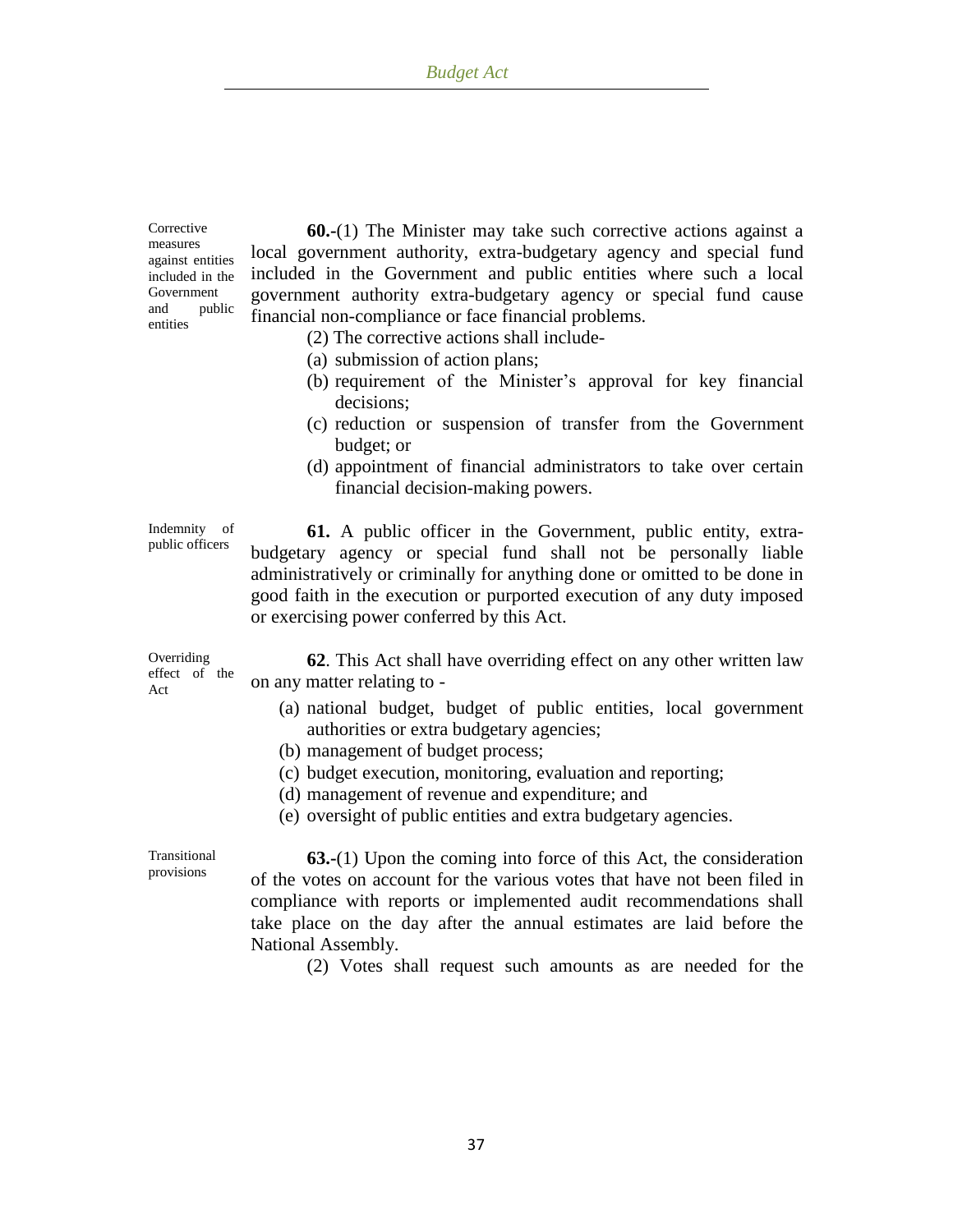Corrective measures against entities included in the Government and public entities

**60.**-(1) The Minister may take such corrective actions against a local government authority, extra-budgetary agency and special fund included in the Government and public entities where such a local government authority extra-budgetary agency or special fund cause financial non-compliance or face financial problems.

(2) The corrective actions shall include-

(a) submission of action plans;
(b) requirement of the Minister's approval for key financial decisions;
(c) reduction or suspension of transfer from the Government budget; or
(d) appointment of financial administrators to take over certain financial decision-making powers.

Indemnity of public officers

**61.** A public officer in the Government, public entity, extra-budgetary agency or special fund shall not be personally liable administratively or criminally for anything done or omitted to be done in good faith in the execution or purported execution of any duty imposed or exercising power conferred by this Act.

Overriding effect of the Act

**62**. This Act shall have overriding effect on any other written law on any matter relating to -

(a) national budget, budget of public entities, local government authorities or extra budgetary agencies;
(b) management of budget process;
(c) budget execution, monitoring, evaluation and reporting;
(d) management of revenue and expenditure; and
(e) oversight of public entities and extra budgetary agencies.

Transitional provisions

**63.**-(1) Upon the coming into force of this Act, the consideration of the votes on account for the various votes that have not been filed in compliance with reports or implemented audit recommendations shall take place on the day after the annual estimates are laid before the National Assembly.

(2) Votes shall request such amounts as are needed for the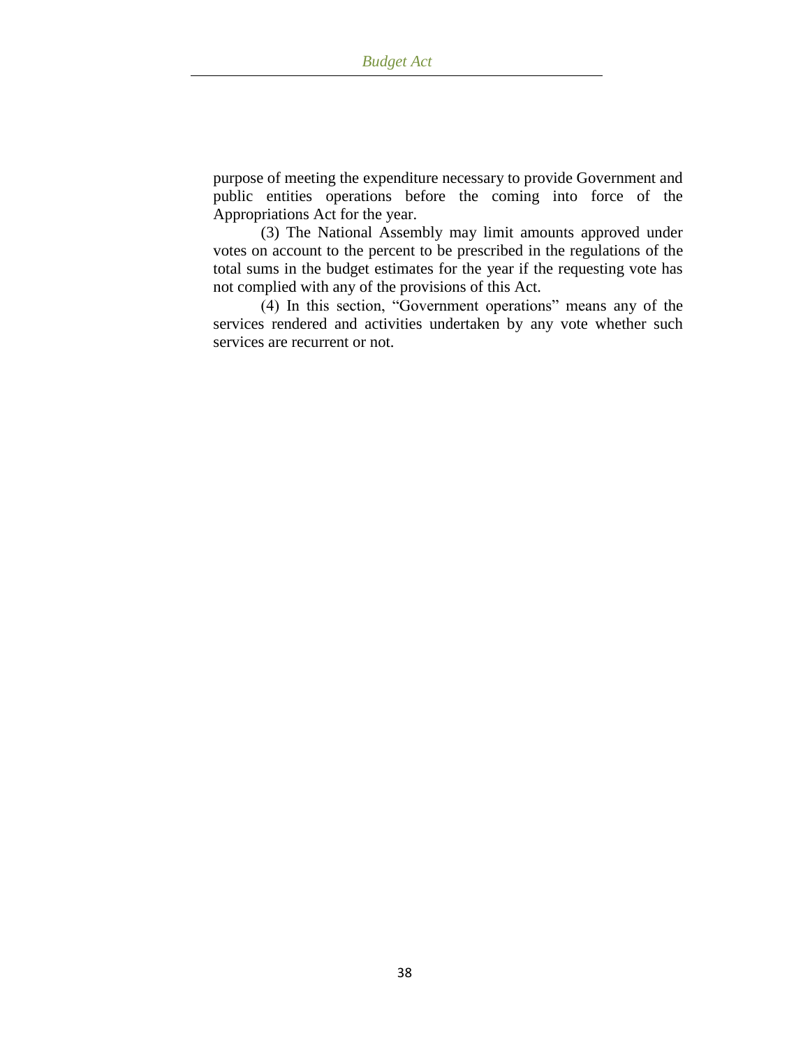purpose of meeting the expenditure necessary to provide Government and public entities operations before the coming into force of the Appropriations Act for the year.

(3) The National Assembly may limit amounts approved under votes on account to the percent to be prescribed in the regulations of the total sums in the budget estimates for the year if the requesting vote has not complied with any of the provisions of this Act.

(4) In this section, "Government operations" means any of the services rendered and activities undertaken by any vote whether such services are recurrent or not.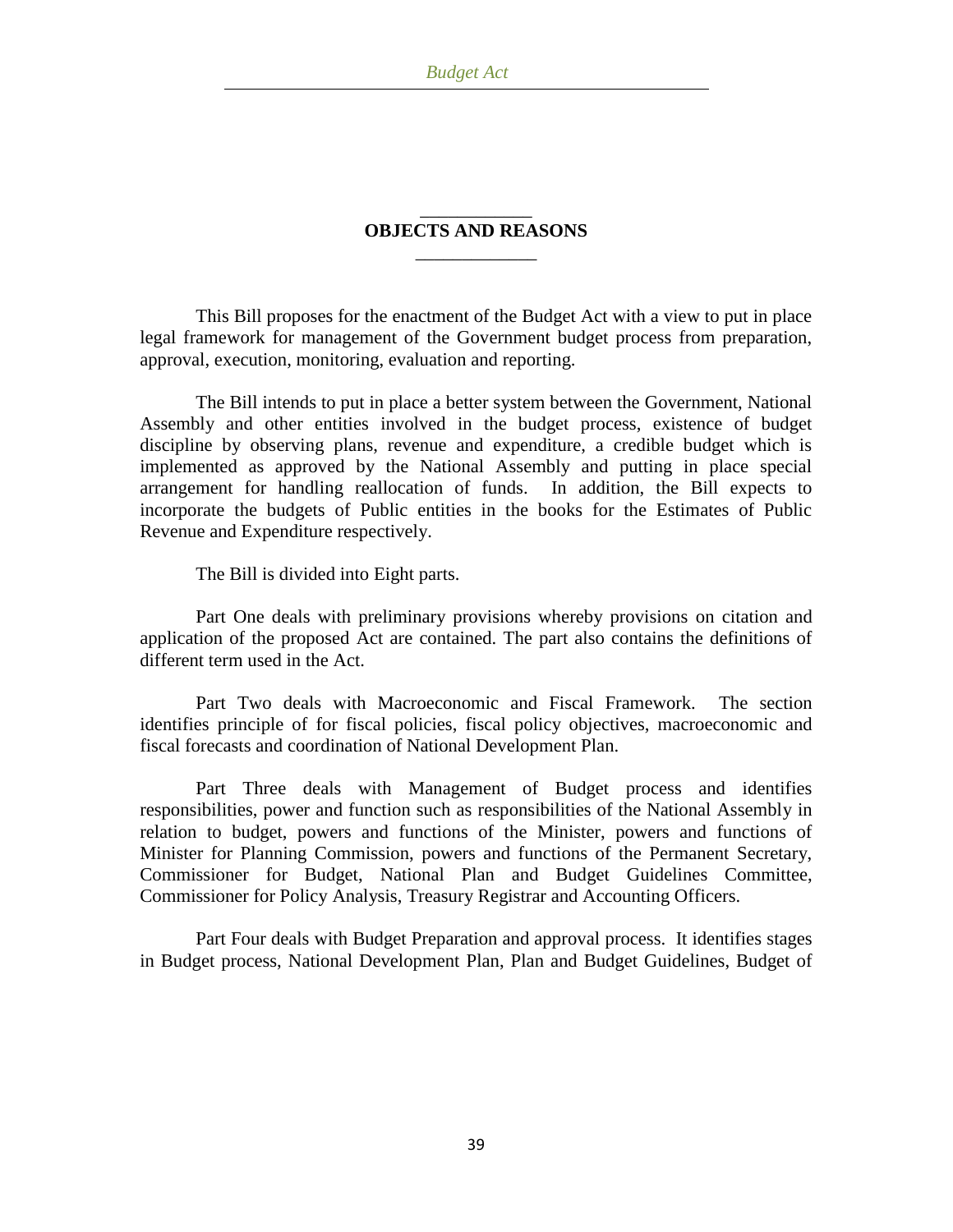## OBJECTS AND REASONS

This Bill proposes for the enactment of the Budget Act with a view to put in place legal framework for management of the Government budget process from preparation, approval, execution, monitoring, evaluation and reporting.

The Bill intends to put in place a better system between the Government, National Assembly and other entities involved in the budget process, existence of budget discipline by observing plans, revenue and expenditure, a credible budget which is implemented as approved by the National Assembly and putting in place special arrangement for handling reallocation of funds. In addition, the Bill expects to incorporate the budgets of Public entities in the books for the Estimates of Public Revenue and Expenditure respectively.

The Bill is divided into Eight parts.

Part One deals with preliminary provisions whereby provisions on citation and application of the proposed Act are contained. The part also contains the definitions of different term used in the Act.

Part Two deals with Macroeconomic and Fiscal Framework. The section identifies principle of for fiscal policies, fiscal policy objectives, macroeconomic and fiscal forecasts and coordination of National Development Plan.

Part Three deals with Management of Budget process and identifies responsibilities, power and function such as responsibilities of the National Assembly in relation to budget, powers and functions of the Minister, powers and functions of Minister for Planning Commission, powers and functions of the Permanent Secretary, Commissioner for Budget, National Plan and Budget Guidelines Committee, Commissioner for Policy Analysis, Treasury Registrar and Accounting Officers.

Part Four deals with Budget Preparation and approval process. It identifies stages in Budget process, National Development Plan, Plan and Budget Guidelines, Budget of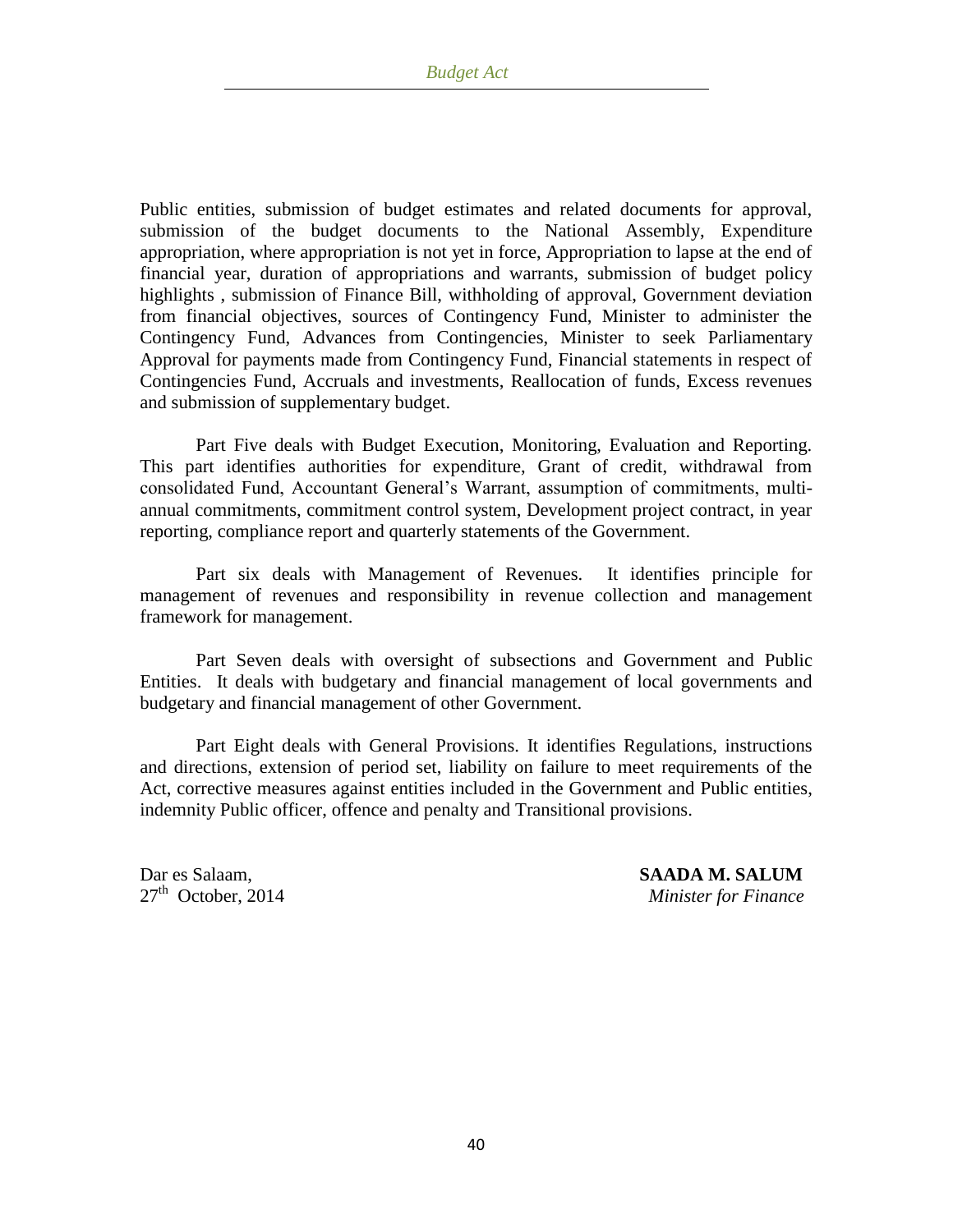Public entities, submission of budget estimates and related documents for approval, submission of the budget documents to the National Assembly, Expenditure appropriation, where appropriation is not yet in force, Appropriation to lapse at the end of financial year, duration of appropriations and warrants, submission of budget policy highlights , submission of Finance Bill, withholding of approval, Government deviation from financial objectives, sources of Contingency Fund, Minister to administer the Contingency Fund, Advances from Contingencies, Minister to seek Parliamentary Approval for payments made from Contingency Fund, Financial statements in respect of Contingencies Fund, Accruals and investments, Reallocation of funds, Excess revenues and submission of supplementary budget.

Part Five deals with Budget Execution, Monitoring, Evaluation and Reporting. This part identifies authorities for expenditure, Grant of credit, withdrawal from consolidated Fund, Accountant General's Warrant, assumption of commitments, multi-annual commitments, commitment control system, Development project contract, in year reporting, compliance report and quarterly statements of the Government.

Part six deals with Management of Revenues. It identifies principle for management of revenues and responsibility in revenue collection and management framework for management.

Part Seven deals with oversight of subsections and Government and Public Entities. It deals with budgetary and financial management of local governments and budgetary and financial management of other Government.

Part Eight deals with General Provisions. It identifies Regulations, instructions and directions, extension of period set, liability on failure to meet requirements of the Act, corrective measures against entities included in the Government and Public entities, indemnity Public officer, offence and penalty and Transitional provisions.

Dar es Salaam,
27th October, 2014

**SAADA M. SALUM**
*Minister for Finance*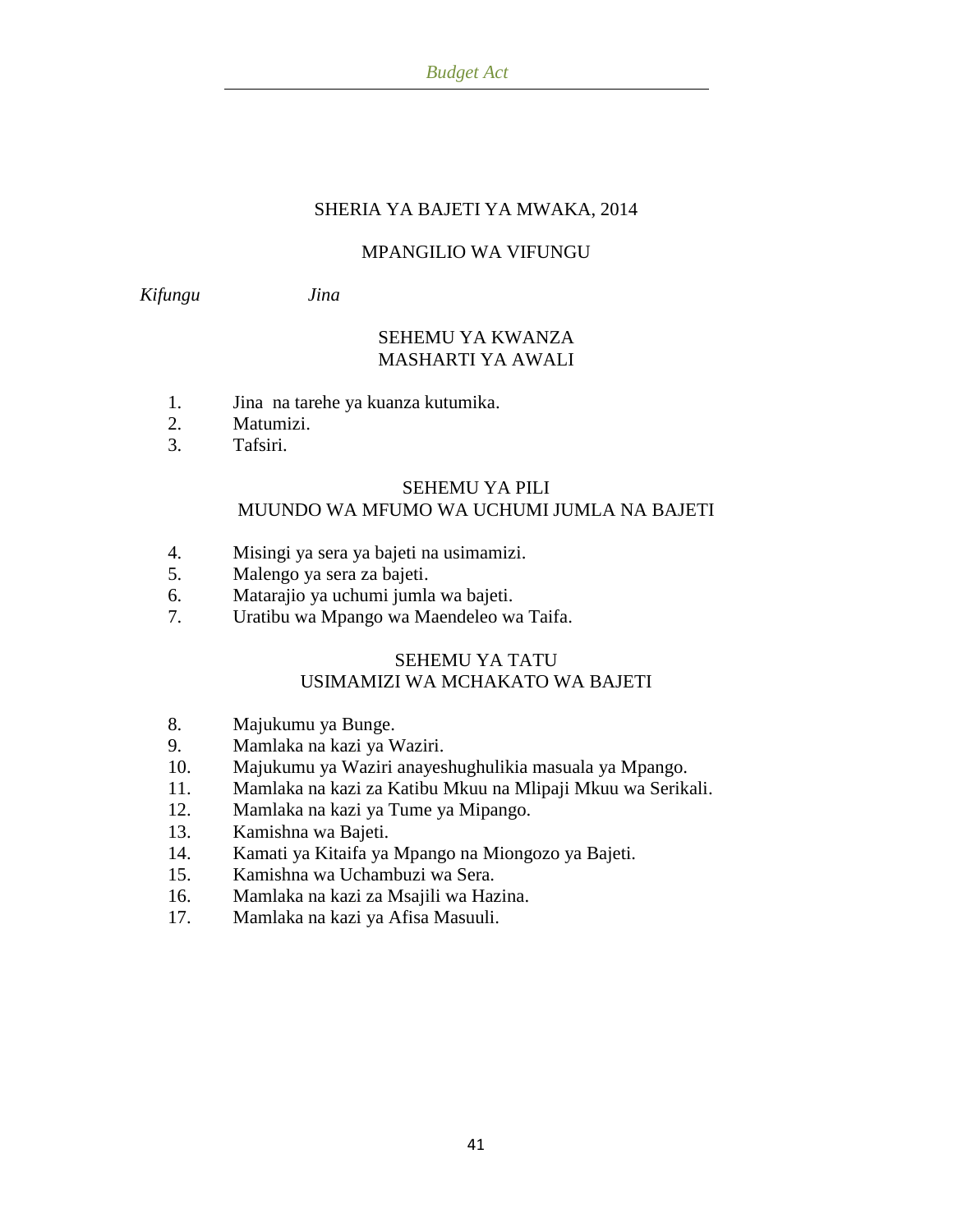# SHERIA YA BAJETI YA MWAKA, 2014

## MPANGILIO WA VIFUNGU

*Kifungu* *Jina*

### SEHEMU YA KWANZA
### MASHARTI YA AWALI

1. Jina na tarehe ya kuanza kutumika.
2. Matumizi.
3. Tafsiri.

### SEHEMU YA PILI
### MUUNDO WA MFUMO WA UCHUMI JUMLA NA BAJETI

4. Misingi ya sera ya bajeti na usimamizi.
5. Malengo ya sera za bajeti.
6. Matarajio ya uchumi jumla wa bajeti.
7. Uratibu wa Mpango wa Maendeleo wa Taifa.

### SEHEMU YA TATU
### USIMAMIZI WA MCHAKATO WA BAJETI

8. Majukumu ya Bunge.
9. Mamlaka na kazi ya Waziri.
10. Majukumu ya Waziri anayeshughulikia masuala ya Mpango.
11. Mamlaka na kazi za Katibu Mkuu na Mlipaji Mkuu wa Serikali.
12. Mamlaka na kazi ya Tume ya Mipango.
13. Kamishna wa Bajeti.
14. Kamati ya Kitaifa ya Mpango na Miongozo ya Bajeti.
15. Kamishna wa Uchambuzi wa Sera.
16. Mamlaka na kazi za Msajili wa Hazina.
17. Mamlaka na kazi ya Afisa Masuuli.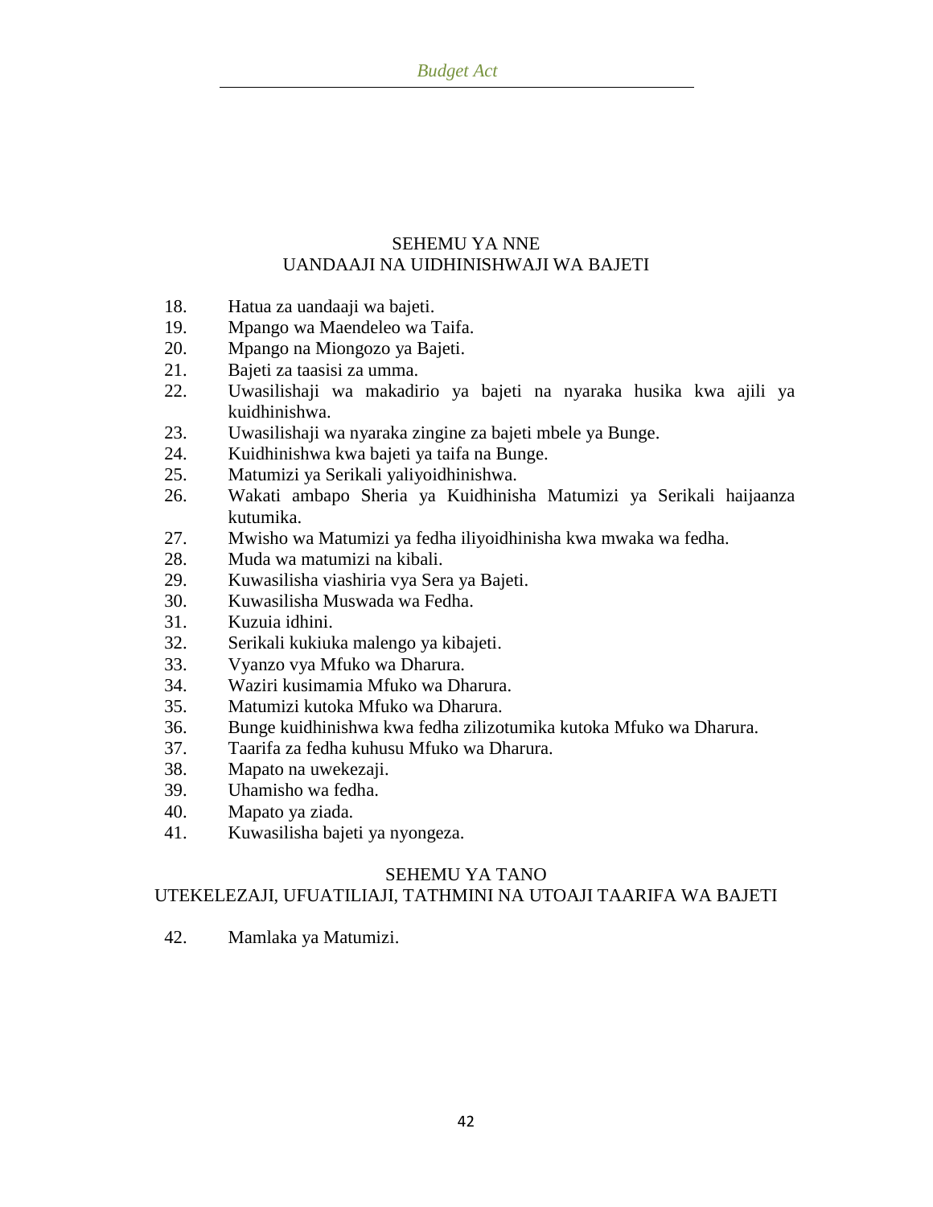## SEHEMU YA NNE
## UANDAAJI NA UIDHINISHWAJI WA BAJETI

18. Hatua za uandaaji wa bajeti.
19. Mpango wa Maendeleo wa Taifa.
20. Mpango na Miongozo ya Bajeti.
21. Bajeti za taasisi za umma.
22. Uwasilishaji wa makadirio ya bajeti na nyaraka husika kwa ajili ya kuidhinishwa.
23. Uwasilishaji wa nyaraka zingine za bajeti mbele ya Bunge.
24. Kuidhinishwa kwa bajeti ya taifa na Bunge.
25. Matumizi ya Serikali yaliyoidhinishwa.
26. Wakati ambapo Sheria ya Kuidhinisha Matumizi ya Serikali haijaanza kutumika.
27. Mwisho wa Matumizi ya fedha iliyoidhinisha kwa mwaka wa fedha.
28. Muda wa matumizi na kibali.
29. Kuwasilisha viashiria vya Sera ya Bajeti.
30. Kuwasilisha Muswada wa Fedha.
31. Kuzuia idhini.
32. Serikali kukiuka malengo ya kibajeti.
33. Vyanzo vya Mfuko wa Dharura.
34. Waziri kusimamia Mfuko wa Dharura.
35. Matumizi kutoka Mfuko wa Dharura.
36. Bunge kuidhinishwa kwa fedha zilizotumika kutoka Mfuko wa Dharura.
37. Taarifa za fedha kuhusu Mfuko wa Dharura.
38. Mapato na uwekezaji.
39. Uhamisho wa fedha.
40. Mapato ya ziada.
41. Kuwasilisha bajeti ya nyongeza.

## SEHEMU YA TANO
## UTEKELEZAJI, UFUATILIAJI, TATHMINI NA UTOAJI TAARIFA WA BAJETI

42. Mamlaka ya Matumizi.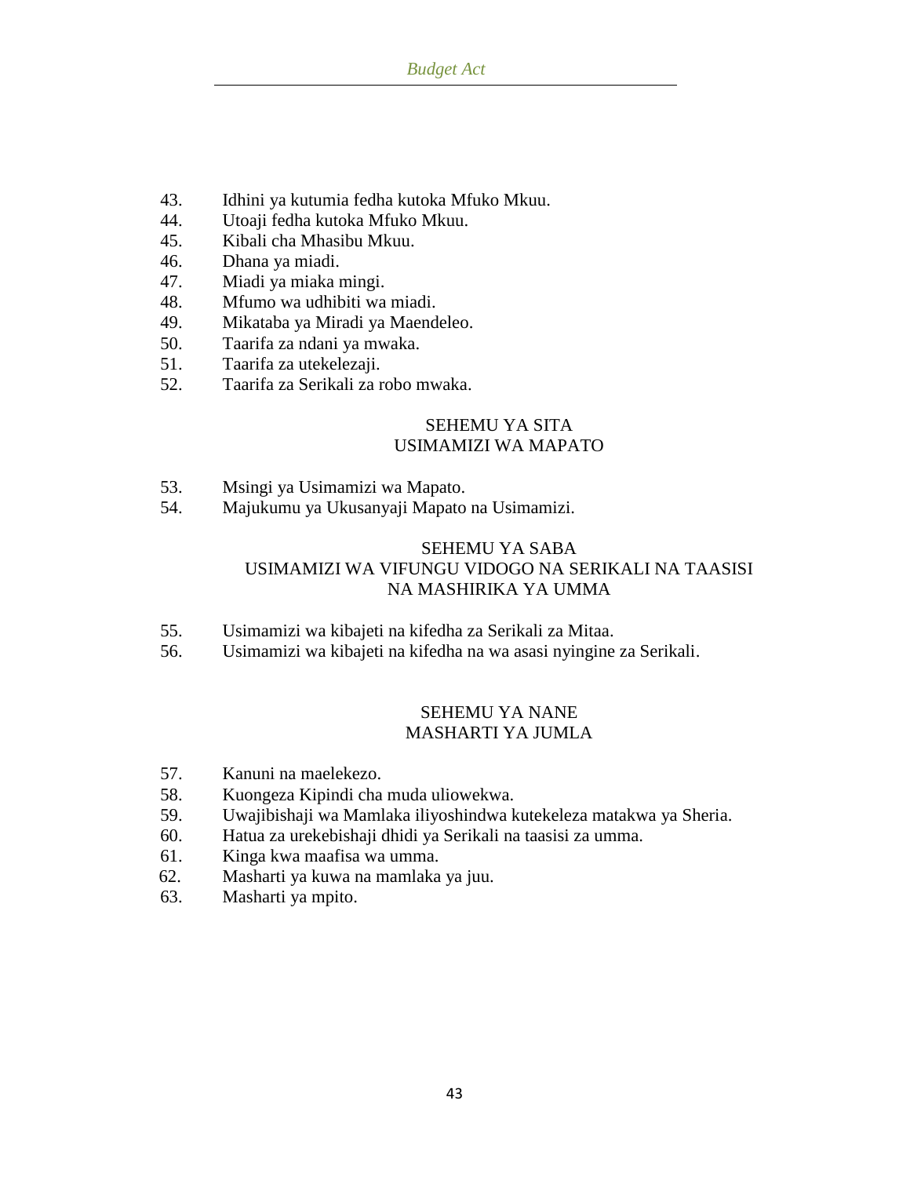43. Idhini ya kutumia fedha kutoka Mfuko Mkuu.
44. Utoaji fedha kutoka Mfuko Mkuu.
45. Kibali cha Mhasibu Mkuu.
46. Dhana ya miadi.
47. Miadi ya miaka mingi.
48. Mfumo wa udhibiti wa miadi.
49. Mikataba ya Miradi ya Maendeleo.
50. Taarifa za ndani ya mwaka.
51. Taarifa za utekelezaji.
52. Taarifa za Serikali za robo mwaka.

## SEHEMU YA SITA
## USIMAMIZI WA MAPATO

53. Msingi ya Usimamizi wa Mapato.
54. Majukumu ya Ukusanyaji Mapato na Usimamizi.

## SEHEMU YA SABA
## USIMAMIZI WA VIFUNGU VIDOGO NA SERIKALI NA TAASISI NA MASHIRIKA YA UMMA

55. Usimamizi wa kibajeti na kifedha za Serikali za Mitaa.
56. Usimamizi wa kibajeti na kifedha na wa asasi nyingine za Serikali.

## SEHEMU YA NANE
## MASHARTI YA JUMLA

57. Kanuni na maelekezo.
58. Kuongeza Kipindi cha muda uliowekwa.
59. Uwajibishaji wa Mamlaka iliyoshindwa kutekeleza matakwa ya Sheria.
60. Hatua za urekebishaji dhidi ya Serikali na taasisi za umma.
61. Kinga kwa maafisa wa umma.
62. Masharti ya kuwa na mamlaka ya juu.
63. Masharti ya mpito.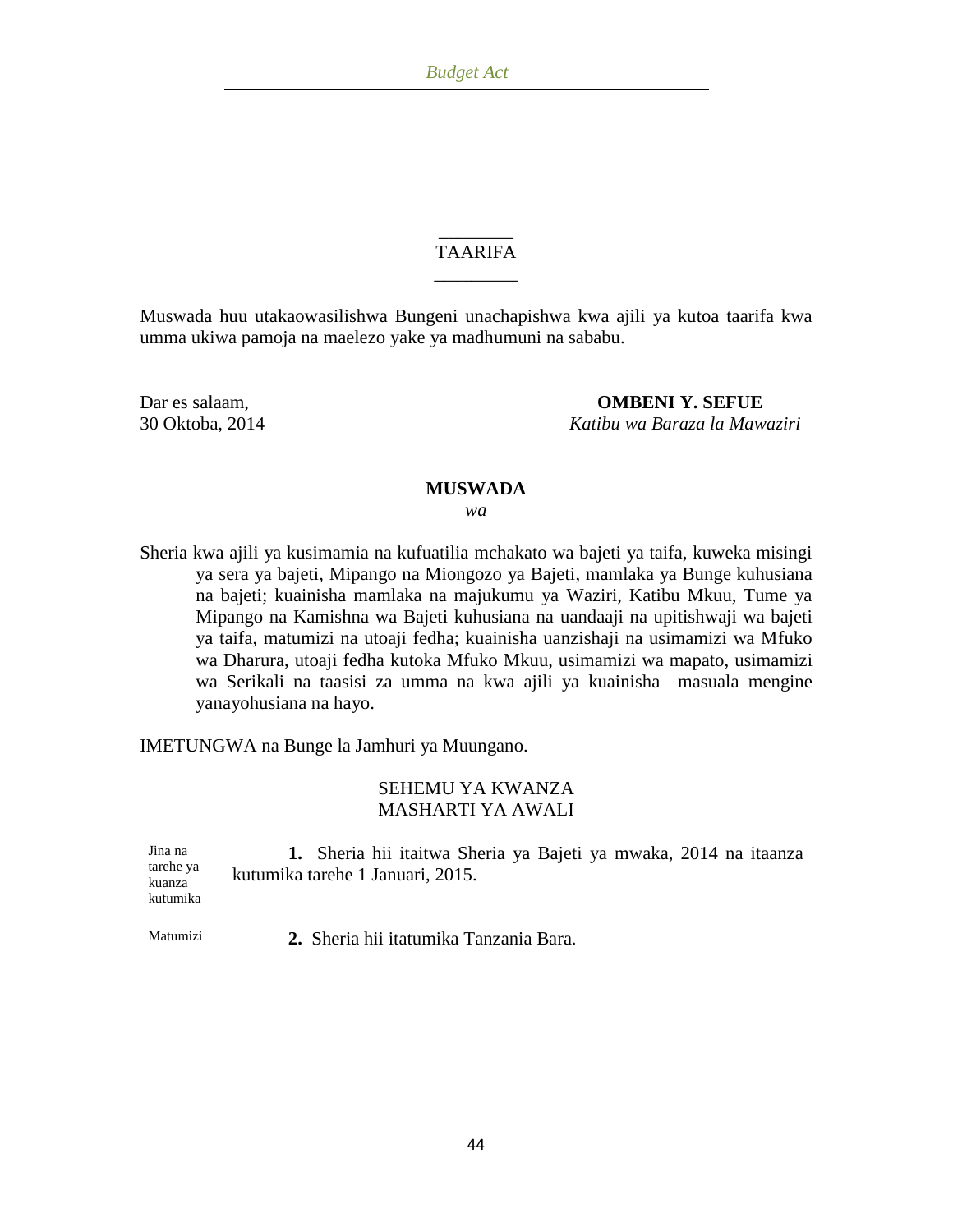## TAARIFA

Muswada huu utakaowasilishwa Bungeni unachapishwa kwa ajili ya kutoa taarifa kwa umma ukiwa pamoja na maelezo yake ya madhumuni na sababu.

Dar es salaam,
30 Oktoba, 2014

**OMBENI Y. SEFUE**
*Katibu wa Baraza la Mawaziri*

## MUSWADA

*wa*

Sheria kwa ajili ya kusimamia na kufuatilia mchakato wa bajeti ya taifa, kuweka misingi ya sera ya bajeti, Mipango na Miongozo ya Bajeti, mamlaka ya Bunge kuhusiana na bajeti; kuainisha mamlaka na majukumu ya Waziri, Katibu Mkuu, Tume ya Mipango na Kamishna wa Bajeti kuhusiana na uandaaji na upitishwaji wa bajeti ya taifa, matumizi na utoaji fedha; kuainisha uanzishaji na usimamizi wa Mfuko wa Dharura, utoaji fedha kutoka Mfuko Mkuu, usimamizi wa mapato, usimamizi wa Serikali na taasisi za umma na kwa ajili ya kuainisha masuala mengine yanayohusiana na hayo.

IMETUNGWA na Bunge la Jamhuri ya Muungano.

## SEHEMU YA KWANZA
## MASHARTI YA AWALI

Jina na tarehe ya kuanza kutumika

**1.** Sheria hii itaitwa Sheria ya Bajeti ya mwaka, 2014 na itaanza kutumika tarehe 1 Januari, 2015.

Matumizi

**2.** Sheria hii itatumika Tanzania Bara.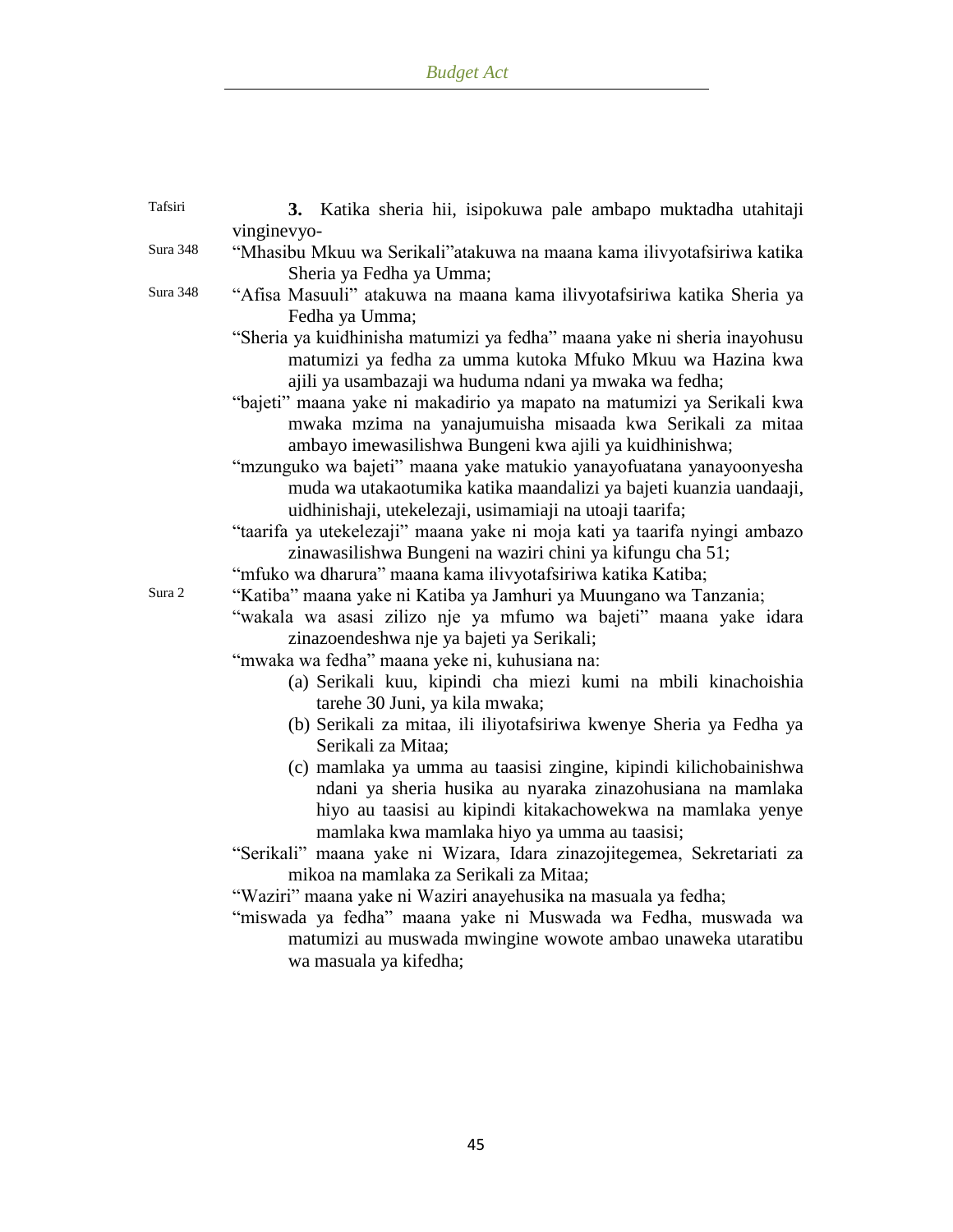Tafsiri

**3.** Katika sheria hii, isipokuwa pale ambapo muktadha utahitaji vinginevyo-

Sura 348

"Mhasibu Mkuu wa Serikali"atakuwa na maana kama ilivyotafsiriwa katika Sheria ya Fedha ya Umma;

Sura 348

"Afisa Masuuli" atakuwa na maana kama ilivyotafsiriwa katika Sheria ya Fedha ya Umma;

"Sheria ya kuidhinisha matumizi ya fedha" maana yake ni sheria inayohusu matumizi ya fedha za umma kutoka Mfuko Mkuu wa Hazina kwa ajili ya usambazaji wa huduma ndani ya mwaka wa fedha;

"bajeti" maana yake ni makadirio ya mapato na matumizi ya Serikali kwa mwaka mzima na yanajumuisha misaada kwa Serikali za mitaa ambayo imewasilishwa Bungeni kwa ajili ya kuidhinishwa;

"mzunguko wa bajeti" maana yake matukio yanayofuatana yanayoonyesha muda wa utakaotumika katika maandalizi ya bajeti kuanzia uandaaji, uidhinishaji, utekelezaji, usimamiaji na utoaji taarifa;

"taarifa ya utekelezaji" maana yake ni moja kati ya taarifa nyingi ambazo zinawasilishwa Bungeni na waziri chini ya kifungu cha 51;

"mfuko wa dharura" maana kama ilivyotafsiriwa katika Katiba;

Sura 2

"Katiba" maana yake ni Katiba ya Jamhuri ya Muungano wa Tanzania;

"wakala wa asasi zilizo nje ya mfumo wa bajeti" maana yake idara zinazoendeshwa nje ya bajeti ya Serikali;

"mwaka wa fedha" maana yeke ni, kuhusiana na:

(a) Serikali kuu, kipindi cha miezi kumi na mbili kinachoishia tarehe 30 Juni, ya kila mwaka;

(b) Serikali za mitaa, ili iliyotafsiriwa kwenye Sheria ya Fedha ya Serikali za Mitaa;

(c) mamlaka ya umma au taasisi zingine, kipindi kilichobainishwa ndani ya sheria husika au nyaraka zinazohusiana na mamlaka hiyo au taasisi au kipindi kitakachowekwa na mamlaka yenye mamlaka kwa mamlaka hiyo ya umma au taasisi;

"Serikali" maana yake ni Wizara, Idara zinazojitegemea, Sekretariati za mikoa na mamlaka za Serikali za Mitaa;

"Waziri" maana yake ni Waziri anayehusika na masuala ya fedha;

"miswada ya fedha" maana yake ni Muswada wa Fedha, muswada wa matumizi au muswada mwingine wowote ambao unaweka utaratibu wa masuala ya kifedha;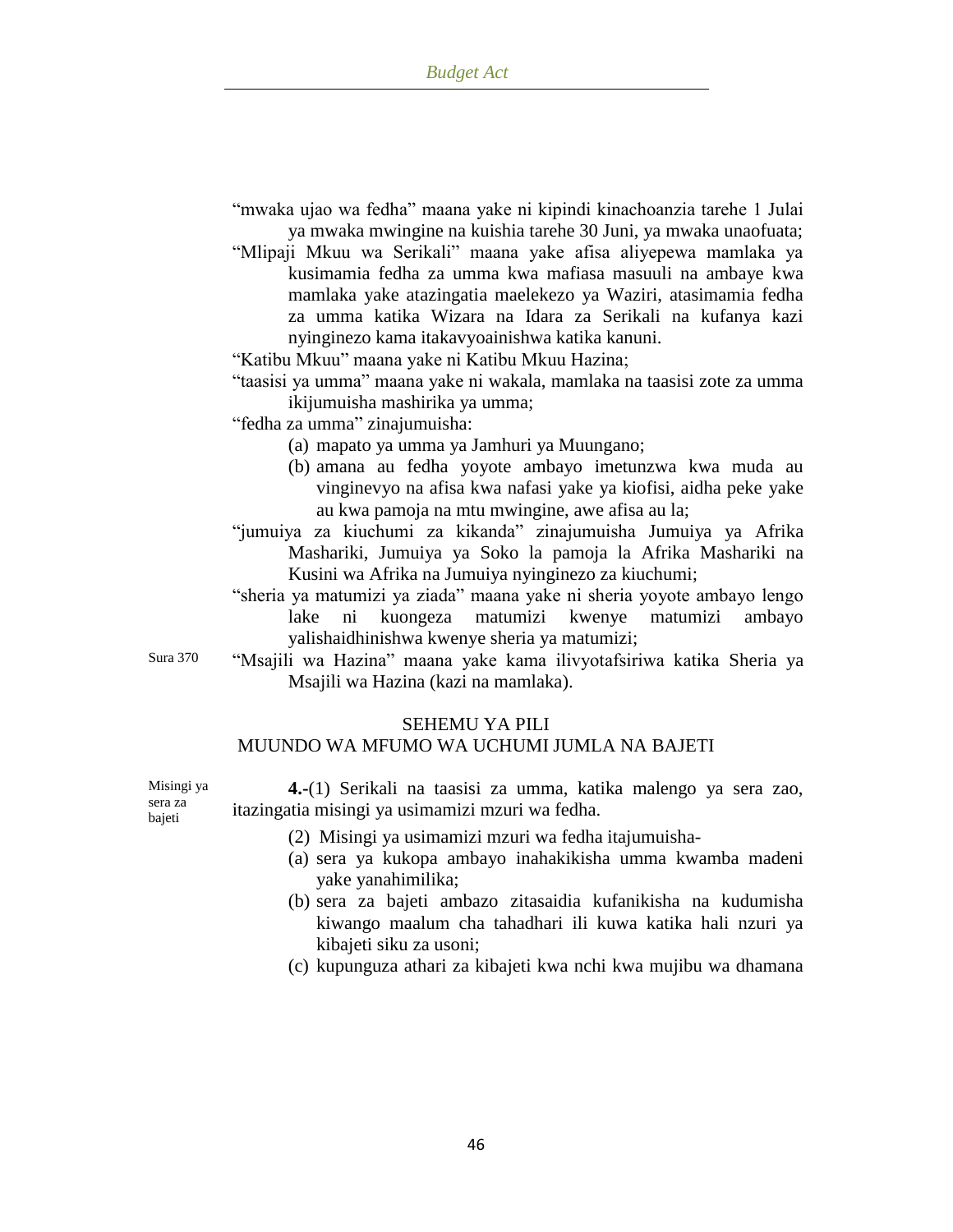"mwaka ujao wa fedha" maana yake ni kipindi kinachoanzia tarehe 1 Julai ya mwaka mwingine na kuishia tarehe 30 Juni, ya mwaka unaofuata;

"Mlipaji Mkuu wa Serikali" maana yake afisa aliyepewa mamlaka ya kusimamia fedha za umma kwa mafiasa masuuli na ambaye kwa mamlaka yake atazingatia maelekezo ya Waziri, atasimamia fedha za umma katika Wizara na Idara za Serikali na kufanya kazi nyinginezo kama itakavyoainishwa katika kanuni.

"Katibu Mkuu" maana yake ni Katibu Mkuu Hazina;

"taasisi ya umma" maana yake ni wakala, mamlaka na taasisi zote za umma ikijumuisha mashirika ya umma;

"fedha za umma" zinajumuisha:

(a) mapato ya umma ya Jamhuri ya Muungano;

(b) amana au fedha yoyote ambayo imetunzwa kwa muda au vinginevyo na afisa kwa nafasi yake ya kiofisi, aidha peke yake au kwa pamoja na mtu mwingine, awe afisa au la;

"jumuiya za kiuchumi za kikanda" zinajumuisha Jumuiya ya Afrika Mashariki, Jumuiya ya Soko la pamoja la Afrika Mashariki na Kusini wa Afrika na Jumuiya nyinginezo za kiuchumi;

"sheria ya matumizi ya ziada" maana yake ni sheria yoyote ambayo lengo lake ni kuongeza matumizi kwenye matumizi ambayo yalishaidhinishwa kwenye sheria ya matumizi;

Sura 370

"Msajili wa Hazina" maana yake kama ilivyotafsiriwa katika Sheria ya Msajili wa Hazina (kazi na mamlaka).

## SEHEMU YA PILI
## MUUNDO WA MFUMO WA UCHUMI JUMLA NA BAJETI

Misingi ya sera za bajeti

**4.**-(1) Serikali na taasisi za umma, katika malengo ya sera zao, itazingatia misingi ya usimamizi mzuri wa fedha.

(2) Misingi ya usimamizi mzuri wa fedha itajumuisha-

(a) sera ya kukopa ambayo inahakikisha umma kwamba madeni yake yanahimilika;

(b) sera za bajeti ambazo zitasaidia kufanikisha na kudumisha kiwango maalum cha tahadhari ili kuwa katika hali nzuri ya kibajeti siku za usoni;

(c) kupunguza athari za kibajeti kwa nchi kwa mujibu wa dhamana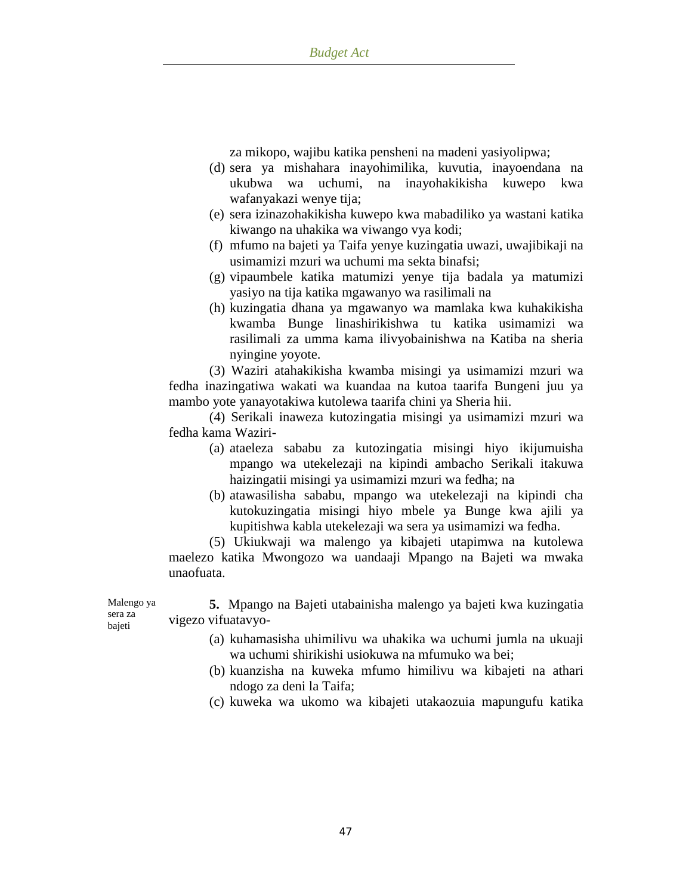za mikopo, wajibu katika pensheni na madeni yasiyolipwa;

(d) sera ya mishahara inayohimilika, kuvutia, inayoendana na ukubwa wa uchumi, na inayohakikisha kuwepo kwa wafanyakazi wenye tija;

(e) sera izinazohakikisha kuwepo kwa mabadiliko ya wastani katika kiwango na uhakika wa viwango vya kodi;

(f) mfumo na bajeti ya Taifa yenye kuzingatia uwazi, uwajibikaji na usimamizi mzuri wa uchumi ma sekta binafsi;

(g) vipaumbele katika matumizi yenye tija badala ya matumizi yasiyo na tija katika mgawanyo wa rasilimali na

(h) kuzingatia dhana ya mgawanyo wa mamlaka kwa kuhakikisha kwamba Bunge linashirikishwa tu katika usimamizi wa rasilimali za umma kama ilivyobainishwa na Katiba na sheria nyingine yoyote.

(3) Waziri atahakikisha kwamba misingi ya usimamizi mzuri wa fedha inazingatiwa wakati wa kuandaa na kutoa taarifa Bungeni juu ya mambo yote yanayotakiwa kutolewa taarifa chini ya Sheria hii.

(4) Serikali inaweza kutozingatia misingi ya usimamizi mzuri wa fedha kama Waziri-

(a) ataeleza sababu za kutozingatia misingi hiyo ikijumuisha mpango wa utekelezaji na kipindi ambacho Serikali itakuwa haizingatii misingi ya usimamizi mzuri wa fedha; na

(b) atawasilisha sababu, mpango wa utekelezaji na kipindi cha kutokuzingatia misingi hiyo mbele ya Bunge kwa ajili ya kupitishwa kabla utekelezaji wa sera ya usimamizi wa fedha.

(5) Ukiukwaji wa malengo ya kibajeti utapimwa na kutolewa maelezo katika Mwongozo wa uandaaji Mpango na Bajeti wa mwaka unaofuata.

*Malengo ya sera za bajeti*

**5.** Mpango na Bajeti utabainisha malengo ya bajeti kwa kuzingatia vigezo vifuatavyo-

(a) kuhamasisha uhimilivu wa uhakika wa uchumi jumla na ukuaji wa uchumi shirikishi usiokuwa na mfumuko wa bei;

(b) kuanzisha na kuweka mfumo himilivu wa kibajeti na athari ndogo za deni la Taifa;

(c) kuweka wa ukomo wa kibajeti utakaozuia mapungufu katika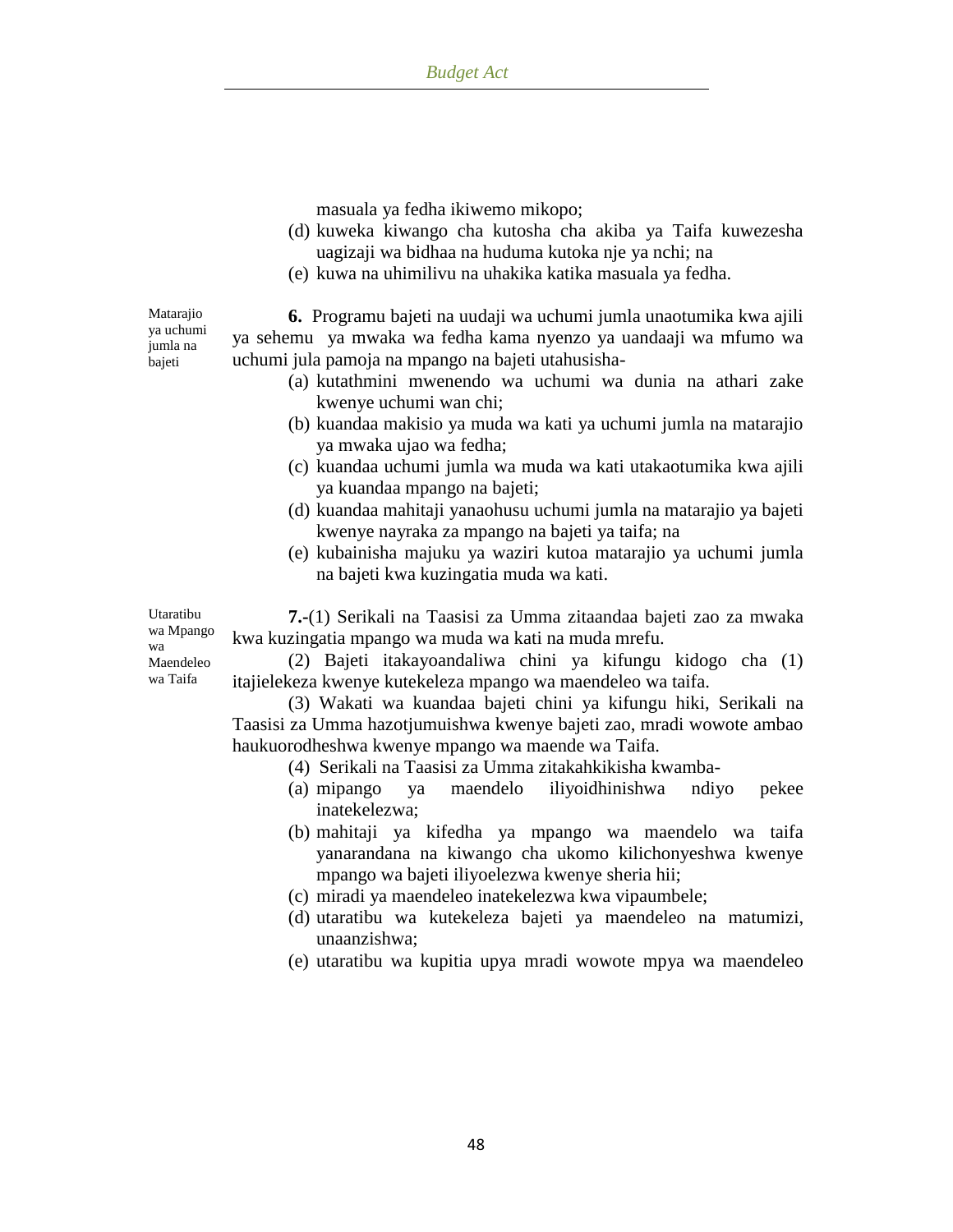masuala ya fedha ikiwemo mikopo;

(d) kuweka kiwango cha kutosha cha akiba ya Taifa kuwezesha uagizaji wa bidhaa na huduma kutoka nje ya nchi; na

(e) kuwa na uhimilivu na uhakika katika masuala ya fedha.

Matarajio ya uchumi jumla na bajeti

**6.** Programu bajeti na uudaji wa uchumi jumla unaotumika kwa ajili ya sehemu ya mwaka wa fedha kama nyenzo ya uandaaji wa mfumo wa uchumi jula pamoja na mpango na bajeti utahusisha-

(a) kutathmini mwenendo wa uchumi wa dunia na athari zake kwenye uchumi wan chi;

(b) kuandaa makisio ya muda wa kati ya uchumi jumla na matarajio ya mwaka ujao wa fedha;

(c) kuandaa uchumi jumla wa muda wa kati utakaotumika kwa ajili ya kuandaa mpango na bajeti;

(d) kuandaa mahitaji yanaohusu uchumi jumla na matarajio ya bajeti kwenye nayraka za mpango na bajeti ya taifa; na

(e) kubainisha majuku ya waziri kutoa matarajio ya uchumi jumla na bajeti kwa kuzingatia muda wa kati.

Utaratibu wa Mpango wa Maendeleo wa Taifa

**7.-**(1) Serikali na Taasisi za Umma zitaandaa bajeti zao za mwaka kwa kuzingatia mpango wa muda wa kati na muda mrefu.

(2) Bajeti itakayoandaliwa chini ya kifungu kidogo cha (1) itajielekeza kwenye kutekeleza mpango wa maendeleo wa taifa.

(3) Wakati wa kuandaa bajeti chini ya kifungu hiki, Serikali na Taasisi za Umma hazotjumuishwa kwenye bajeti zao, mradi wowote ambao haukuorodheshwa kwenye mpango wa maende wa Taifa.

(4) Serikali na Taasisi za Umma zitakahkikisha kwamba-

(a) mipango ya maendelo iliyoidhinishwa ndiyo pekee inatekelezwa;

(b) mahitaji ya kifedha ya mpango wa maendelo wa taifa yanarandana na kiwango cha ukomo kilichonyeshwa kwenye mpango wa bajeti iliyoelezwa kwenye sheria hii;

(c) miradi ya maendeleo inatekelezwa kwa vipaumbele;

(d) utaratibu wa kutekeleza bajeti ya maendeleo na matumizi, unaanzishwa;

(e) utaratibu wa kupitia upya mradi wowote mpya wa maendeleo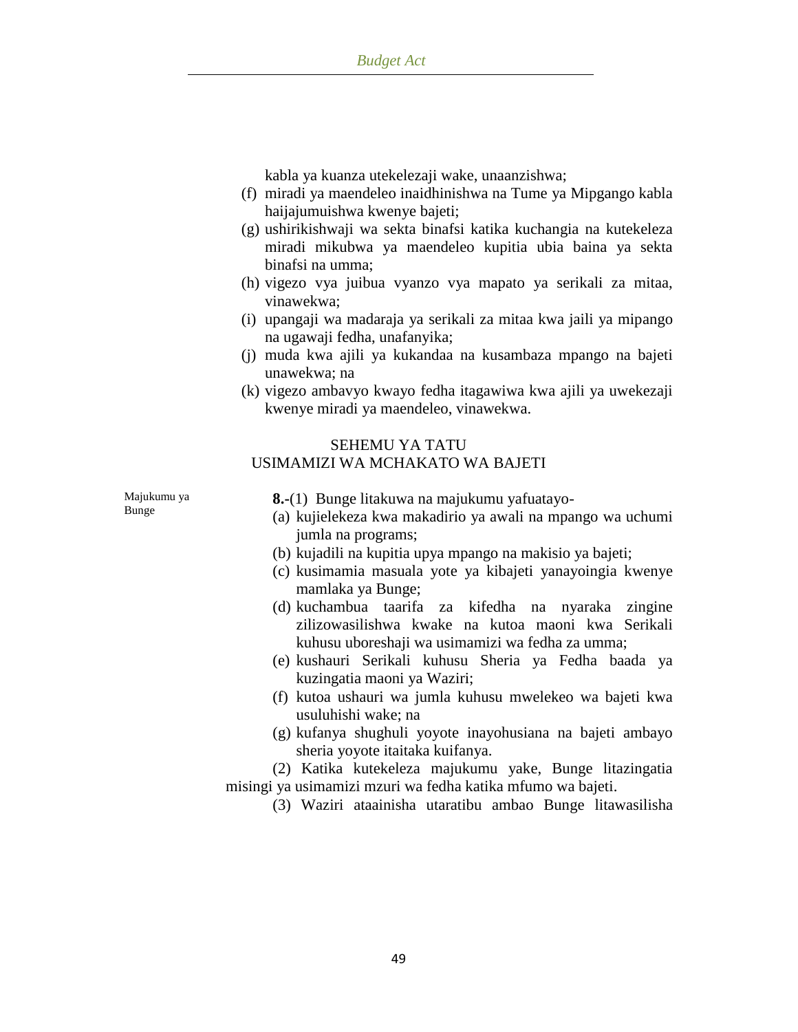kabla ya kuanza utekelezaji wake, unaanzishwa;

(f) miradi ya maendeleo inaidhinishwa na Tume ya Mipgango kabla haijajumuishwa kwenye bajeti;

(g) ushirikishwaji wa sekta binafsi katika kuchangia na kutekeleza miradi mikubwa ya maendeleo kupitia ubia baina ya sekta binafsi na umma;

(h) vigezo vya juibua vyanzo vya mapato ya serikali za mitaa, vinawekwa;

(i) upangaji wa madaraja ya serikali za mitaa kwa jaili ya mipango na ugawaji fedha, unafanyika;

(j) muda kwa ajili ya kukandaa na kusambaza mpango na bajeti unawekwa; na

(k) vigezo ambavyo kwayo fedha itagawiwa kwa ajili ya uwekezaji kwenye miradi ya maendeleo, vinawekwa.

## SEHEMU YA TATU
## USIMAMIZI WA MCHAKATO WA BAJETI

Majukumu ya Bunge

**8.-**(1) Bunge litakuwa na majukumu yafuatayo-

(a) kujielekeza kwa makadirio ya awali na mpango wa uchumi jumla na programs;

(b) kujadili na kupitia upya mpango na makisio ya bajeti;

(c) kusimamia masuala yote ya kibajeti yanayoingia kwenye mamlaka ya Bunge;

(d) kuchambua taarifa za kifedha na nyaraka zingine zilizowasilishwa kwake na kutoa maoni kwa Serikali kuhusu uboreshaji wa usimamizi wa fedha za umma;

(e) kushauri Serikali kuhusu Sheria ya Fedha baada ya kuzingatia maoni ya Waziri;

(f) kutoa ushauri wa jumla kuhusu mwelekeo wa bajeti kwa usuluhishi wake; na

(g) kufanya shughuli yoyote inayohusiana na bajeti ambayo sheria yoyote itaitaka kuifanya.

(2) Katika kutekeleza majukumu yake, Bunge litazingatia misingi ya usimamizi mzuri wa fedha katika mfumo wa bajeti.

(3) Waziri ataainisha utaratibu ambao Bunge litawasilisha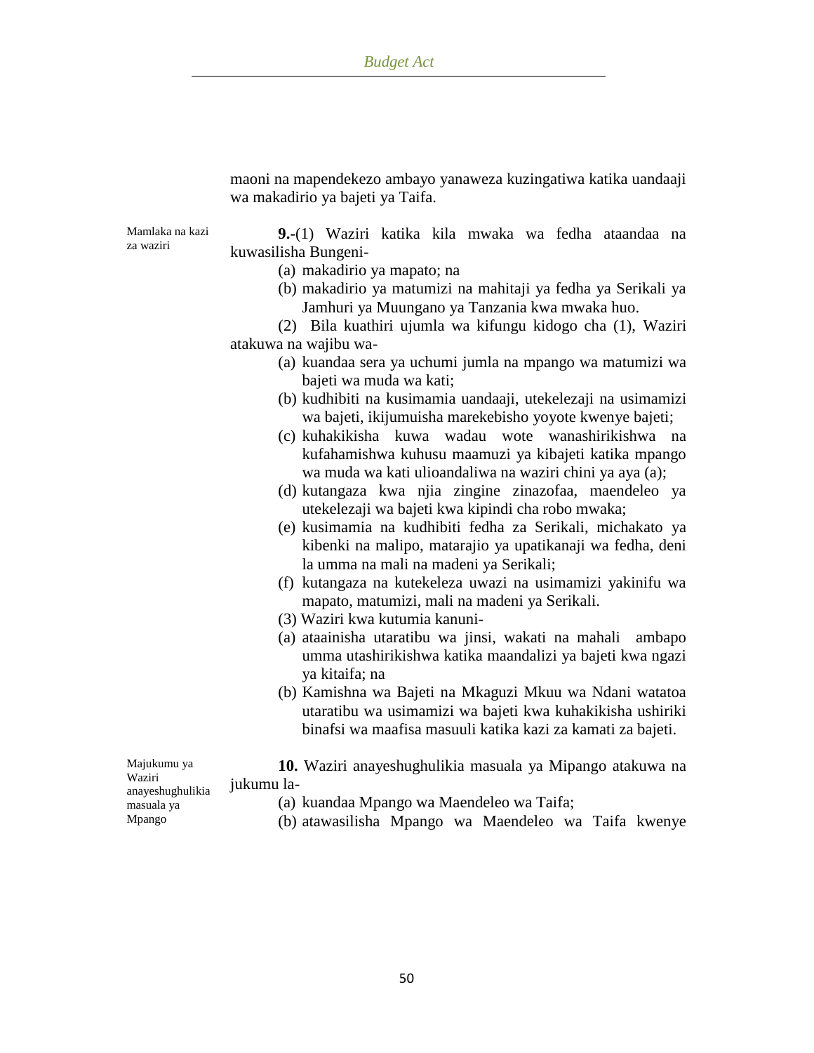maoni na mapendekezo ambayo yanaweza kuzingatiwa katika uandaaji wa makadirio ya bajeti ya Taifa.

Mamlaka na kazi za waziri

**9.-**(1) Waziri katika kila mwaka wa fedha ataandaa na kuwasilisha Bungeni-

(a) makadirio ya mapato; na

(b) makadirio ya matumizi na mahitaji ya fedha ya Serikali ya Jamhuri ya Muungano ya Tanzania kwa mwaka huo.

(2) Bila kuathiri ujumla wa kifungu kidogo cha (1), Waziri atakuwa na wajibu wa-

(a) kuandaa sera ya uchumi jumla na mpango wa matumizi wa bajeti wa muda wa kati;

(b) kudhibiti na kusimamia uandaaji, utekelezaji na usimamizi wa bajeti, ikijumuisha marekebisho yoyote kwenye bajeti;

(c) kuhakikisha kuwa wadau wote wanashirikishwa na kufahamishwa kuhusu maamuzi ya kibajeti katika mpango wa muda wa kati ulioandaliwa na waziri chini ya aya (a);

(d) kutangaza kwa njia zingine zinazofaa, maendeleo ya utekelezaji wa bajeti kwa kipindi cha robo mwaka;

(e) kusimamia na kudhibiti fedha za Serikali, michakato ya kibenki na malipo, matarajio ya upatikanaji wa fedha, deni la umma na mali na madeni ya Serikali;

(f) kutangaza na kutekeleza uwazi na usimamizi yakinifu wa mapato, matumizi, mali na madeni ya Serikali.

(3) Waziri kwa kutumia kanuni-

(a) ataainisha utaratibu wa jinsi, wakati na mahali ambapo umma utashirikishwa katika maandalizi ya bajeti kwa ngazi ya kitaifa; na

(b) Kamishna wa Bajeti na Mkaguzi Mkuu wa Ndani watatoa utaratibu wa usimamizi wa bajeti kwa kuhakikisha ushiriki binafsi wa maafisa masuuli katika kazi za kamati za bajeti.

Majukumu ya Waziri anayeshughulikia masuala ya Mpango

**10.** Waziri anayeshughulikia masuala ya Mipango atakuwa na jukumu la-

(a) kuandaa Mpango wa Maendeleo wa Taifa;

(b) atawasilisha Mpango wa Maendeleo wa Taifa kwenye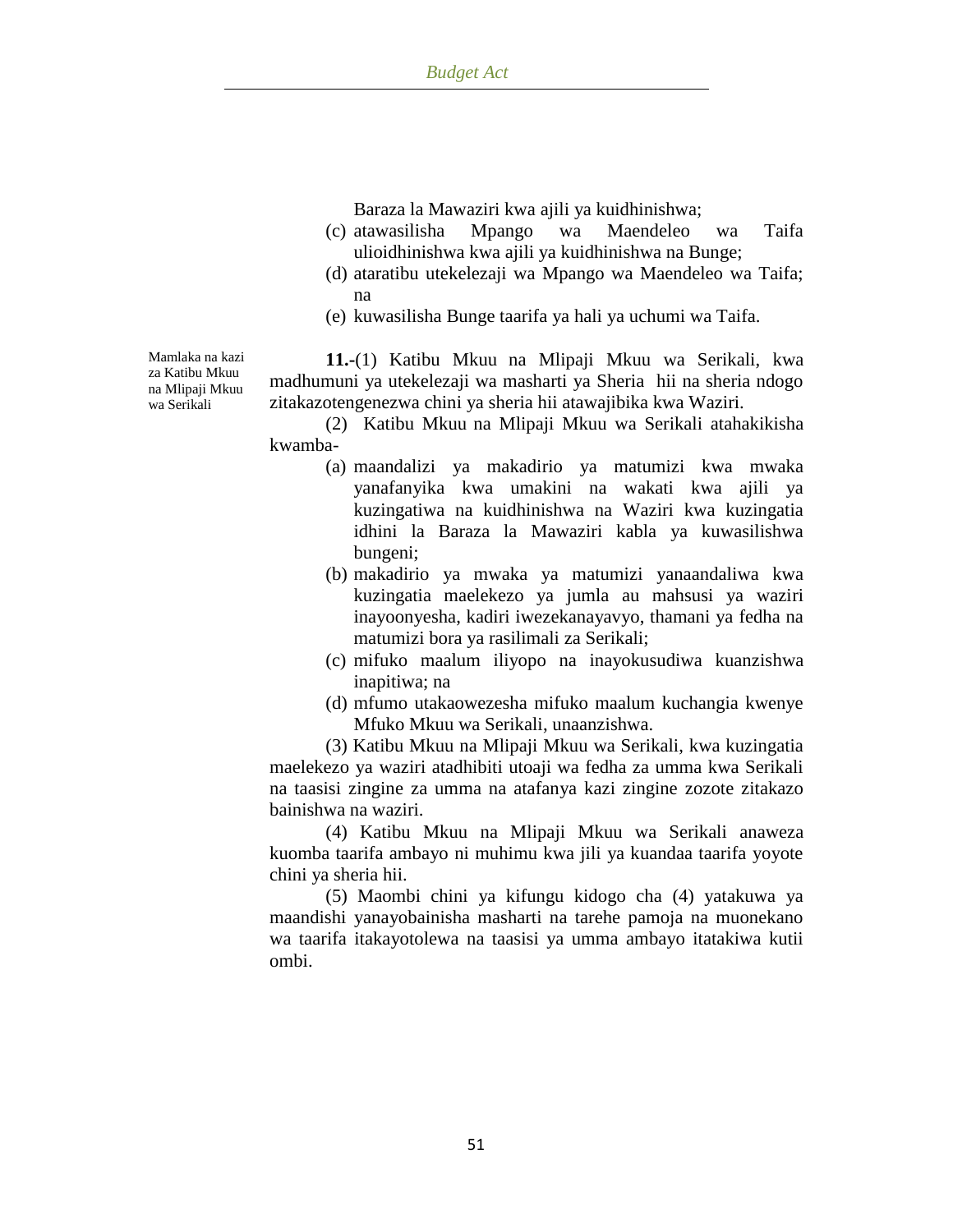Baraza la Mawaziri kwa ajili ya kuidhinishwa;

(c) atawasilisha Mpango wa Maendeleo wa Taifa ulioidhinishwa kwa ajili ya kuidhinishwa na Bunge;

(d) ataratibu utekelezaji wa Mpango wa Maendeleo wa Taifa; na

(e) kuwasilisha Bunge taarifa ya hali ya uchumi wa Taifa.

Mamlaka na kazi za Katibu Mkuu na Mlipaji Mkuu wa Serikali

**11.**-(1) Katibu Mkuu na Mlipaji Mkuu wa Serikali, kwa madhumuni ya utekelezaji wa masharti ya Sheria hii na sheria ndogo zitakazotengenezwa chini ya sheria hii atawajibika kwa Waziri.

(2) Katibu Mkuu na Mlipaji Mkuu wa Serikali atahakikisha kwamba-

(a) maandalizi ya makadirio ya matumizi kwa mwaka yanafanyika kwa umakini na wakati kwa ajili ya kuzingatiwa na kuidhinishwa na Waziri kwa kuzingatia idhini la Baraza la Mawaziri kabla ya kuwasilishwa bungeni;

(b) makadirio ya mwaka ya matumizi yanaandaliwa kwa kuzingatia maelekezo ya jumla au mahsusi ya waziri inayoonyesha, kadiri iwezekanayavyo, thamani ya fedha na matumizi bora ya rasilimali za Serikali;

(c) mifuko maalum iliyopo na inayokusudiwa kuanzishwa inapitiwa; na

(d) mfumo utakaowezesha mifuko maalum kuchangia kwenye Mfuko Mkuu wa Serikali, unaanzishwa.

(3) Katibu Mkuu na Mlipaji Mkuu wa Serikali, kwa kuzingatia maelekezo ya waziri atadhibiti utoaji wa fedha za umma kwa Serikali na taasisi zingine za umma na atafanya kazi zingine zozote zitakazo bainishwa na waziri.

(4) Katibu Mkuu na Mlipaji Mkuu wa Serikali anaweza kuomba taarifa ambayo ni muhimu kwa jili ya kuandaa taarifa yoyote chini ya sheria hii.

(5) Maombi chini ya kifungu kidogo cha (4) yatakuwa ya maandishi yanayobainisha masharti na tarehe pamoja na muonekano wa taarifa itakayotolewa na taasisi ya umma ambayo itatakiwa kutii ombi.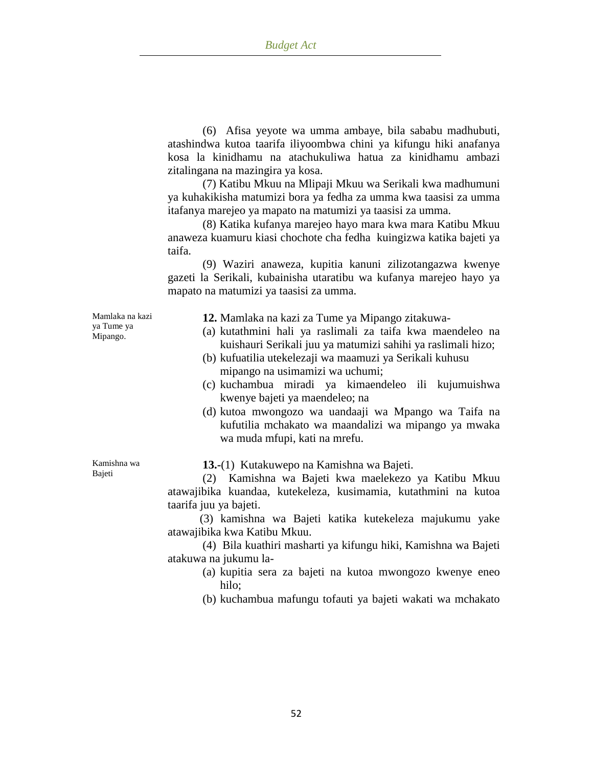(6) Afisa yeyote wa umma ambaye, bila sababu madhubuti, atashindwa kutoa taarifa iliyoombwa chini ya kifungu hiki anafanya kosa la kinidhamu na atachukuliwa hatua za kinidhamu ambazi zitalingana na mazingira ya kosa.

(7) Katibu Mkuu na Mlipaji Mkuu wa Serikali kwa madhumuni ya kuhakikisha matumizi bora ya fedha za umma kwa taasisi za umma itafanya marejeo ya mapato na matumizi ya taasisi za umma.

(8) Katika kufanya marejeo hayo mara kwa mara Katibu Mkuu anaweza kuamuru kiasi chochote cha fedha kuingizwa katika bajeti ya taifa.

(9) Waziri anaweza, kupitia kanuni zilizotangazwa kwenye gazeti la Serikali, kubainisha utaratibu wa kufanya marejeo hayo ya mapato na matumizi ya taasisi za umma.

*Mamlaka na kazi ya Tume ya Mipango.*

**12.** Mamlaka na kazi za Tume ya Mipango zitakuwa-

(a) kutathmini hali ya raslimali za taifa kwa maendeleo na kuishauri Serikali juu ya matumizi sahihi ya raslimali hizo;

(b) kufuatilia utekelezaji wa maamuzi ya Serikali kuhusu mipango na usimamizi wa uchumi;

(c) kuchambua miradi ya kimaendeleo ili kujumuishwa kwenye bajeti ya maendeleo; na

(d) kutoa mwongozo wa uandaaji wa Mpango wa Taifa na kufutilia mchakato wa maandalizi wa mipango ya mwaka wa muda mfupi, kati na mrefu.

*Kamishna wa Bajeti*

**13.-**(1) Kutakuwepo na Kamishna wa Bajeti.

(2) Kamishna wa Bajeti kwa maelekezo ya Katibu Mkuu atawajibika kuandaa, kutekeleza, kusimamia, kutathmini na kutoa taarifa juu ya bajeti.

(3) kamishna wa Bajeti katika kutekeleza majukumu yake atawajibika kwa Katibu Mkuu.

(4) Bila kuathiri masharti ya kifungu hiki, Kamishna wa Bajeti atakuwa na jukumu la-

(a) kupitia sera za bajeti na kutoa mwongozo kwenye eneo hilo;

(b) kuchambua mafungu tofauti ya bajeti wakati wa mchakato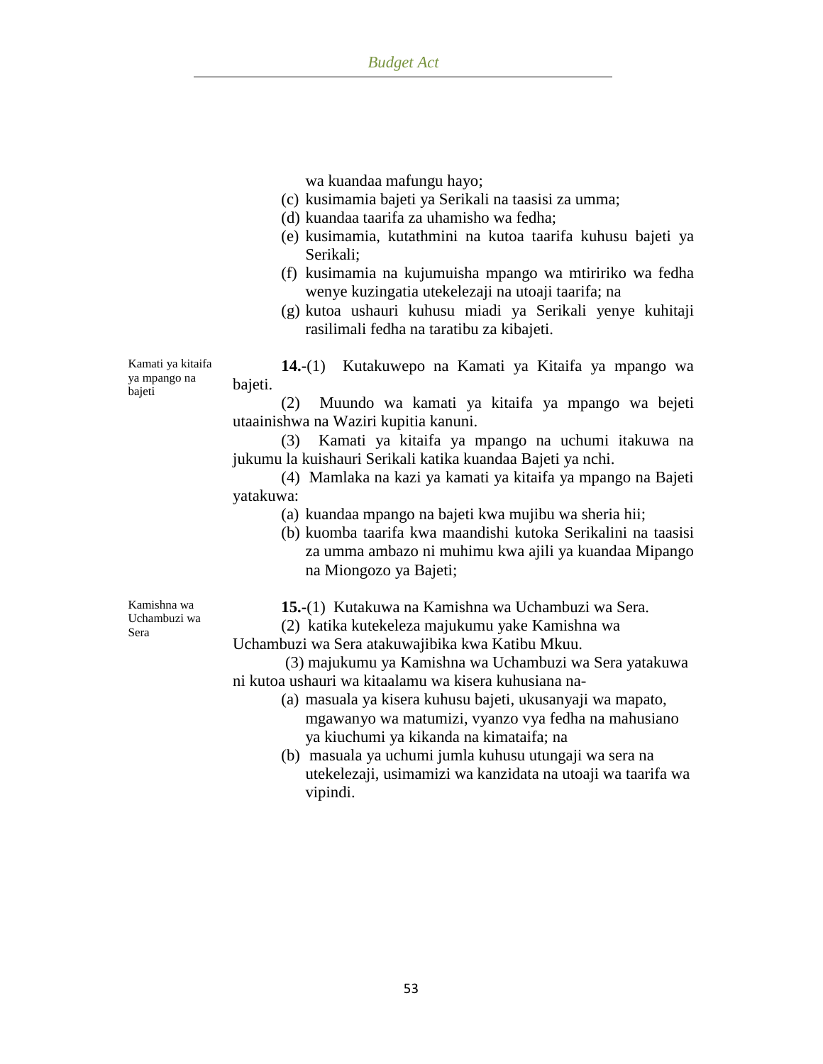wa kuandaa mafungu hayo;

(c) kusimamia bajeti ya Serikali na taasisi za umma;

(d) kuandaa taarifa za uhamisho wa fedha;

(e) kusimamia, kutathmini na kutoa taarifa kuhusu bajeti ya Serikali;

(f) kusimamia na kujumuisha mpango wa mtiririko wa fedha wenye kuzingatia utekelezaji na utoaji taarifa; na

(g) kutoa ushauri kuhusu miadi ya Serikali yenye kuhitaji rasilimali fedha na taratibu za kibajeti.

Kamati ya kitaifa ya mpango na bajeti

**14.**-(1) Kutakuwepo na Kamati ya Kitaifa ya mpango wa bajeti.

(2) Muundo wa kamati ya kitaifa ya mpango wa bejeti utaainishwa na Waziri kupitia kanuni.

(3) Kamati ya kitaifa ya mpango na uchumi itakuwa na jukumu la kuishauri Serikali katika kuandaa Bajeti ya nchi.

(4) Mamlaka na kazi ya kamati ya kitaifa ya mpango na Bajeti yatakuwa:

(a) kuandaa mpango na bajeti kwa mujibu wa sheria hii;

(b) kuomba taarifa kwa maandishi kutoka Serikalini na taasisi za umma ambazo ni muhimu kwa ajili ya kuandaa Mipango na Miongozo ya Bajeti;

Kamishna wa Uchambuzi wa Sera

**15.**-(1) Kutakuwa na Kamishna wa Uchambuzi wa Sera.

(2) katika kutekeleza majukumu yake Kamishna wa Uchambuzi wa Sera atakuwajibika kwa Katibu Mkuu.

(3) majukumu ya Kamishna wa Uchambuzi wa Sera yatakuwa ni kutoa ushauri wa kitaalamu wa kisera kuhusiana na-

(a) masuala ya kisera kuhusu bajeti, ukusanyaji wa mapato, mgawanyo wa matumizi, vyanzo vya fedha na mahusiano ya kiuchumi ya kikanda na kimataifa; na

(b) masuala ya uchumi jumla kuhusu utungaji wa sera na utekelezaji, usimamizi wa kanzidata na utoaji wa taarifa wa vipindi.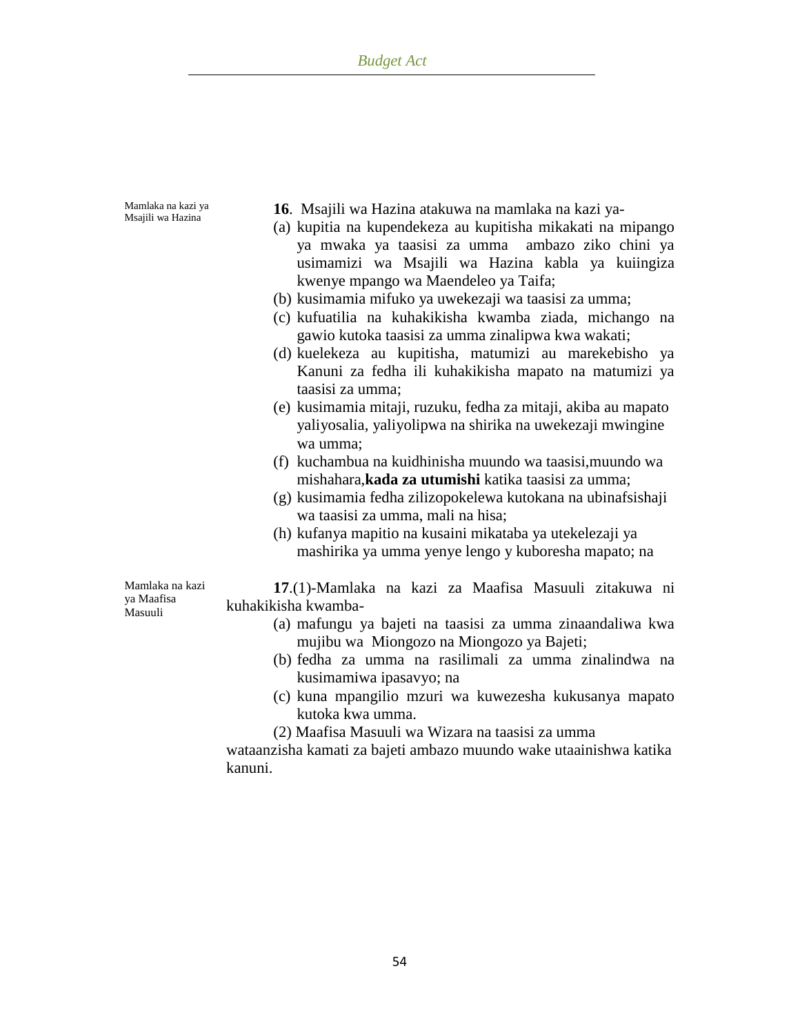Mamlaka na kazi ya Msajili wa Hazina

**16**. Msajili wa Hazina atakuwa na mamlaka na kazi ya-

(a) kupitia na kupendekeza au kupitisha mikakati na mipango ya mwaka ya taasisi za umma ambazo ziko chini ya usimamizi wa Msajili wa Hazina kabla ya kuiingiza kwenye mpango wa Maendeleo ya Taifa;

(b) kusimamia mifuko ya uwekezaji wa taasisi za umma;

(c) kufuatilia na kuhakikisha kwamba ziada, michango na gawio kutoka taasisi za umma zinalipwa kwa wakati;

(d) kuelekeza au kupitisha, matumizi au marekebisho ya Kanuni za fedha ili kuhakikisha mapato na matumizi ya taasisi za umma;

(e) kusimamia mitaji, ruzuku, fedha za mitaji, akiba au mapato yaliyosalia, yaliyolipwa na shirika na uwekezaji mwingine wa umma;

(f) kuchambua na kuidhinisha muundo wa taasisi,muundo wa mishahara,**kada za utumishi** katika taasisi za umma;

(g) kusimamia fedha zilizopokelewa kutokana na ubinafsishaji wa taasisi za umma, mali na hisa;

(h) kufanya mapitio na kusaini mikataba ya utekelezaji ya mashirika ya umma yenye lengo y kuboresha mapato; na

Mamlaka na kazi ya Maafisa Masuuli

**17**.(1)-Mamlaka na kazi za Maafisa Masuuli zitakuwa ni kuhakikisha kwamba-

(a) mafungu ya bajeti na taasisi za umma zinaandaliwa kwa mujibu wa Miongozo na Miongozo ya Bajeti;

(b) fedha za umma na rasilimali za umma zinalindwa na kusimamiwa ipasavyo; na

(c) kuna mpangilio mzuri wa kuwezesha kukusanya mapato kutoka kwa umma.

(2) Maafisa Masuuli wa Wizara na taasisi za umma wataanzisha kamati za bajeti ambazo muundo wake utaainishwa katika kanuni.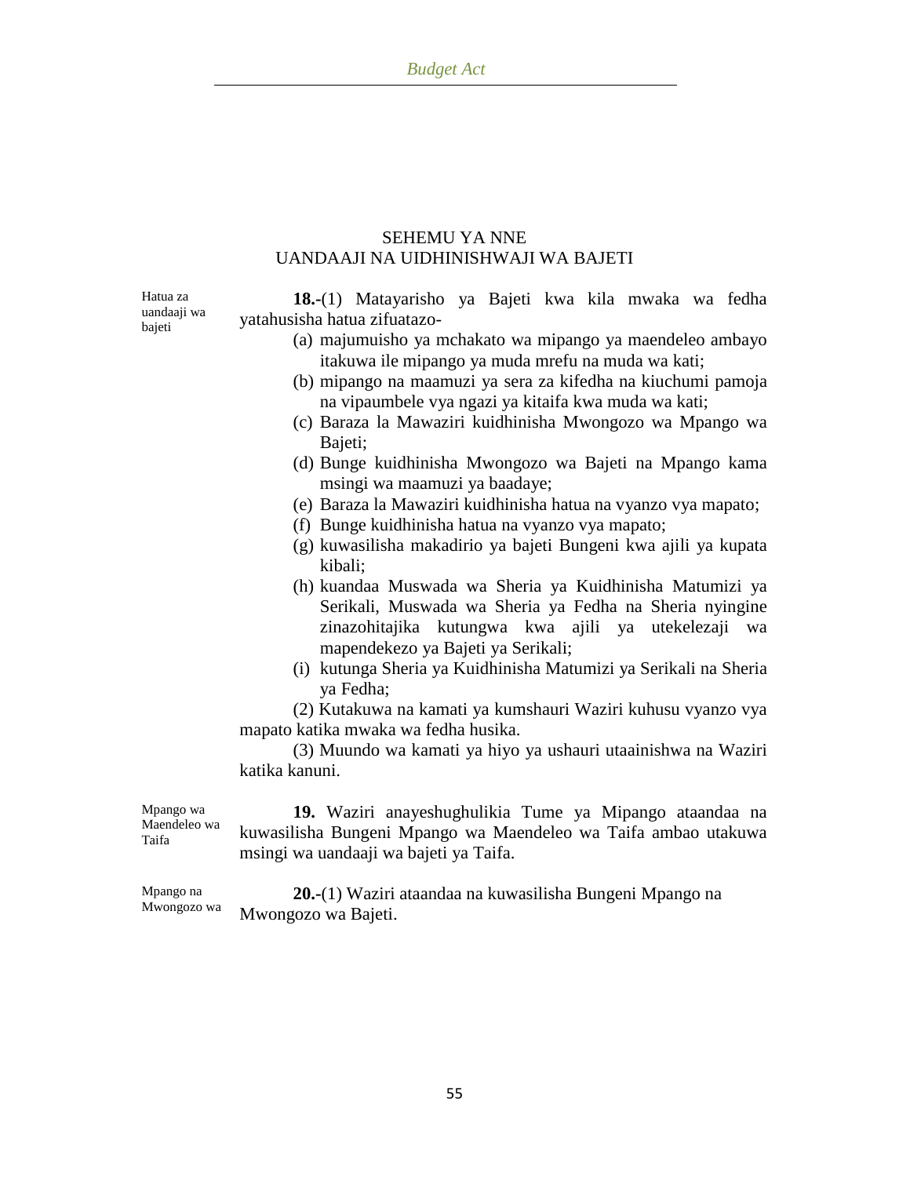## SEHEMU YA NNE
## UANDAAJI NA UIDHINISHWAJI WA BAJETI

Hatua za uandaaji wa bajeti

**18.**-(1) Matayarisho ya Bajeti kwa kila mwaka wa fedha yatahusisha hatua zifuatazo-

(a) majumuisho ya mchakato wa mipango ya maendeleo ambayo itakuwa ile mipango ya muda mrefu na muda wa kati;

(b) mipango na maamuzi ya sera za kifedha na kiuchumi pamoja na vipaumbele vya ngazi ya kitaifa kwa muda wa kati;

(c) Baraza la Mawaziri kuidhinisha Mwongozo wa Mpango wa Bajeti;

(d) Bunge kuidhinisha Mwongozo wa Bajeti na Mpango kama msingi wa maamuzi ya baadaye;

(e) Baraza la Mawaziri kuidhinisha hatua na vyanzo vya mapato;

(f) Bunge kuidhinisha hatua na vyanzo vya mapato;

(g) kuwasilisha makadirio ya bajeti Bungeni kwa ajili ya kupata kibali;

(h) kuandaa Muswada wa Sheria ya Kuidhinisha Matumizi ya Serikali, Muswada wa Sheria ya Fedha na Sheria nyingine zinazohitajika kutungwa kwa ajili ya utekelezaji wa mapendekezo ya Bajeti ya Serikali;

(i) kutunga Sheria ya Kuidhinisha Matumizi ya Serikali na Sheria ya Fedha;

(2) Kutakuwa na kamati ya kumshauri Waziri kuhusu vyanzo vya mapato katika mwaka wa fedha husika.

(3) Muundo wa kamati ya hiyo ya ushauri utaainishwa na Waziri katika kanuni.

Mpango wa Maendeleo wa Taifa

**19.** Waziri anayeshughulikia Tume ya Mipango ataandaa na kuwasilisha Bungeni Mpango wa Maendeleo wa Taifa ambao utakuwa msingi wa uandaaji wa bajeti ya Taifa.

Mpango na Mwongozo wa

**20.**-(1) Waziri ataandaa na kuwasilisha Bungeni Mpango na Mwongozo wa Bajeti.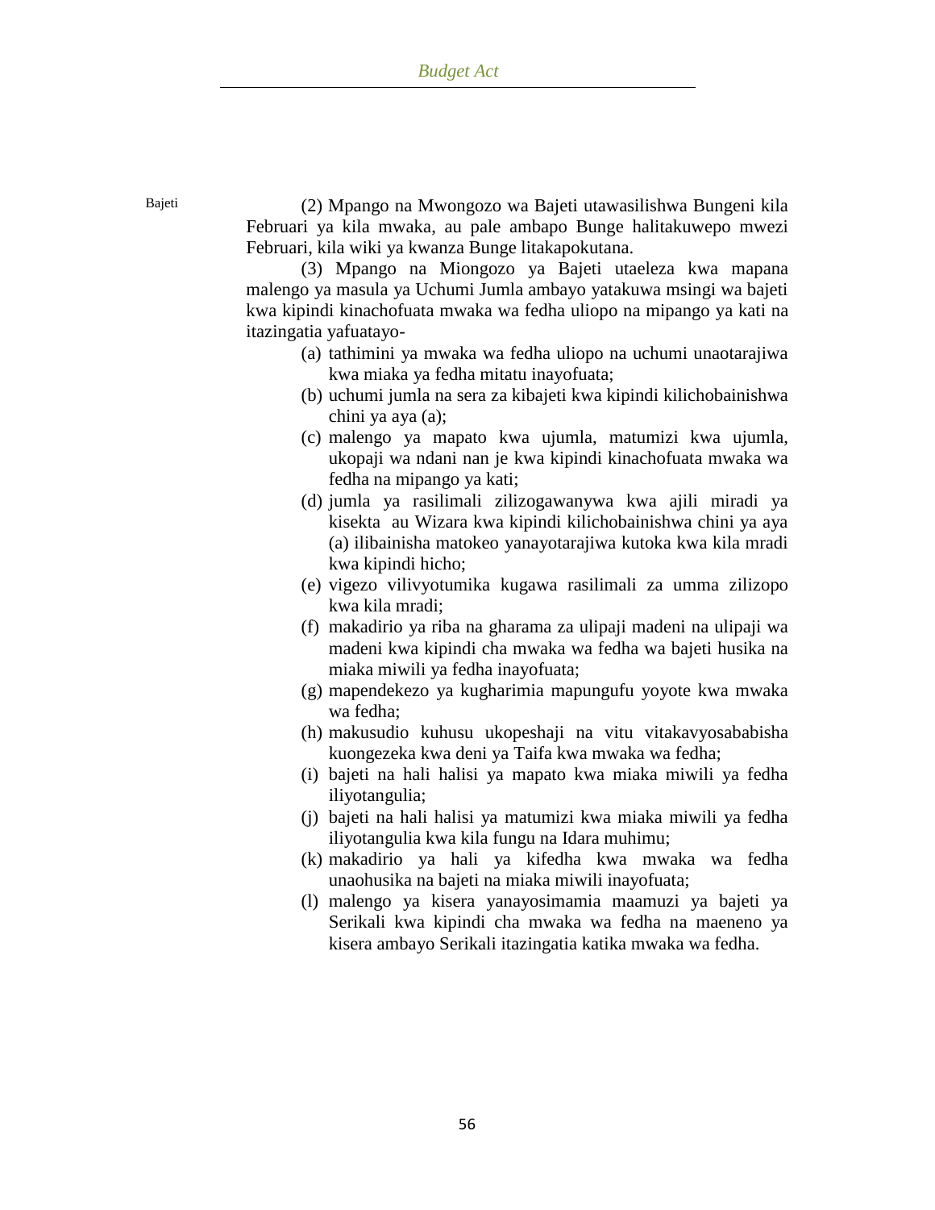Bajeti

(2) Mpango na Mwongozo wa Bajeti utawasilishwa Bungeni kila Februari ya kila mwaka, au pale ambapo Bunge halitakuwepo mwezi Februari, kila wiki ya kwanza Bunge litakapokutana.

(3) Mpango na Miongozo ya Bajeti utaeleza kwa mapana malengo ya masula ya Uchumi Jumla ambayo yatakuwa msingi wa bajeti kwa kipindi kinachofuata mwaka wa fedha uliopo na mipango ya kati na itazingatia yafuatayo-

(a) tathimini ya mwaka wa fedha uliopo na uchumi unaotarajiwa kwa miaka ya fedha mitatu inayofuata;

(b) uchumi jumla na sera za kibajeti kwa kipindi kilichobainishwa chini ya aya (a);

(c) malengo ya mapato kwa ujumla, matumizi kwa ujumla, ukopaji wa ndani nan je kwa kipindi kinachofuata mwaka wa fedha na mipango ya kati;

(d) jumla ya rasilimali zilizogawanywa kwa ajili miradi ya kisekta au Wizara kwa kipindi kilichobainishwa chini ya aya (a) ilibainisha matokeo yanayotarajiwa kutoka kwa kila mradi kwa kipindi hicho;

(e) vigezo vilivyotumika kugawa rasilimali za umma zilizopo kwa kila mradi;

(f) makadirio ya riba na gharama za ulipaji madeni na ulipaji wa madeni kwa kipindi cha mwaka wa fedha wa bajeti husika na miaka miwili ya fedha inayofuata;

(g) mapendekezo ya kugharimia mapungufu yoyote kwa mwaka wa fedha;

(h) makusudio kuhusu ukopeshaji na vitu vitakavyosababisha kuongezeka kwa deni ya Taifa kwa mwaka wa fedha;

(i) bajeti na hali halisi ya mapato kwa miaka miwili ya fedha iliyotangulia;

(j) bajeti na hali halisi ya matumizi kwa miaka miwili ya fedha iliyotangulia kwa kila fungu na Idara muhimu;

(k) makadirio ya hali ya kifedha kwa mwaka wa fedha unaohusika na bajeti na miaka miwili inayofuata;

(l) malengo ya kisera yanayosimamia maamuzi ya bajeti ya Serikali kwa kipindi cha mwaka wa fedha na maeneno ya kisera ambayo Serikali itazingatia katika mwaka wa fedha.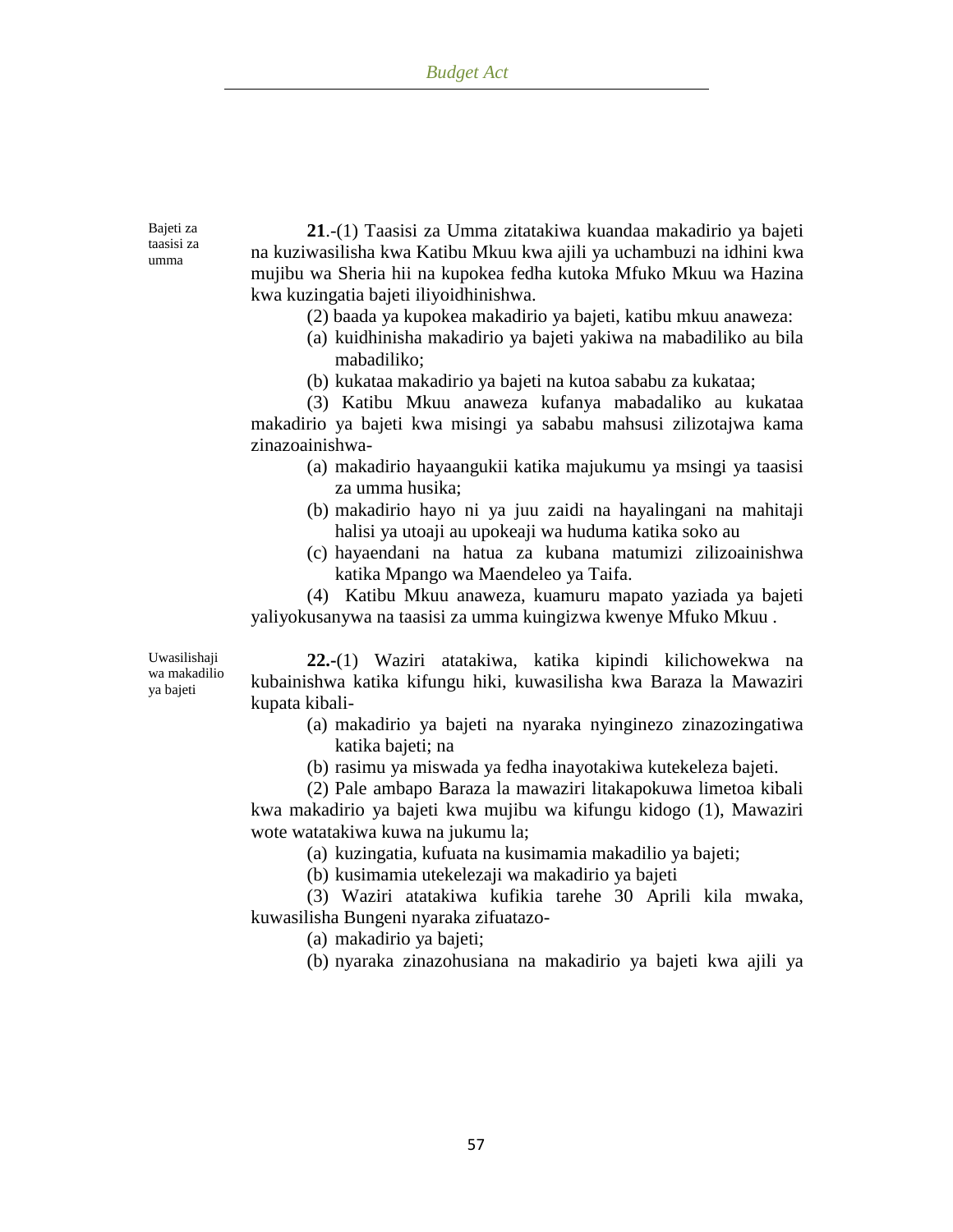Bajeti za taasisi za umma

**21**.-(1) Taasisi za Umma zitatakiwa kuandaa makadirio ya bajeti na kuziwasilisha kwa Katibu Mkuu kwa ajili ya uchambuzi na idhini kwa mujibu wa Sheria hii na kupokea fedha kutoka Mfuko Mkuu wa Hazina kwa kuzingatia bajeti iliyoidhinishwa.

(2) baada ya kupokea makadirio ya bajeti, katibu mkuu anaweza:

(a) kuidhinisha makadirio ya bajeti yakiwa na mabadiliko au bila mabadiliko;

(b) kukataa makadirio ya bajeti na kutoa sababu za kukataa;

(3) Katibu Mkuu anaweza kufanya mabadaliko au kukataa makadirio ya bajeti kwa misingi ya sababu mahsusi zilizotajwa kama zinazoainishwa-

(a) makadirio hayaangukii katika majukumu ya msingi ya taasisi za umma husika;

(b) makadirio hayo ni ya juu zaidi na hayalingani na mahitaji halisi ya utoaji au upokeaji wa huduma katika soko au

(c) hayaendani na hatua za kubana matumizi zilizoainishwa katika Mpango wa Maendeleo ya Taifa.

(4) Katibu Mkuu anaweza, kuamuru mapato yaziada ya bajeti yaliyokusanywa na taasisi za umma kuingizwa kwenye Mfuko Mkuu .

Uwasilishaji wa makadilio ya bajeti

**22.-**(1) Waziri atatakiwa, katika kipindi kilichowekwa na kubainishwa katika kifungu hiki, kuwasilisha kwa Baraza la Mawaziri kupata kibali-

(a) makadirio ya bajeti na nyaraka nyinginezo zinazozingatiwa katika bajeti; na

(b) rasimu ya miswada ya fedha inayotakiwa kutekeleza bajeti.

(2) Pale ambapo Baraza la mawaziri litakapokuwa limetoa kibali kwa makadirio ya bajeti kwa mujibu wa kifungu kidogo (1), Mawaziri wote watatakiwa kuwa na jukumu la;

(a) kuzingatia, kufuata na kusimamia makadilio ya bajeti;

(b) kusimamia utekelezaji wa makadirio ya bajeti

(3) Waziri atatakiwa kufikia tarehe 30 Aprili kila mwaka, kuwasilisha Bungeni nyaraka zifuatazo-

(a) makadirio ya bajeti;

(b) nyaraka zinazohusiana na makadirio ya bajeti kwa ajili ya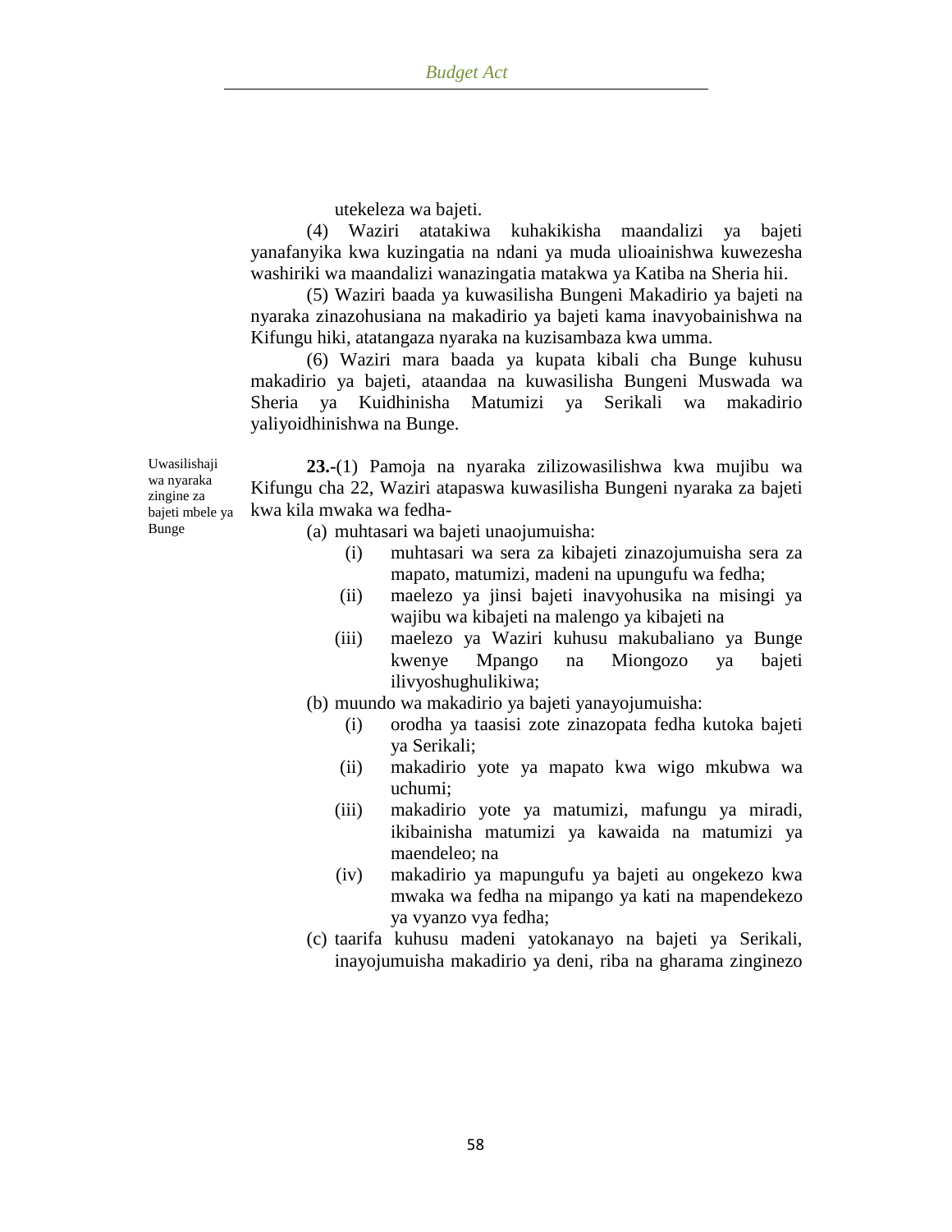utekeleza wa bajeti.

(4) Waziri atatakiwa kuhakikisha maandalizi ya bajeti yanafanyika kwa kuzingatia na ndani ya muda ulioainishwa kuwezesha washiriki wa maandalizi wanazingatia matakwa ya Katiba na Sheria hii.

(5) Waziri baada ya kuwasilisha Bungeni Makadirio ya bajeti na nyaraka zinazohusiana na makadirio ya bajeti kama inavyobainishwa na Kifungu hiki, atatangaza nyaraka na kuzisambaza kwa umma.

(6) Waziri mara baada ya kupata kibali cha Bunge kuhusu makadirio ya bajeti, ataandaa na kuwasilisha Bungeni Muswada wa Sheria ya Kuidhinisha Matumizi ya Serikali wa makadirio yaliyoidhinishwa na Bunge.

Uwasilishaji wa nyaraka zingine za bajeti mbele ya Bunge

**23.-**(1) Pamoja na nyaraka zilizowasilishwa kwa mujibu wa Kifungu cha 22, Waziri atapaswa kuwasilisha Bungeni nyaraka za bajeti kwa kila mwaka wa fedha-

(a) muhtasari wa bajeti unaojumuisha:
  - (i) muhtasari wa sera za kibajeti zinazojumuisha sera za mapato, matumizi, madeni na upungufu wa fedha;
  - (ii) maelezo ya jinsi bajeti inavyohusika na misingi ya wajibu wa kibajeti na malengo ya kibajeti na
  - (iii) maelezo ya Waziri kuhusu makubaliano ya Bunge kwenye Mpango na Miongozo ya bajeti ilivyoshughulikiwa;

(b) muundo wa makadirio ya bajeti yanayojumuisha:
  - (i) orodha ya taasisi zote zinazopata fedha kutoka bajeti ya Serikali;
  - (ii) makadirio yote ya mapato kwa wigo mkubwa wa uchumi;
  - (iii) makadirio yote ya matumizi, mafungu ya miradi, ikibainisha matumizi ya kawaida na matumizi ya maendeleo; na
  - (iv) makadirio ya mapungufu ya bajeti au ongekezo kwa mwaka wa fedha na mipango ya kati na mapendekezo ya vyanzo vya fedha;

(c) taarifa kuhusu madeni yatokanayo na bajeti ya Serikali, inayojumuisha makadirio ya deni, riba na gharama zinginezo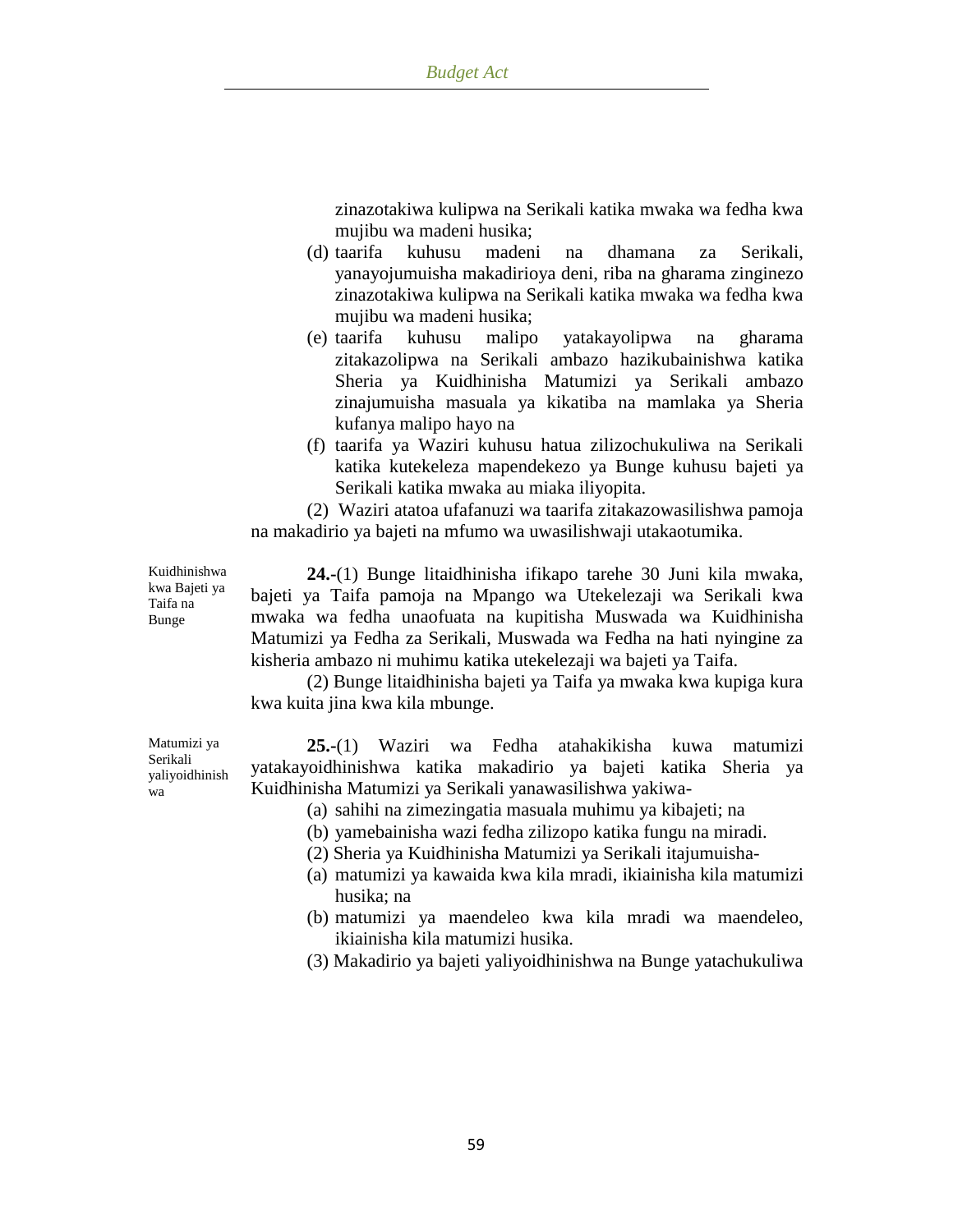zinazotakiwa kulipwa na Serikali katika mwaka wa fedha kwa mujibu wa madeni husika;

(d) taarifa kuhusu madeni na dhamana za Serikali, yanayojumuisha makadirioya deni, riba na gharama zinginezo zinazotakiwa kulipwa na Serikali katika mwaka wa fedha kwa mujibu wa madeni husika;

(e) taarifa kuhusu malipo yatakayolipwa na gharama zitakazolipwa na Serikali ambazo hazikubainishwa katika Sheria ya Kuidhinisha Matumizi ya Serikali ambazo zinajumuisha masuala ya kikatiba na mamlaka ya Sheria kufanya malipo hayo na

(f) taarifa ya Waziri kuhusu hatua zilizochukuliwa na Serikali katika kutekeleza mapendekezo ya Bunge kuhusu bajeti ya Serikali katika mwaka au miaka iliyopita.

(2) Waziri atatoa ufafanuzi wa taarifa zitakazowasilishwa pamoja na makadirio ya bajeti na mfumo wa uwasilishwaji utakaotumika.

*Kuidhinishwa kwa Bajeti ya Taifa na Bunge*

**24.-**(1) Bunge litaidhinisha ifikapo tarehe 30 Juni kila mwaka, bajeti ya Taifa pamoja na Mpango wa Utekelezaji wa Serikali kwa mwaka wa fedha unaofuata na kupitisha Muswada wa Kuidhinisha Matumizi ya Fedha za Serikali, Muswada wa Fedha na hati nyingine za kisheria ambazo ni muhimu katika utekelezaji wa bajeti ya Taifa.

(2) Bunge litaidhinisha bajeti ya Taifa ya mwaka kwa kupiga kura kwa kuita jina kwa kila mbunge.

*Matumizi ya Serikali yaliyoidhinishwa*

**25.-**(1) Waziri wa Fedha atahakikisha kuwa matumizi yatakayoidhinishwa katika makadirio ya bajeti katika Sheria ya Kuidhinisha Matumizi ya Serikali yanawasilishwa yakiwa-

(a) sahihi na zimezingatia masuala muhimu ya kibajeti; na

(b) yamebainisha wazi fedha zilizopo katika fungu na miradi.

(2) Sheria ya Kuidhinisha Matumizi ya Serikali itajumuisha-

(a) matumizi ya kawaida kwa kila mradi, ikiainisha kila matumizi husika; na

(b) matumizi ya maendeleo kwa kila mradi wa maendeleo, ikiainisha kila matumizi husika.

(3) Makadirio ya bajeti yaliyoidhinishwa na Bunge yatachukuliwa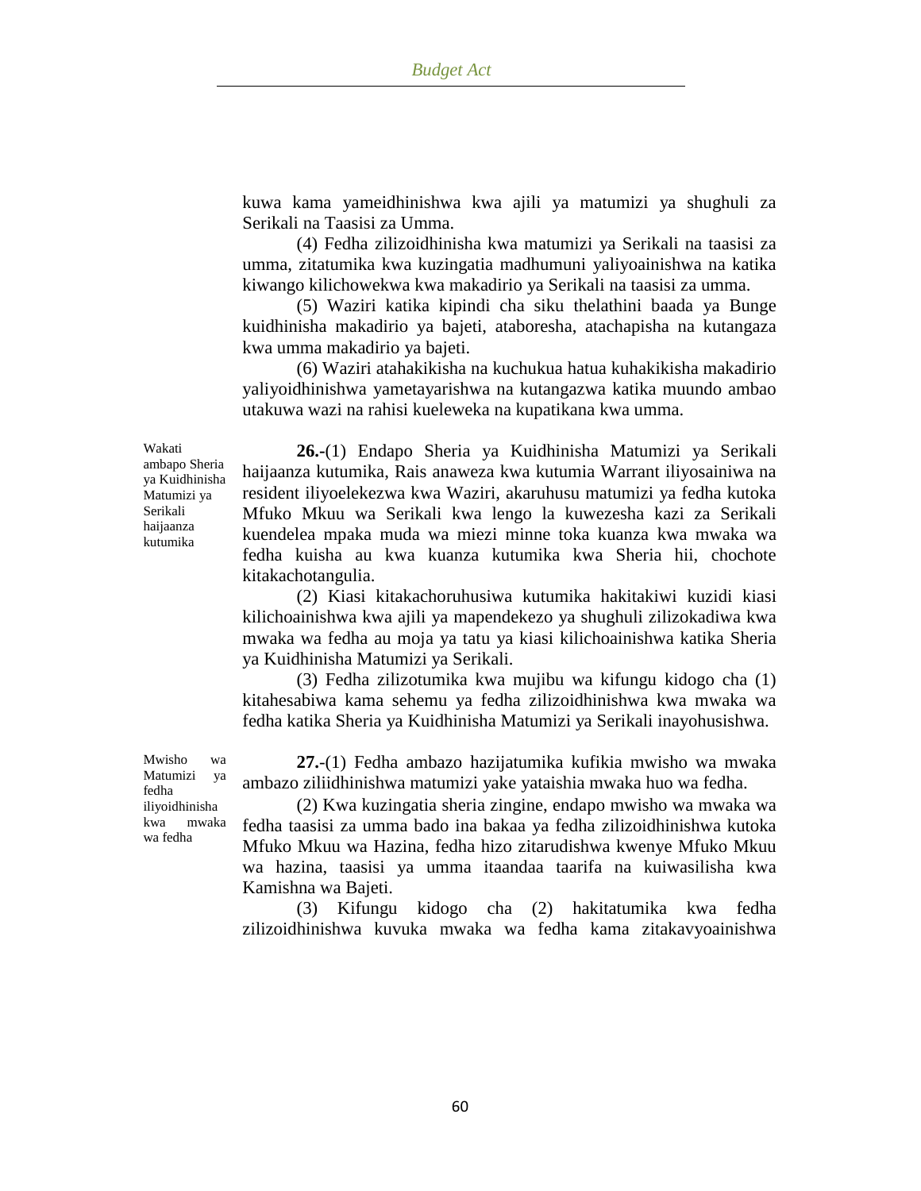kuwa kama yameidhinishwa kwa ajili ya matumizi ya shughuli za Serikali na Taasisi za Umma.

(4) Fedha zilizoidhinisha kwa matumizi ya Serikali na taasisi za umma, zitatumika kwa kuzingatia madhumuni yaliyoainishwa na katika kiwango kilichowekwa kwa makadirio ya Serikali na taasisi za umma.

(5) Waziri katika kipindi cha siku thelathini baada ya Bunge kuidhinisha makadirio ya bajeti, ataboresha, atachapisha na kutangaza kwa umma makadirio ya bajeti.

(6) Waziri atahakikisha na kuchukua hatua kuhakikisha makadirio yaliyoidhinishwa yametayarishwa na kutangazwa katika muundo ambao utakuwa wazi na rahisi kueleweka na kupatikana kwa umma.

*Wakati ambapo Sheria ya Kuidhinisha Matumizi ya Serikali haijaanza kutumika*

**26.-**(1) Endapo Sheria ya Kuidhinisha Matumizi ya Serikali haijaanza kutumika, Rais anaweza kwa kutumia Warrant iliyosainiwa na resident iliyoelekezwa kwa Waziri, akaruhusu matumizi ya fedha kutoka Mfuko Mkuu wa Serikali kwa lengo la kuwezesha kazi za Serikali kuendelea mpaka muda wa miezi minne toka kuanza kwa mwaka wa fedha kuisha au kwa kuanza kutumika kwa Sheria hii, chochote kitakachotangulia.

(2) Kiasi kitakachoruhusiwa kutumika hakitakiwi kuzidi kiasi kilichoainishwa kwa ajili ya mapendekezo ya shughuli zilizokadiwa kwa mwaka wa fedha au moja ya tatu ya kiasi kilichoainishwa katika Sheria ya Kuidhinisha Matumizi ya Serikali.

(3) Fedha zilizotumika kwa mujibu wa kifungu kidogo cha (1) kitahesabiwa kama sehemu ya fedha zilizoidhinishwa kwa mwaka wa fedha katika Sheria ya Kuidhinisha Matumizi ya Serikali inayohusishwa.

*Mwisho wa Matumizi ya fedha iliyoidhinisha kwa mwaka wa fedha*

**27.-**(1) Fedha ambazo hazijatumika kufikia mwisho wa mwaka ambazo ziliidhinishwa matumizi yake yataishia mwaka huo wa fedha.

(2) Kwa kuzingatia sheria zingine, endapo mwisho wa mwaka wa fedha taasisi za umma bado ina bakaa ya fedha zilizoidhinishwa kutoka Mfuko Mkuu wa Hazina, fedha hizo zitarudishwa kwenye Mfuko Mkuu wa hazina, taasisi ya umma itaandaa taarifa na kuiwasilisha kwa Kamishna wa Bajeti.

(3) Kifungu kidogo cha (2) hakitatumika kwa fedha zilizoidhinishwa kuvuka mwaka wa fedha kama zitakavyoainishwa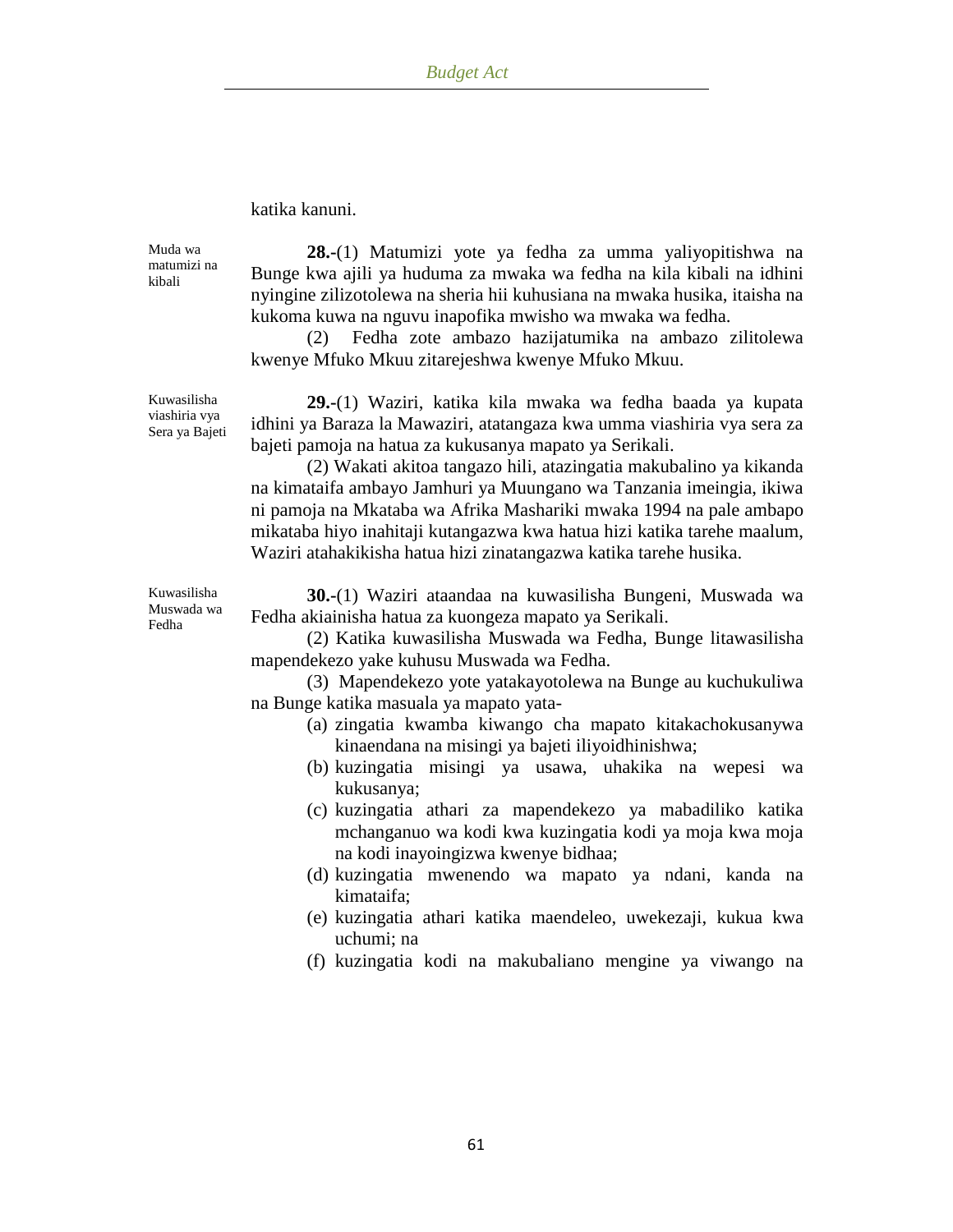katika kanuni.

Muda wa matumizi na kibali

**28.-**(1) Matumizi yote ya fedha za umma yaliyopitishwa na Bunge kwa ajili ya huduma za mwaka wa fedha na kila kibali na idhini nyingine zilizotolewa na sheria hii kuhusiana na mwaka husika, itaisha na kukoma kuwa na nguvu inapofika mwisho wa mwaka wa fedha.

(2) Fedha zote ambazo hazijatumika na ambazo zilitolewa kwenye Mfuko Mkuu zitarejeshwa kwenye Mfuko Mkuu.

Kuwasilisha viashiria vya Sera ya Bajeti

**29.-**(1) Waziri, katika kila mwaka wa fedha baada ya kupata idhini ya Baraza la Mawaziri, atatangaza kwa umma viashiria vya sera za bajeti pamoja na hatua za kukusanya mapato ya Serikali.

(2) Wakati akitoa tangazo hili, atazingatia makubalino ya kikanda na kimataifa ambayo Jamhuri ya Muungano wa Tanzania imeingia, ikiwa ni pamoja na Mkataba wa Afrika Mashariki mwaka 1994 na pale ambapo mikataba hiyo inahitaji kutangazwa kwa hatua hizi katika tarehe maalum, Waziri atahakikisha hatua hizi zinatangazwa katika tarehe husika.

Kuwasilisha Muswada wa Fedha

**30.-**(1) Waziri ataandaa na kuwasilisha Bungeni, Muswada wa Fedha akiainisha hatua za kuongeza mapato ya Serikali.

(2) Katika kuwasilisha Muswada wa Fedha, Bunge litawasilisha mapendekezo yake kuhusu Muswada wa Fedha.

(3) Mapendekezo yote yatakayotolewa na Bunge au kuchukuliwa na Bunge katika masuala ya mapato yata-

(a) zingatia kwamba kiwango cha mapato kitakachokusanywa kinaendana na misingi ya bajeti iliyoidhinishwa;

(b) kuzingatia misingi ya usawa, uhakika na wepesi wa kukusanya;

(c) kuzingatia athari za mapendekezo ya mabadiliko katika mchanganuo wa kodi kwa kuzingatia kodi ya moja kwa moja na kodi inayoingizwa kwenye bidhaa;

(d) kuzingatia mwenendo wa mapato ya ndani, kanda na kimataifa;

(e) kuzingatia athari katika maendeleo, uwekezaji, kukua kwa uchumi; na

(f) kuzingatia kodi na makubaliano mengine ya viwango na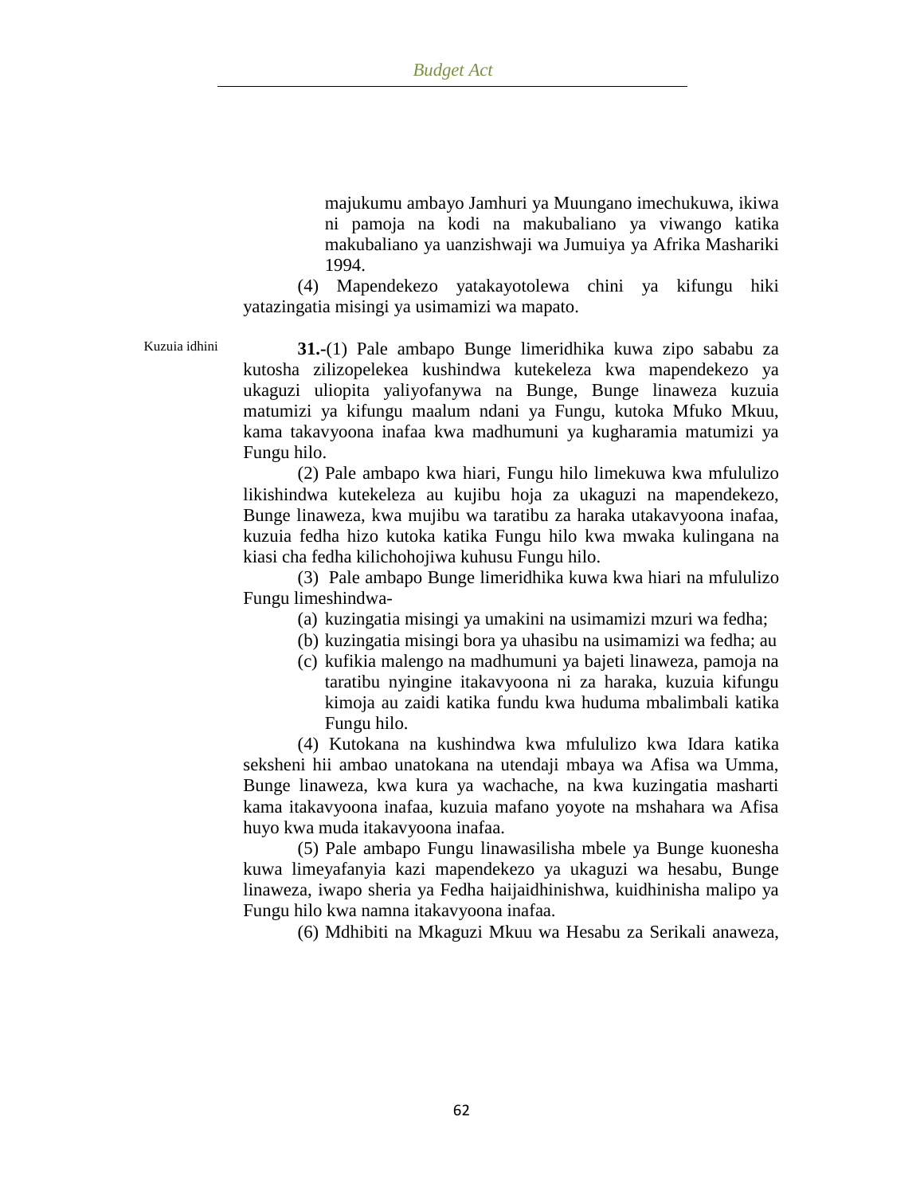majukumu ambayo Jamhuri ya Muungano imechukuwa, ikiwa ni pamoja na kodi na makubaliano ya viwango katika makubaliano ya uanzishwaji wa Jumuiya ya Afrika Mashariki 1994.

(4) Mapendekezo yatakayotolewa chini ya kifungu hiki yatazingatia misingi ya usimamizi wa mapato.

Kuzuia idhini

**31.-**(1) Pale ambapo Bunge limeridhika kuwa zipo sababu za kutosha zilizopelekea kushindwa kutekeleza kwa mapendekezo ya ukaguzi uliopita yaliyofanywa na Bunge, Bunge linaweza kuzuia matumizi ya kifungu maalum ndani ya Fungu, kutoka Mfuko Mkuu, kama takavyoona inafaa kwa madhumuni ya kugharamia matumizi ya Fungu hilo.

(2) Pale ambapo kwa hiari, Fungu hilo limekuwa kwa mfululizo likishindwa kutekeleza au kujibu hoja za ukaguzi na mapendekezo, Bunge linaweza, kwa mujibu wa taratibu za haraka utakavyoona inafaa, kuzuia fedha hizo kutoka katika Fungu hilo kwa mwaka kulingana na kiasi cha fedha kilichohojiwa kuhusu Fungu hilo.

(3) Pale ambapo Bunge limeridhika kuwa kwa hiari na mfululizo Fungu limeshindwa-

(a) kuzingatia misingi ya umakini na usimamizi mzuri wa fedha;
(b) kuzingatia misingi bora ya uhasibu na usimamizi wa fedha; au
(c) kufikia malengo na madhumuni ya bajeti linaweza, pamoja na taratibu nyingine itakavyoona ni za haraka, kuzuia kifungu kimoja au zaidi katika fundu kwa huduma mbalimbali katika Fungu hilo.

(4) Kutokana na kushindwa kwa mfululizo kwa Idara katika seksheni hii ambao unatokana na utendaji mbaya wa Afisa wa Umma, Bunge linaweza, kwa kura ya wachache, na kwa kuzingatia masharti kama itakavyoona inafaa, kuzuia mafano yoyote na mshahara wa Afisa huyo kwa muda itakavyoona inafaa.

(5) Pale ambapo Fungu linawasilisha mbele ya Bunge kuonesha kuwa limeyafanyia kazi mapendekezo ya ukaguzi wa hesabu, Bunge linaweza, iwapo sheria ya Fedha haijaidhinishwa, kuidhinisha malipo ya Fungu hilo kwa namna itakavyoona inafaa.

(6) Mdhibiti na Mkaguzi Mkuu wa Hesabu za Serikali anaweza,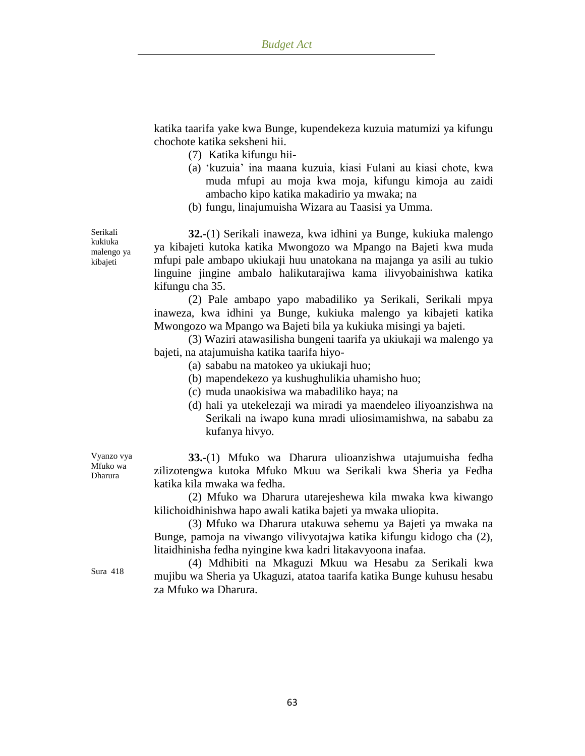katika taarifa yake kwa Bunge, kupendekeza kuzuia matumizi ya kifungu chochote katika seksheni hii.

(7) Katika kifungu hii-

(a) 'kuzuia' ina maana kuzuia, kiasi Fulani au kiasi chote, kwa muda mfupi au moja kwa moja, kifungu kimoja au zaidi ambacho kipo katika makadirio ya mwaka; na

(b) fungu, linajumuisha Wizara au Taasisi ya Umma.

Serikali kukiuka malengo ya kibajeti

**32.-**(1) Serikali inaweza, kwa idhini ya Bunge, kukiuka malengo ya kibajeti kutoka katika Mwongozo wa Mpango na Bajeti kwa muda mfupi pale ambapo ukiukaji huu unatokana na majanga ya asili au tukio linguine jingine ambalo halikutarajiwa kama ilivyobainishwa katika kifungu cha 35.

(2) Pale ambapo yapo mabadiliko ya Serikali, Serikali mpya inaweza, kwa idhini ya Bunge, kukiuka malengo ya kibajeti katika Mwongozo wa Mpango wa Bajeti bila ya kukiuka misingi ya bajeti.

(3) Waziri atawasilisha bungeni taarifa ya ukiukaji wa malengo ya bajeti, na atajumuisha katika taarifa hiyo-

(a) sababu na matokeo ya ukiukaji huo;

(b) mapendekezo ya kushughulikia uhamisho huo;

(c) muda unaokisiwa wa mabadiliko haya; na

(d) hali ya utekelezaji wa miradi ya maendeleo iliyoanzishwa na Serikali na iwapo kuna mradi uliosimamishwa, na sababu za kufanya hivyo.

Vyanzo vya Mfuko wa Dharura

**33.-**(1) Mfuko wa Dharura ulioanzishwa utajumuisha fedha zilizotengwa kutoka Mfuko Mkuu wa Serikali kwa Sheria ya Fedha katika kila mwaka wa fedha.

(2) Mfuko wa Dharura utarejeshewa kila mwaka kwa kiwango kilichoidhinishwa hapo awali katika bajeti ya mwaka uliopita.

(3) Mfuko wa Dharura utakuwa sehemu ya Bajeti ya mwaka na Bunge, pamoja na viwango vilivyotajwa katika kifungu kidogo cha (2), litaidhinisha fedha nyingine kwa kadri litakavyoona inafaa.

Sura 418

(4) Mdhibiti na Mkaguzi Mkuu wa Hesabu za Serikali kwa mujibu wa Sheria ya Ukaguzi, atatoa taarifa katika Bunge kuhusu hesabu za Mfuko wa Dharura.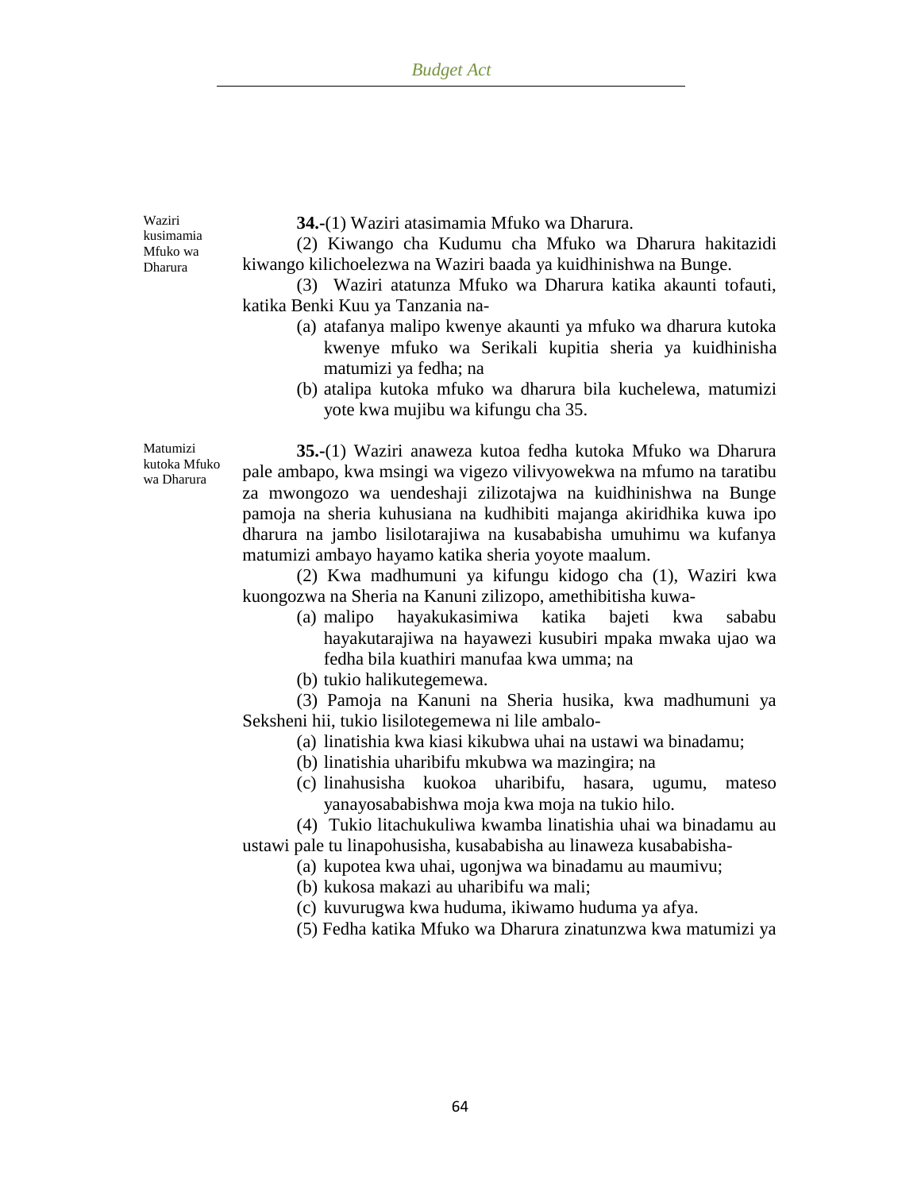Waziri kusimamia Mfuko wa Dharura

**34.-**(1) Waziri atasimamia Mfuko wa Dharura.

(2) Kiwango cha Kudumu cha Mfuko wa Dharura hakitazidi kiwango kilichoelezwa na Waziri baada ya kuidhinishwa na Bunge.

(3) Waziri atatunza Mfuko wa Dharura katika akaunti tofauti, katika Benki Kuu ya Tanzania na-

(a) atafanya malipo kwenye akaunti ya mfuko wa dharura kutoka kwenye mfuko wa Serikali kupitia sheria ya kuidhinisha matumizi ya fedha; na

(b) atalipa kutoka mfuko wa dharura bila kuchelewa, matumizi yote kwa mujibu wa kifungu cha 35.

Matumizi kutoka Mfuko wa Dharura

**35.-**(1) Waziri anaweza kutoa fedha kutoka Mfuko wa Dharura pale ambapo, kwa msingi wa vigezo vilivyowekwa na mfumo na taratibu za mwongozo wa uendeshaji zilizotajwa na kuidhinishwa na Bunge pamoja na sheria kuhusiana na kudhibiti majanga akiridhika kuwa ipo dharura na jambo lisilotarajiwa na kusababisha umuhimu wa kufanya matumizi ambayo hayamo katika sheria yoyote maalum.

(2) Kwa madhumuni ya kifungu kidogo cha (1), Waziri kwa kuongozwa na Sheria na Kanuni zilizopo, amethibitisha kuwa-

(a) malipo hayakukasimiwa katika bajeti kwa sababu hayakutarajiwa na hayawezi kusubiri mpaka mwaka ujao wa fedha bila kuathiri manufaa kwa umma; na

(b) tukio halikutegemewa.

(3) Pamoja na Kanuni na Sheria husika, kwa madhumuni ya Seksheni hii, tukio lisilotegemewa ni lile ambalo-

(a) linatishia kwa kiasi kikubwa uhai na ustawi wa binadamu;

(b) linatishia uharibifu mkubwa wa mazingira; na

(c) linahusisha kuokoa uharibifu, hasara, ugumu, mateso yanayosababishwa moja kwa moja na tukio hilo.

(4) Tukio litachukuliwa kwamba linatishia uhai wa binadamu au ustawi pale tu linapohusisha, kusababisha au linaweza kusababisha-

(a) kupotea kwa uhai, ugonjwa wa binadamu au maumivu;

(b) kukosa makazi au uharibifu wa mali;

(c) kuvurugwa kwa huduma, ikiwamo huduma ya afya.

(5) Fedha katika Mfuko wa Dharura zinatunzwa kwa matumizi ya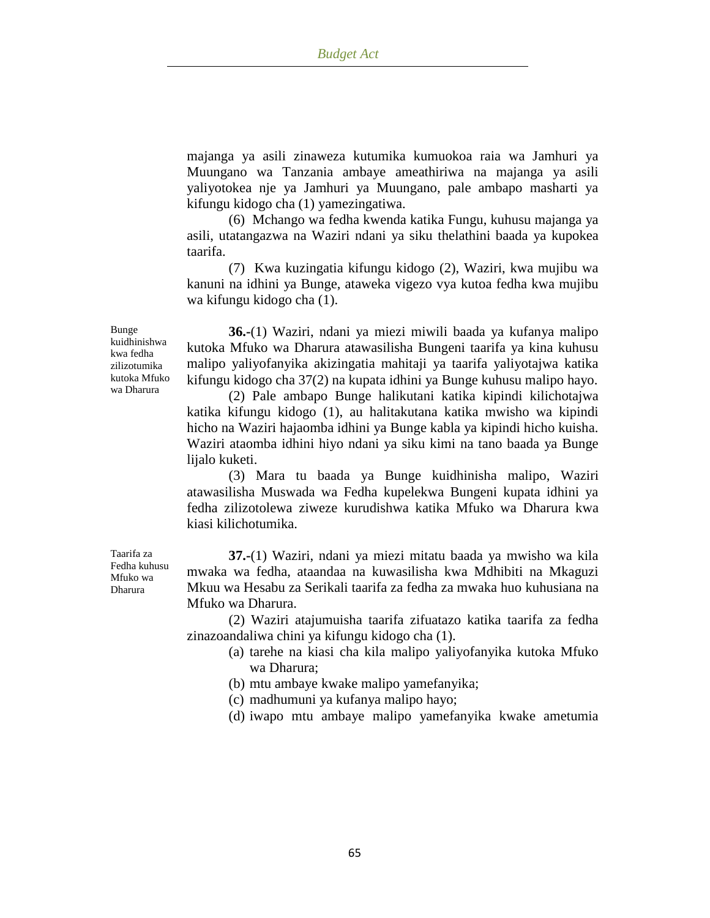majanga ya asili zinaweza kutumika kumuokoa raia wa Jamhuri ya Muungano wa Tanzania ambaye ameathiriwa na majanga ya asili yaliyotokea nje ya Jamhuri ya Muungano, pale ambapo masharti ya kifungu kidogo cha (1) yamezingatiwa.

(6) Mchango wa fedha kwenda katika Fungu, kuhusu majanga ya asili, utatangazwa na Waziri ndani ya siku thelathini baada ya kupokea taarifa.

(7) Kwa kuzingatia kifungu kidogo (2), Waziri, kwa mujibu wa kanuni na idhini ya Bunge, ataweka vigezo vya kutoa fedha kwa mujibu wa kifungu kidogo cha (1).

*Bunge kuidhinishwa kwa fedha zilizotumika kutoka Mfuko wa Dharura*

**36.**-(1) Waziri, ndani ya miezi miwili baada ya kufanya malipo kutoka Mfuko wa Dharura atawasilisha Bungeni taarifa ya kina kuhusu malipo yaliyofanyika akizingatia mahitaji ya taarifa yaliyotajwa katika kifungu kidogo cha 37(2) na kupata idhini ya Bunge kuhusu malipo hayo.

(2) Pale ambapo Bunge halikutani katika kipindi kilichotajwa katika kifungu kidogo (1), au halitakutana katika mwisho wa kipindi hicho na Waziri hajaomba idhini ya Bunge kabla ya kipindi hicho kuisha. Waziri ataomba idhini hiyo ndani ya siku kimi na tano baada ya Bunge lijalo kuketi.

(3) Mara tu baada ya Bunge kuidhinisha malipo, Waziri atawasilisha Muswada wa Fedha kupelekwa Bungeni kupata idhini ya fedha zilizotolewa ziweze kurudishwa katika Mfuko wa Dharura kwa kiasi kilichotumika.

*Taarifa za Fedha kuhusu Mfuko wa Dharura*

**37.**-(1) Waziri, ndani ya miezi mitatu baada ya mwisho wa kila mwaka wa fedha, ataandaa na kuwasilisha kwa Mdhibiti na Mkaguzi Mkuu wa Hesabu za Serikali taarifa za fedha za mwaka huo kuhusiana na Mfuko wa Dharura.

(2) Waziri atajumuisha taarifa zifuatazo katika taarifa za fedha zinazoandaliwa chini ya kifungu kidogo cha (1).

(a) tarehe na kiasi cha kila malipo yaliyofanyika kutoka Mfuko wa Dharura;

(b) mtu ambaye kwake malipo yamefanyika;

(c) madhumuni ya kufanya malipo hayo;

(d) iwapo mtu ambaye malipo yamefanyika kwake ametumia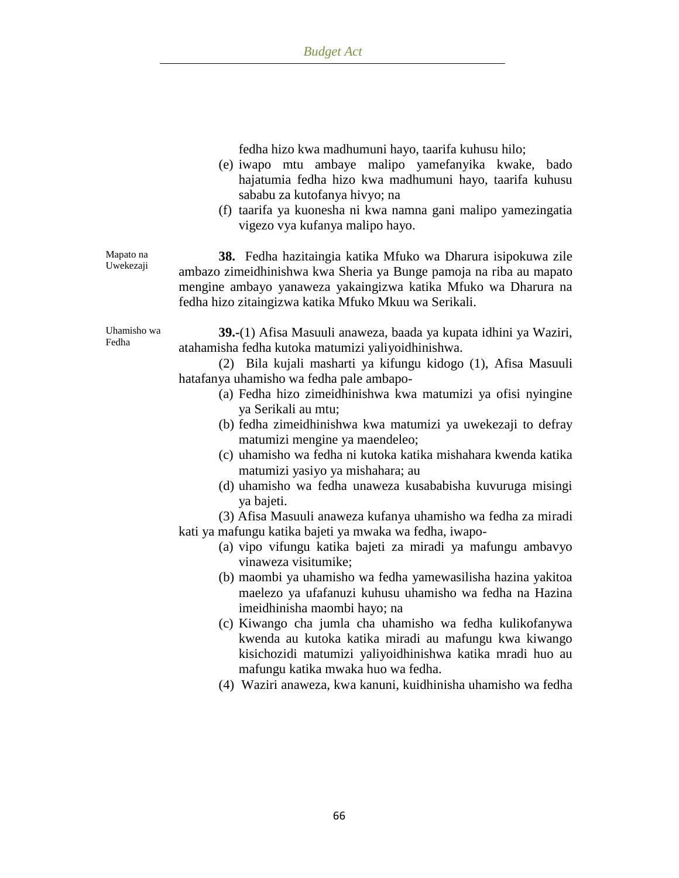fedha hizo kwa madhumuni hayo, taarifa kuhusu hilo;

(e) iwapo mtu ambaye malipo yamefanyika kwake, bado hajatumia fedha hizo kwa madhumuni hayo, taarifa kuhusu sababu za kutofanya hivyo; na

(f) taarifa ya kuonesha ni kwa namna gani malipo yamezingatia vigezo vya kufanya malipo hayo.

Mapato na Uwekezaji

**38.** Fedha hazitaingia katika Mfuko wa Dharura isipokuwa zile ambazo zimeidhinishwa kwa Sheria ya Bunge pamoja na riba au mapato mengine ambayo yanaweza yakaingizwa katika Mfuko wa Dharura na fedha hizo zitaingizwa katika Mfuko Mkuu wa Serikali.

Uhamisho wa Fedha

**39.-**(1) Afisa Masuuli anaweza, baada ya kupata idhini ya Waziri, atahamisha fedha kutoka matumizi yaliyoidhinishwa.

(2) Bila kujali masharti ya kifungu kidogo (1), Afisa Masuuli hatafanya uhamisho wa fedha pale ambapo-

(a) Fedha hizo zimeidhinishwa kwa matumizi ya ofisi nyingine ya Serikali au mtu;

(b) fedha zimeidhinishwa kwa matumizi ya uwekezaji to defray matumizi mengine ya maendeleo;

(c) uhamisho wa fedha ni kutoka katika mishahara kwenda katika matumizi yasiyo ya mishahara; au

(d) uhamisho wa fedha unaweza kusababisha kuvuruga misingi ya bajeti.

(3) Afisa Masuuli anaweza kufanya uhamisho wa fedha za miradi kati ya mafungu katika bajeti ya mwaka wa fedha, iwapo-

(a) vipo vifungu katika bajeti za miradi ya mafungu ambavyo vinaweza visitumike;

(b) maombi ya uhamisho wa fedha yamewasilisha hazina yakitoa maelezo ya ufafanuzi kuhusu uhamisho wa fedha na Hazina imeidhinisha maombi hayo; na

(c) Kiwango cha jumla cha uhamisho wa fedha kulikofanywa kwenda au kutoka katika miradi au mafungu kwa kiwango kisichozidi matumizi yaliyoidhinishwa katika mradi huo au mafungu katika mwaka huo wa fedha.

(4) Waziri anaweza, kwa kanuni, kuidhinisha uhamisho wa fedha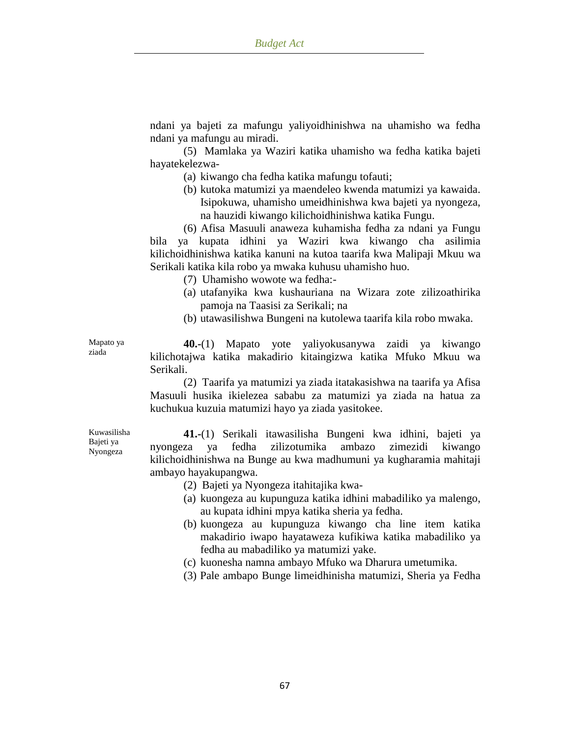ndani ya bajeti za mafungu yaliyoidhinishwa na uhamisho wa fedha ndani ya mafungu au miradi.

(5) Mamlaka ya Waziri katika uhamisho wa fedha katika bajeti hayatekelezwa-

(a) kiwango cha fedha katika mafungu tofauti;

(b) kutoka matumizi ya maendeleo kwenda matumizi ya kawaida. Isipokuwa, uhamisho umeidhinishwa kwa bajeti ya nyongeza, na hauzidi kiwango kilichoidhinishwa katika Fungu.

(6) Afisa Masuuli anaweza kuhamisha fedha za ndani ya Fungu bila ya kupata idhini ya Waziri kwa kiwango cha asilimia kilichoidhinishwa katika kanuni na kutoa taarifa kwa Malipaji Mkuu wa Serikali katika kila robo ya mwaka kuhusu uhamisho huo.

(7) Uhamisho wowote wa fedha:-

(a) utafanyika kwa kushauriana na Wizara zote zilizoathirika pamoja na Taasisi za Serikali; na

(b) utawasilishwa Bungeni na kutolewa taarifa kila robo mwaka.

*Mapato ya ziada*

**40.-**(1) Mapato yote yaliyokusanywa zaidi ya kiwango kilichotajwa katika makadirio kitaingizwa katika Mfuko Mkuu wa Serikali.

(2) Taarifa ya matumizi ya ziada itatakasishwa na taarifa ya Afisa Masuuli husika ikielezea sababu za matumizi ya ziada na hatua za kuchukua kuzuia matumizi hayo ya ziada yasitokee.

*Kuwasilisha Bajeti ya Nyongeza*

**41.-**(1) Serikali itawasilisha Bungeni kwa idhini, bajeti ya nyongeza ya fedha zilizotumika ambazo zimezidi kiwango kilichoidhinishwa na Bunge au kwa madhumuni ya kugharamia mahitaji ambayo hayakupangwa.

(2) Bajeti ya Nyongeza itahitajika kwa-

(a) kuongeza au kupunguza katika idhini mabadiliko ya malengo, au kupata idhini mpya katika sheria ya fedha.

(b) kuongeza au kupunguza kiwango cha line item katika makadirio iwapo hayataweza kufikiwa katika mabadiliko ya fedha au mabadiliko ya matumizi yake.

(c) kuonesha namna ambayo Mfuko wa Dharura umetumika.

(3) Pale ambapo Bunge limeidhinisha matumizi, Sheria ya Fedha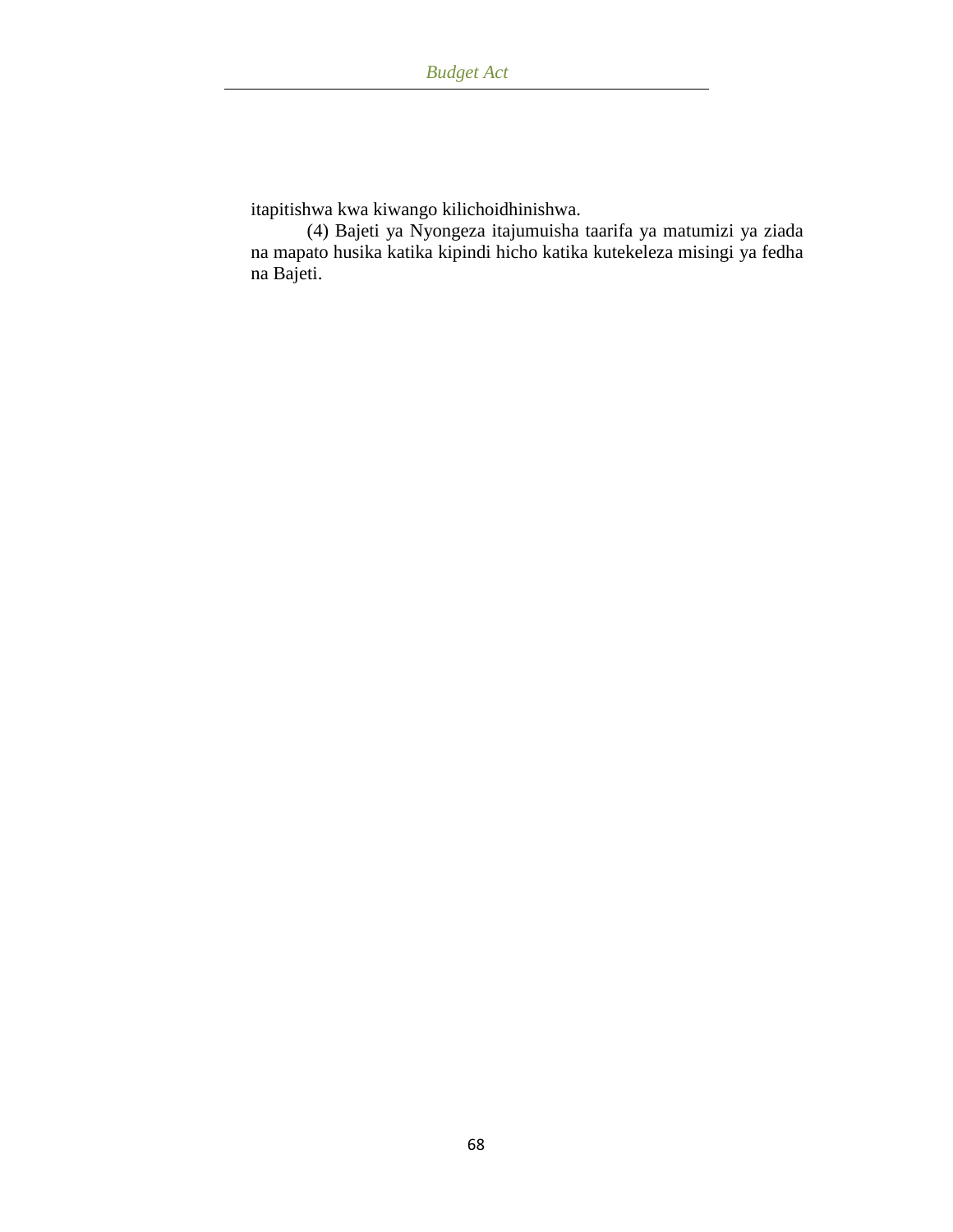itapitishwa kwa kiwango kilichoidhinishwa.

(4) Bajeti ya Nyongeza itajumuisha taarifa ya matumizi ya ziada na mapato husika katika kipindi hicho katika kutekeleza misingi ya fedha na Bajeti.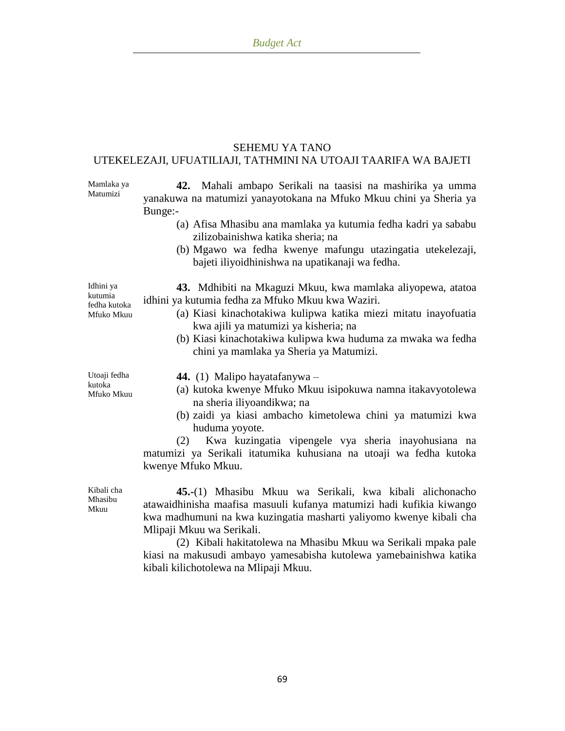## SEHEMU YA TANO
## UTEKELEZAJI, UFUATILIAJI, TATHMINI NA UTOAJI TAARIFA WA BAJETI

Mamlaka ya Matumizi

**42.** Mahali ambapo Serikali na taasisi na mashirika ya umma yanakuwa na matumizi yanayotokana na Mfuko Mkuu chini ya Sheria ya Bunge:-

(a) Afisa Mhasibu ana mamlaka ya kutumia fedha kadri ya sababu zilizobainishwa katika sheria; na

(b) Mgawo wa fedha kwenye mafungu utazingatia utekelezaji, bajeti iliyoidhinishwa na upatikanaji wa fedha.

Idhini ya kutumia fedha kutoka Mfuko Mkuu

**43.** Mdhibiti na Mkaguzi Mkuu, kwa mamlaka aliyopewa, atatoa idhini ya kutumia fedha za Mfuko Mkuu kwa Waziri.

(a) Kiasi kinachotakiwa kulipwa katika miezi mitatu inayofuatia kwa ajili ya matumizi ya kisheria; na

(b) Kiasi kinachotakiwa kulipwa kwa huduma za mwaka wa fedha chini ya mamlaka ya Sheria ya Matumizi.

Utoaji fedha kutoka Mfuko Mkuu

**44.** (1) Malipo hayatafanywa –

(a) kutoka kwenye Mfuko Mkuu isipokuwa namna itakavyotolewa na sheria iliyoandikwa; na

(b) zaidi ya kiasi ambacho kimetolewa chini ya matumizi kwa huduma yoyote.

(2) Kwa kuzingatia vipengele vya sheria inayohusiana na matumizi ya Serikali itatumika kuhusiana na utoaji wa fedha kutoka kwenye Mfuko Mkuu.

Kibali cha Mhasibu Mkuu

**45.**-(1) Mhasibu Mkuu wa Serikali, kwa kibali alichonacho atawaidhinisha maafisa masuuli kufanya matumizi hadi kufikia kiwango kwa madhumuni na kwa kuzingatia masharti yaliyomo kwenye kibali cha Mlipaji Mkuu wa Serikali.

(2) Kibali hakitatolewa na Mhasibu Mkuu wa Serikali mpaka pale kiasi na makusudi ambayo yamesabisha kutolewa yamebainishwa katika kibali kilichotolewa na Mlipaji Mkuu.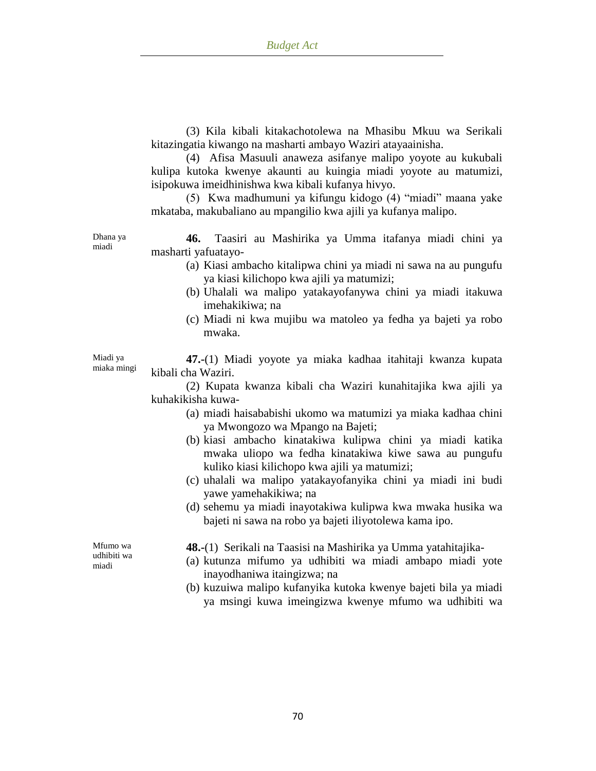(3) Kila kibali kitakachotolewa na Mhasibu Mkuu wa Serikali kitazingatia kiwango na masharti ambayo Waziri atayaainisha.

(4) Afisa Masuuli anaweza asifanye malipo yoyote au kukubali kulipa kutoka kwenye akaunti au kuingia miadi yoyote au matumizi, isipokuwa imeidhinishwa kwa kibali kufanya hivyo.

(5) Kwa madhumuni ya kifungu kidogo (4) "miadi" maana yake mkataba, makubaliano au mpangilio kwa ajili ya kufanya malipo.

*Dhana ya miadi*

**46.** Taasiri au Mashirika ya Umma itafanya miadi chini ya masharti yafuatayo-

(a) Kiasi ambacho kitalipwa chini ya miadi ni sawa na au pungufu ya kiasi kilichopo kwa ajili ya matumizi;

(b) Uhalali wa malipo yatakayofanywa chini ya miadi itakuwa imehakikiwa; na

(c) Miadi ni kwa mujibu wa matoleo ya fedha ya bajeti ya robo mwaka.

*Miadi ya miaka mingi*

**47.**-(1) Miadi yoyote ya miaka kadhaa itahitaji kwanza kupata kibali cha Waziri.

(2) Kupata kwanza kibali cha Waziri kunahitajika kwa ajili ya kuhakikisha kuwa-

(a) miadi haisababishi ukomo wa matumizi ya miaka kadhaa chini ya Mwongozo wa Mpango na Bajeti;

(b) kiasi ambacho kinatakiwa kulipwa chini ya miadi katika mwaka uliopo wa fedha kinatakiwa kiwe sawa au pungufu kuliko kiasi kilichopo kwa ajili ya matumizi;

(c) uhalali wa malipo yatakayofanyika chini ya miadi ini budi yawe yamehakikiwa; na

(d) sehemu ya miadi inayotakiwa kulipwa kwa mwaka husika wa bajeti ni sawa na robo ya bajeti iliyotolewa kama ipo.

*Mfumo wa udhibiti wa miadi*

**48.**-(1) Serikali na Taasisi na Mashirika ya Umma yatahitajika-

(a) kutunza mifumo ya udhibiti wa miadi ambapo miadi yote inayodhaniwa itaingizwa; na

(b) kuzuiwa malipo kufanyika kutoka kwenye bajeti bila ya miadi ya msingi kuwa imeingizwa kwenye mfumo wa udhibiti wa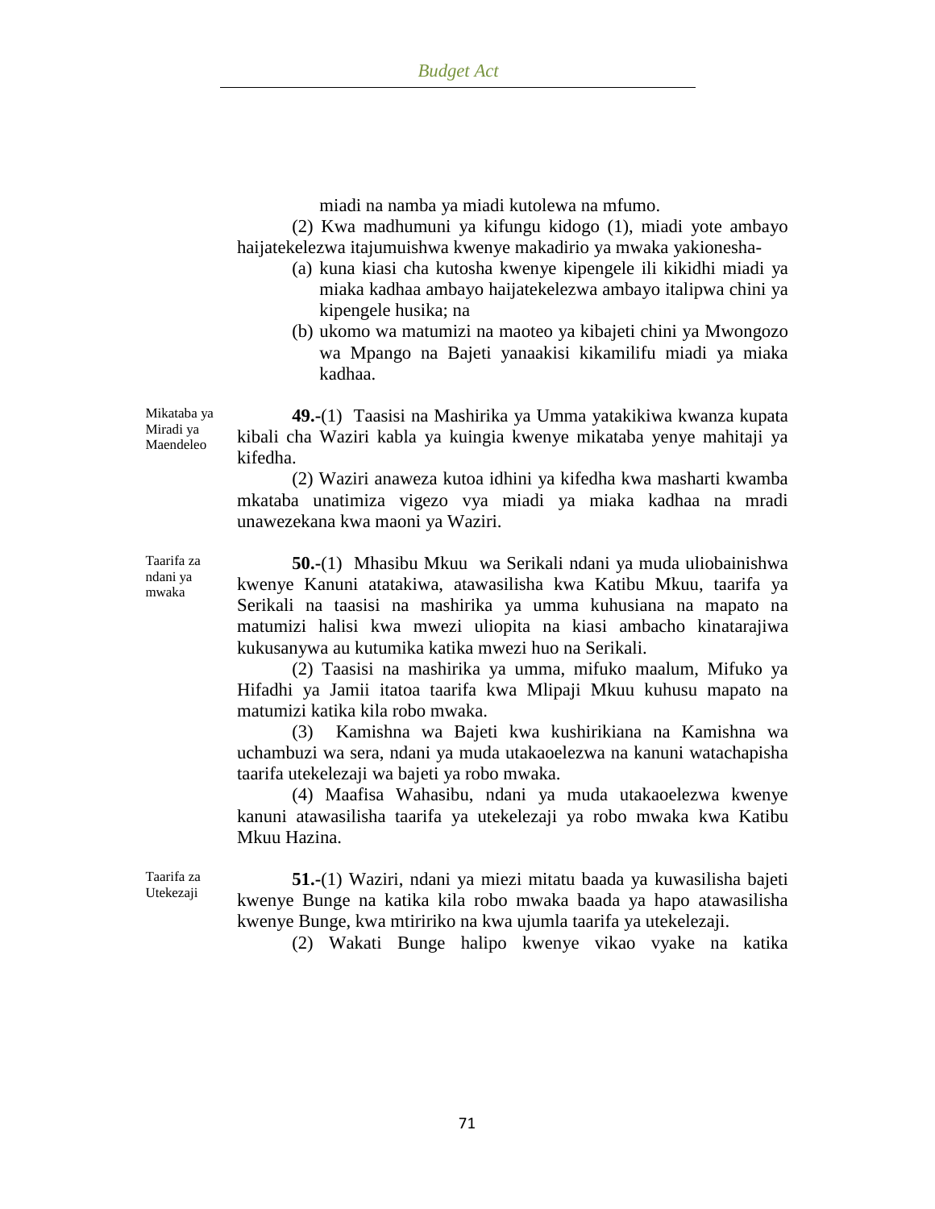miadi na namba ya miadi kutolewa na mfumo.

(2) Kwa madhumuni ya kifungu kidogo (1), miadi yote ambayo haijatekelezwa itajumuishwa kwenye makadirio ya mwaka yakionesha-

(a) kuna kiasi cha kutosha kwenye kipengele ili kikidhi miadi ya miaka kadhaa ambayo haijatekelezwa ambayo italipwa chini ya kipengele husika; na

(b) ukomo wa matumizi na maoteo ya kibajeti chini ya Mwongozo wa Mpango na Bajeti yanaakisi kikamilifu miadi ya miaka kadhaa.

Mikataba ya Miradi ya Maendeleo

**49.**-(1) Taasisi na Mashirika ya Umma yatakikiwa kwanza kupata kibali cha Waziri kabla ya kuingia kwenye mikataba yenye mahitaji ya kifedha.

(2) Waziri anaweza kutoa idhini ya kifedha kwa masharti kwamba mkataba unatimiza vigezo vya miadi ya miaka kadhaa na mradi unawezekana kwa maoni ya Waziri.

Taarifa za ndani ya mwaka

**50.**-(1) Mhasibu Mkuu wa Serikali ndani ya muda uliobainishwa kwenye Kanuni atatakiwa, atawasilisha kwa Katibu Mkuu, taarifa ya Serikali na taasisi na mashirika ya umma kuhusiana na mapato na matumizi halisi kwa mwezi uliopita na kiasi ambacho kinatarajiwa kukusanywa au kutumika katika mwezi huo na Serikali.

(2) Taasisi na mashirika ya umma, mifuko maalum, Mifuko ya Hifadhi ya Jamii itatoa taarifa kwa Mlipaji Mkuu kuhusu mapato na matumizi katika kila robo mwaka.

(3) Kamishna wa Bajeti kwa kushirikiana na Kamishna wa uchambuzi wa sera, ndani ya muda utakaoelezwa na kanuni watachapisha taarifa utekelezaji wa bajeti ya robo mwaka.

(4) Maafisa Wahasibu, ndani ya muda utakaoelezwa kwenye kanuni atawasilisha taarifa ya utekelezaji ya robo mwaka kwa Katibu Mkuu Hazina.

Taarifa za Utekezaji

**51.**-(1) Waziri, ndani ya miezi mitatu baada ya kuwasilisha bajeti kwenye Bunge na katika kila robo mwaka baada ya hapo atawasilisha kwenye Bunge, kwa mtiririko na kwa ujumla taarifa ya utekelezaji.

(2) Wakati Bunge halipo kwenye vikao vyake na katika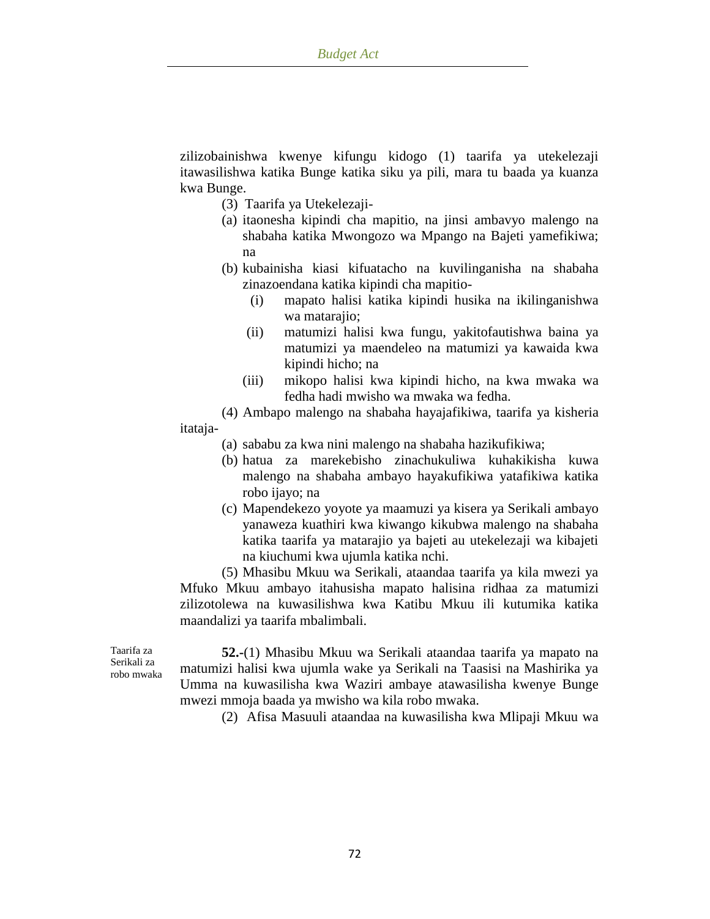zilizobainishwa kwenye kifungu kidogo (1) taarifa ya utekelezaji itawasilishwa katika Bunge katika siku ya pili, mara tu baada ya kuanza kwa Bunge.

(3) Taarifa ya Utekelezaji-

(a) itaonesha kipindi cha mapitio, na jinsi ambavyo malengo na shabaha katika Mwongozo wa Mpango na Bajeti yamefikiwa; na

(b) kubainisha kiasi kifuatacho na kuvilinganisha na shabaha zinazoendana katika kipindi cha mapitio-

 (i) mapato halisi katika kipindi husika na ikilinganishwa wa matarajio;

 (ii) matumizi halisi kwa fungu, yakitofautishwa baina ya matumizi ya maendeleo na matumizi ya kawaida kwa kipindi hicho; na

 (iii) mikopo halisi kwa kipindi hicho, na kwa mwaka wa fedha hadi mwisho wa mwaka wa fedha.

(4) Ambapo malengo na shabaha hayajafikiwa, taarifa ya kisheria itataja-

(a) sababu za kwa nini malengo na shabaha hazikufikiwa;

(b) hatua za marekebisho zinachukuliwa kuhakikisha kuwa malengo na shabaha ambayo hayakufikiwa yatafikiwa katika robo ijayo; na

(c) Mapendekezo yoyote ya maamuzi ya kisera ya Serikali ambayo yanaweza kuathiri kwa kiwango kikubwa malengo na shabaha katika taarifa ya matarajio ya bajeti au utekelezaji wa kibajeti na kiuchumi kwa ujumla katika nchi.

(5) Mhasibu Mkuu wa Serikali, ataandaa taarifa ya kila mwezi ya Mfuko Mkuu ambayo itahusisha mapato halisina ridhaa za matumizi zilizotolewa na kuwasilishwa kwa Katibu Mkuu ili kutumika katika maandalizi ya taarifa mbalimbali.

Taarifa za Serikali za robo mwaka

**52.**-(1) Mhasibu Mkuu wa Serikali ataandaa taarifa ya mapato na matumizi halisi kwa ujumla wake ya Serikali na Taasisi na Mashirika ya Umma na kuwasilisha kwa Waziri ambaye atawasilisha kwenye Bunge mwezi mmoja baada ya mwisho wa kila robo mwaka.

(2) Afisa Masuuli ataandaa na kuwasilisha kwa Mlipaji Mkuu wa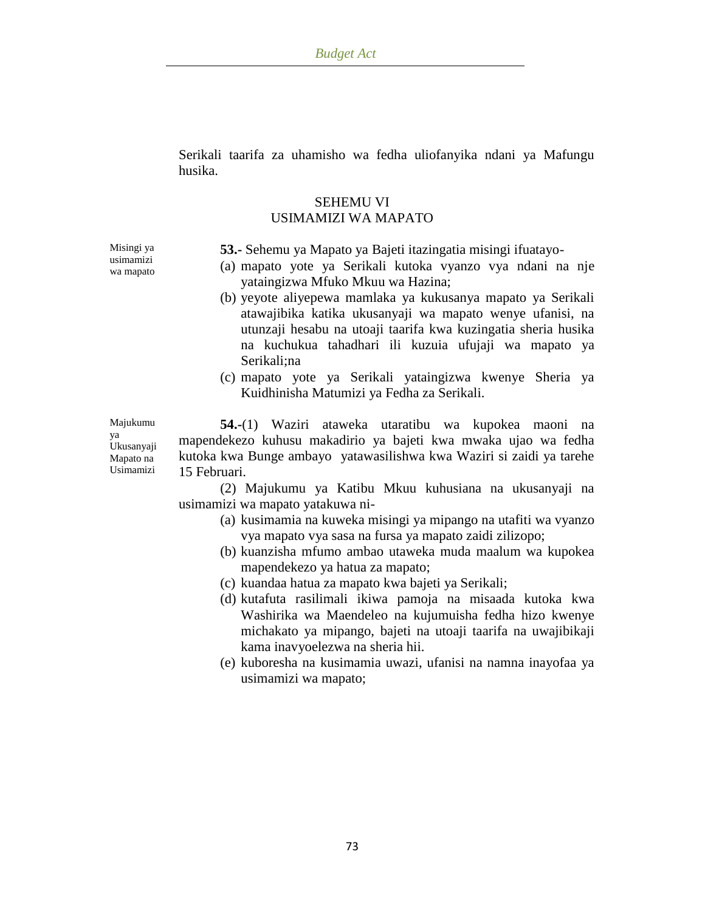Serikali taarifa za uhamisho wa fedha uliofanyika ndani ya Mafungu husika.

## SEHEMU VI
## USIMAMIZI WA MAPATO

*Misingi ya usimamizi wa mapato*

**53.-** Sehemu ya Mapato ya Bajeti itazingatia misingi ifuatayo-

(a) mapato yote ya Serikali kutoka vyanzo vya ndani na nje yataingizwa Mfuko Mkuu wa Hazina;

(b) yeyote aliyepewa mamlaka ya kukusanya mapato ya Serikali atawajibika katika ukusanyaji wa mapato wenye ufanisi, na utunzaji hesabu na utoaji taarifa kwa kuzingatia sheria husika na kuchukua tahadhari ili kuzuia ufujaji wa mapato ya Serikali;na

(c) mapato yote ya Serikali yataingizwa kwenye Sheria ya Kuidhinisha Matumizi ya Fedha za Serikali.

*Majukumu ya Ukusanyaji Mapato na Usimamizi*

**54.-**(1) Waziri ataweka utaratibu wa kupokea maoni na mapendekezo kuhusu makadirio ya bajeti kwa mwaka ujao wa fedha kutoka kwa Bunge ambayo yatawasilishwa kwa Waziri si zaidi ya tarehe 15 Februari.

(2) Majukumu ya Katibu Mkuu kuhusiana na ukusanyaji na usimamizi wa mapato yatakuwa ni-

(a) kusimamia na kuweka misingi ya mipango na utafiti wa vyanzo vya mapato vya sasa na fursa ya mapato zaidi zilizopo;

(b) kuanzisha mfumo ambao utaweka muda maalum wa kupokea mapendekezo ya hatua za mapato;

(c) kuandaa hatua za mapato kwa bajeti ya Serikali;

(d) kutafuta rasilimali ikiwa pamoja na misaada kutoka kwa Washirika wa Maendeleo na kujumuisha fedha hizo kwenye michakato ya mipango, bajeti na utoaji taarifa na uwajibikaji kama inavyoelezwa na sheria hii.

(e) kuboresha na kusimamia uwazi, ufanisi na namna inayofaa ya usimamizi wa mapato;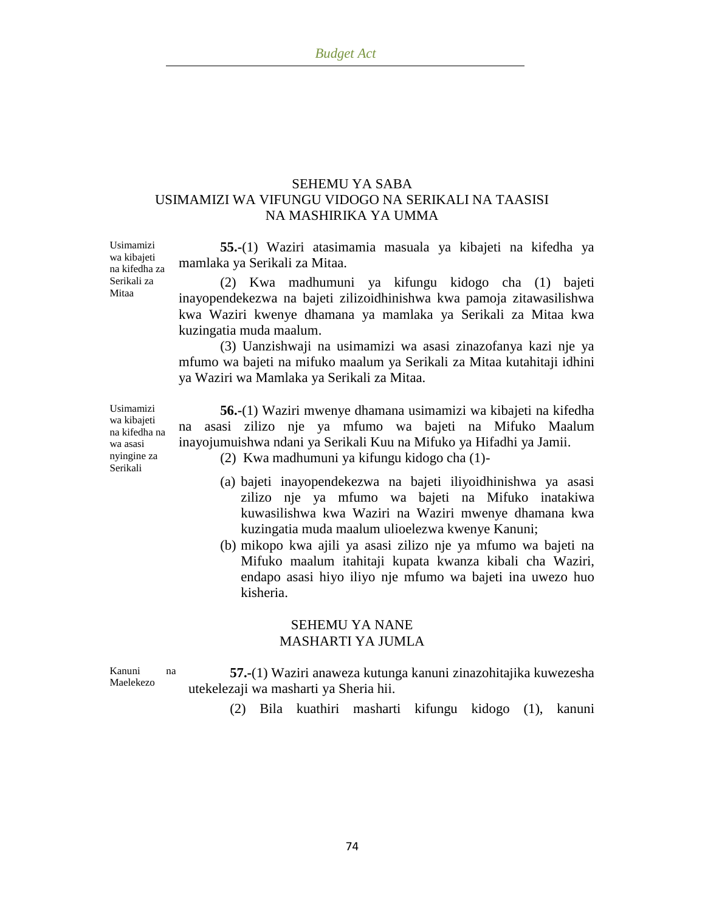## SEHEMU YA SABA
## USIMAMIZI WA VIFUNGU VIDOGO NA SERIKALI NA TAASISI NA MASHIRIKA YA UMMA

*Usimamizi wa kibajeti na kifedha za Serikali za Mitaa*

**55.-**(1) Waziri atasimamia masuala ya kibajeti na kifedha ya mamlaka ya Serikali za Mitaa.

(2) Kwa madhumuni ya kifungu kidogo cha (1) bajeti inayopendekezwa na bajeti zilizoidhinishwa kwa pamoja zitawasilishwa kwa Waziri kwenye dhamana ya mamlaka ya Serikali za Mitaa kwa kuzingatia muda maalum.

(3) Uanzishwaji na usimamizi wa asasi zinazofanya kazi nje ya mfumo wa bajeti na mifuko maalum ya Serikali za Mitaa kutahitaji idhini ya Waziri wa Mamlaka ya Serikali za Mitaa.

*Usimamizi wa kibajeti na kifedha na wa asasi nyingine za Serikali*

**56.-**(1) Waziri mwenye dhamana usimamizi wa kibajeti na kifedha na asasi zilizo nje ya mfumo wa bajeti na Mifuko Maalum inayojumuishwa ndani ya Serikali Kuu na Mifuko ya Hifadhi ya Jamii.

(2) Kwa madhumuni ya kifungu kidogo cha (1)-

(a) bajeti inayopendekezwa na bajeti iliyoidhinishwa ya asasi zilizo nje ya mfumo wa bajeti na Mifuko inatakiwa kuwasilishwa kwa Waziri na Waziri mwenye dhamana kwa kuzingatia muda maalum ulioelezwa kwenye Kanuni;

(b) mikopo kwa ajili ya asasi zilizo nje ya mfumo wa bajeti na Mifuko maalum itahitaji kupata kwanza kibali cha Waziri, endapo asasi hiyo iliyo nje mfumo wa bajeti ina uwezo huo kisheria.

## SEHEMU YA NANE
## MASHARTI YA JUMLA

*Kanuni na Maelekezo*

**57.-**(1) Waziri anaweza kutunga kanuni zinazohitajika kuwezesha utekelezaji wa masharti ya Sheria hii.

(2) Bila kuathiri masharti kifungu kidogo (1), kanuni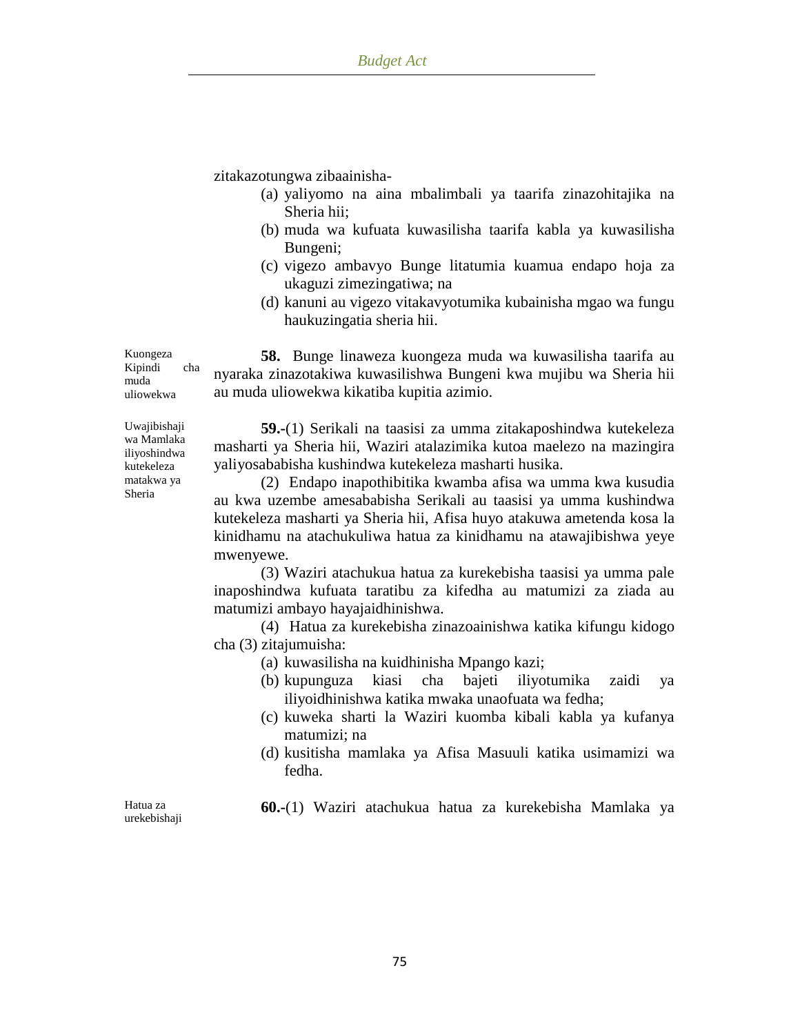zitakazotungwa zibaainisha-

(a) yaliyomo na aina mbalimbali ya taarifa zinazohitajika na Sheria hii;

(b) muda wa kufuata kuwasilisha taarifa kabla ya kuwasilisha Bungeni;

(c) vigezo ambavyo Bunge litatumia kuamua endapo hoja za ukaguzi zimezingatiwa; na

(d) kanuni au vigezo vitakavyotumika kubainisha mgao wa fungu haukuzingatia sheria hii.

Kuongeza Kipindi cha muda uliowekwa

**58.** Bunge linaweza kuongeza muda wa kuwasilisha taarifa au nyaraka zinazotakiwa kuwasilishwa Bungeni kwa mujibu wa Sheria hii au muda uliowekwa kikatiba kupitia azimio.

Uwajibishaji wa Mamlaka iliyoshindwa kutekeleza matakwa ya Sheria

**59.-**(1) Serikali na taasisi za umma zitakaposhindwa kutekeleza masharti ya Sheria hii, Waziri atalazimika kutoa maelezo na mazingira yaliyosababisha kushindwa kutekeleza masharti husika.

(2) Endapo inapothibitika kwamba afisa wa umma kwa kusudia au kwa uzembe amesababisha Serikali au taasisi ya umma kushindwa kutekeleza masharti ya Sheria hii, Afisa huyo atakuwa ametenda kosa la kinidhamu na atachukuliwa hatua za kinidhamu na atawajibishwa yeye mwenyewe.

(3) Waziri atachukua hatua za kurekebisha taasisi ya umma pale inaposhindwa kufuata taratibu za kifedha au matumizi za ziada au matumizi ambayo hayajaidhinishwa.

(4) Hatua za kurekebisha zinazoainishwa katika kifungu kidogo cha (3) zitajumuisha:

(a) kuwasilisha na kuidhinisha Mpango kazi;

(b) kupunguza kiasi cha bajeti iliyotumika zaidi ya iliyoidhinishwa katika mwaka unaofuata wa fedha;

(c) kuweka sharti la Waziri kuomba kibali kabla ya kufanya matumizi; na

(d) kusitisha mamlaka ya Afisa Masuuli katika usimamizi wa fedha.

Hatua za urekebishaji

**60.-**(1) Waziri atachukua hatua za kurekebisha Mamlaka ya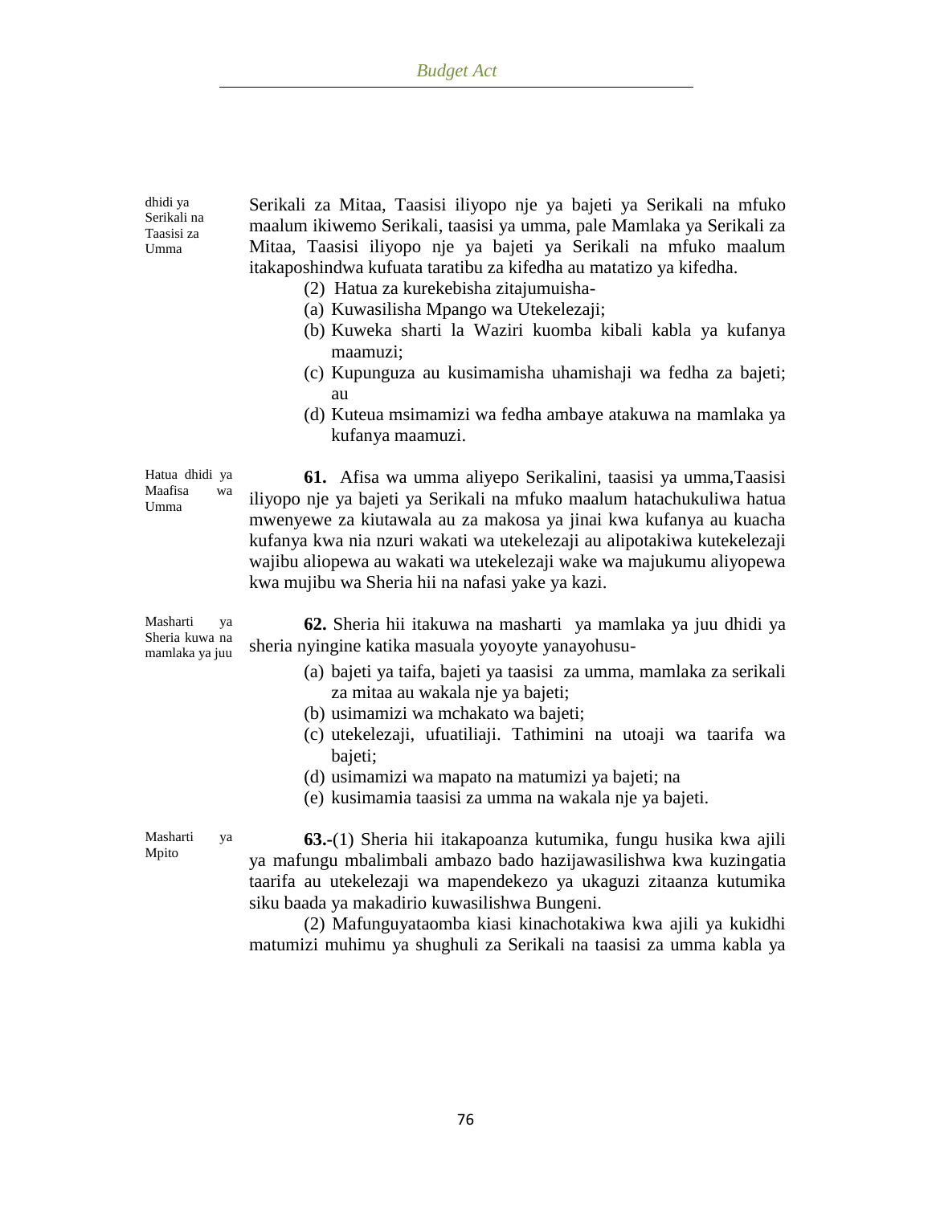dhidi ya Serikali na Taasisi za Umma

Serikali za Mitaa, Taasisi iliyopo nje ya bajeti ya Serikali na mfuko maalum ikiwemo Serikali, taasisi ya umma, pale Mamlaka ya Serikali za Mitaa, Taasisi iliyopo nje ya bajeti ya Serikali na mfuko maalum itakaposhindwa kufuata taratibu za kifedha au matatizo ya kifedha.

(2) Hatua za kurekebisha zitajumuisha-

(a) Kuwasilisha Mpango wa Utekelezaji;

(b) Kuweka sharti la Waziri kuomba kibali kabla ya kufanya maamuzi;

(c) Kupunguza au kusimamisha uhamishaji wa fedha za bajeti; au

(d) Kuteua msimamizi wa fedha ambaye atakuwa na mamlaka ya kufanya maamuzi.

Hatua dhidi ya Maafisa wa Umma

**61.** Afisa wa umma aliyepo Serikalini, taasisi ya umma,Taasisi iliyopo nje ya bajeti ya Serikali na mfuko maalum hatachukuliwa hatua mwenyewe za kiutawala au za makosa ya jinai kwa kufanya au kuacha kufanya kwa nia nzuri wakati wa utekelezaji au alipotakiwa kutekelezaji wajibu aliopewa au wakati wa utekelezaji wake wa majukumu aliyopewa kwa mujibu wa Sheria hii na nafasi yake ya kazi.

Masharti ya Sheria kuwa na mamlaka ya juu

**62.** Sheria hii itakuwa na masharti ya mamlaka ya juu dhidi ya sheria nyingine katika masuala yoyoyte yanayohusu-

(a) bajeti ya taifa, bajeti ya taasisi za umma, mamlaka za serikali za mitaa au wakala nje ya bajeti;

(b) usimamizi wa mchakato wa bajeti;

(c) utekelezaji, ufuatiliaji. Tathimini na utoaji wa taarifa wa bajeti;

(d) usimamizi wa mapato na matumizi ya bajeti; na

(e) kusimamia taasisi za umma na wakala nje ya bajeti.

Masharti ya Mpito

**63.**-(1) Sheria hii itakapoanza kutumika, fungu husika kwa ajili ya mafungu mbalimbali ambazo bado hazijawasilishwa kwa kuzingatia taarifa au utekelezaji wa mapendekezo ya ukaguzi zitaanza kutumika siku baada ya makadirio kuwasilishwa Bungeni.

(2) Mafunguyataomba kiasi kinachotakiwa kwa ajili ya kukidhi matumizi muhimu ya shughuli za Serikali na taasisi za umma kabla ya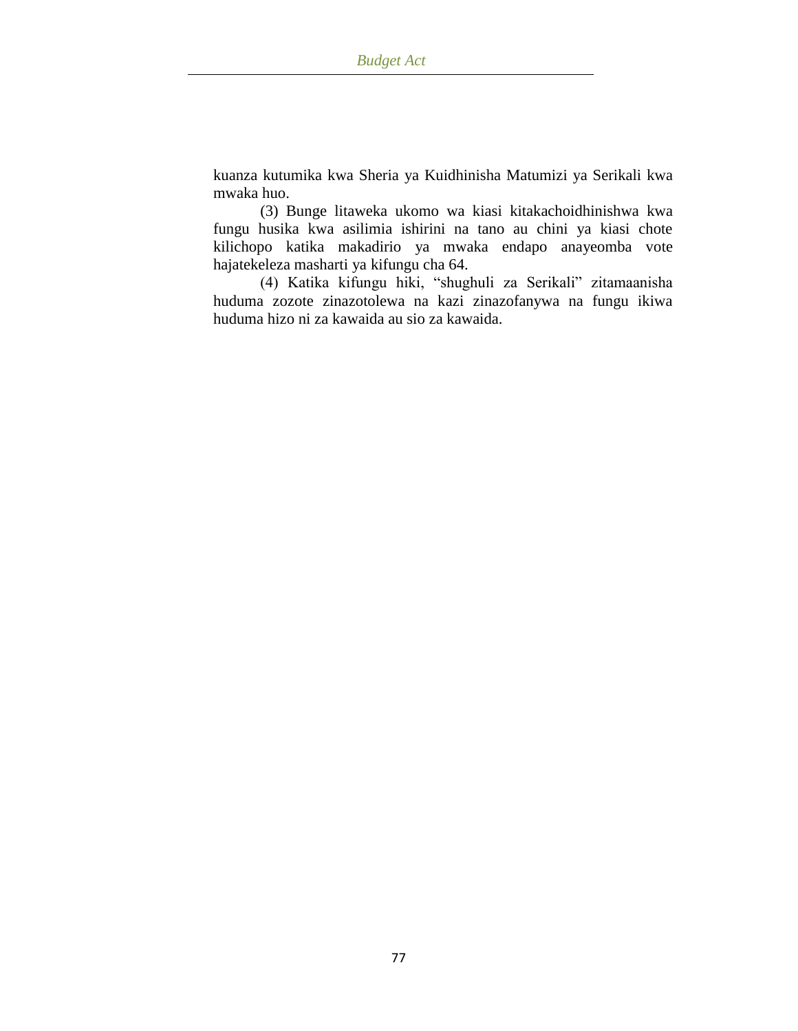kuanza kutumika kwa Sheria ya Kuidhinisha Matumizi ya Serikali kwa mwaka huo.

(3) Bunge litaweka ukomo wa kiasi kitakachoidhinishwa kwa fungu husika kwa asilimia ishirini na tano au chini ya kiasi chote kilichopo katika makadirio ya mwaka endapo anayeomba vote hajatekeleza masharti ya kifungu cha 64.

(4) Katika kifungu hiki, "shughuli za Serikali" zitamaanisha huduma zozote zinazotolewa na kazi zinazofanywa na fungu ikiwa huduma hizo ni za kawaida au sio za kawaida.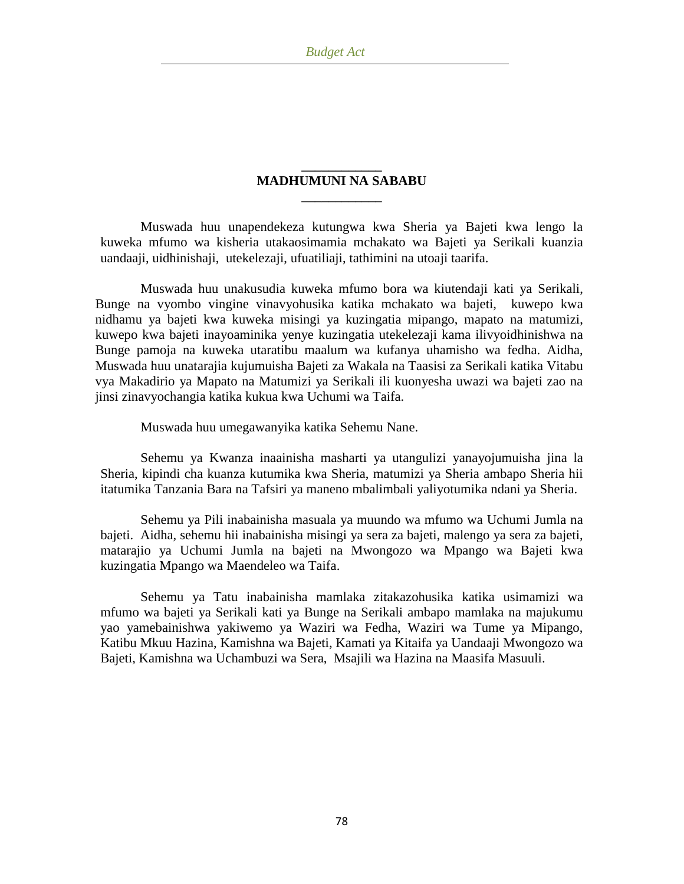## MADHUMUNI NA SABABU

Muswada huu unapendekeza kutungwa kwa Sheria ya Bajeti kwa lengo la kuweka mfumo wa kisheria utakaosimamia mchakato wa Bajeti ya Serikali kuanzia uandaaji, uidhinishaji, utekelezaji, ufuatiliaji, tathimini na utoaji taarifa.

Muswada huu unakusudia kuweka mfumo bora wa kiutendaji kati ya Serikali, Bunge na vyombo vingine vinavyohusika katika mchakato wa bajeti, kuwepo kwa nidhamu ya bajeti kwa kuweka misingi ya kuzingatia mipango, mapato na matumizi, kuwepo kwa bajeti inayoaminika yenye kuzingatia utekelezaji kama ilivyoidhinishwa na Bunge pamoja na kuweka utaratibu maalum wa kufanya uhamisho wa fedha. Aidha, Muswada huu unatarajia kujumuisha Bajeti za Wakala na Taasisi za Serikali katika Vitabu vya Makadirio ya Mapato na Matumizi ya Serikali ili kuonyesha uwazi wa bajeti zao na jinsi zinavyochangia katika kukua kwa Uchumi wa Taifa.

Muswada huu umegawanyika katika Sehemu Nane.

Sehemu ya Kwanza inaainisha masharti ya utangulizi yanayojumuisha jina la Sheria, kipindi cha kuanza kutumika kwa Sheria, matumizi ya Sheria ambapo Sheria hii itatumika Tanzania Bara na Tafsiri ya maneno mbalimbali yaliyotumika ndani ya Sheria.

Sehemu ya Pili inabainisha masuala ya muundo wa mfumo wa Uchumi Jumla na bajeti. Aidha, sehemu hii inabainisha misingi ya sera za bajeti, malengo ya sera za bajeti, matarajio ya Uchumi Jumla na bajeti na Mwongozo wa Mpango wa Bajeti kwa kuzingatia Mpango wa Maendeleo wa Taifa.

Sehemu ya Tatu inabainisha mamlaka zitakazohusika katika usimamizi wa mfumo wa bajeti ya Serikali kati ya Bunge na Serikali ambapo mamlaka na majukumu yao yamebainishwa yakiwemo ya Waziri wa Fedha, Waziri wa Tume ya Mipango, Katibu Mkuu Hazina, Kamishna wa Bajeti, Kamati ya Kitaifa ya Uandaaji Mwongozo wa Bajeti, Kamishna wa Uchambuzi wa Sera, Msajili wa Hazina na Maasifa Masuuli.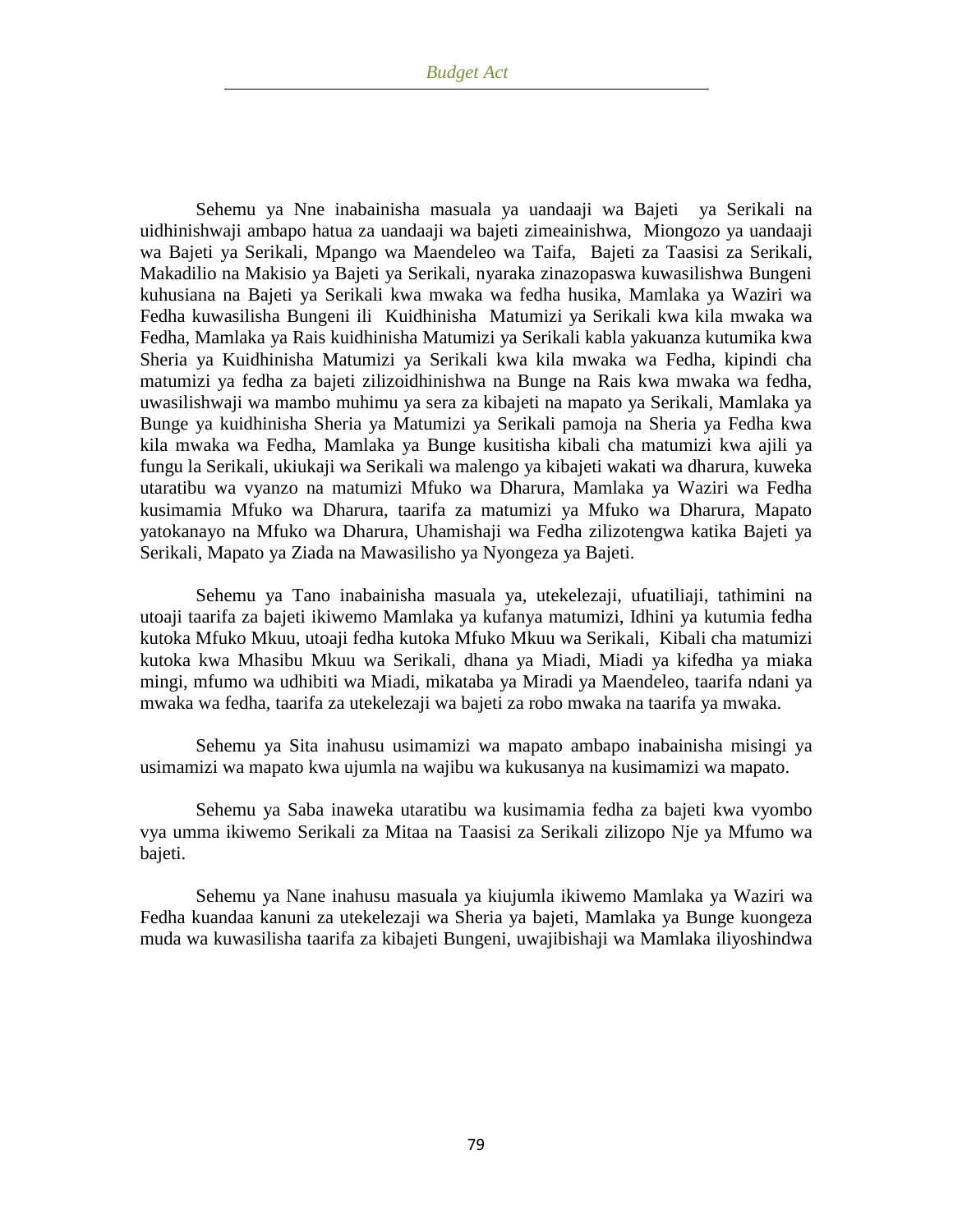Sehemu ya Nne inabainisha masuala ya uandaaji wa Bajeti ya Serikali na uidhinishwaji ambapo hatua za uandaaji wa bajeti zimeainishwa, Miongozo ya uandaaji wa Bajeti ya Serikali, Mpango wa Maendeleo wa Taifa, Bajeti za Taasisi za Serikali, Makadilio na Makisio ya Bajeti ya Serikali, nyaraka zinazopaswa kuwasilishwa Bungeni kuhusiana na Bajeti ya Serikali kwa mwaka wa fedha husika, Mamlaka ya Waziri wa Fedha kuwasilisha Bungeni ili Kuidhinisha Matumizi ya Serikali kwa kila mwaka wa Fedha, Mamlaka ya Rais kuidhinisha Matumizi ya Serikali kabla yakuanza kutumika kwa Sheria ya Kuidhinisha Matumizi ya Serikali kwa kila mwaka wa Fedha, kipindi cha matumizi ya fedha za bajeti zilizoidhinishwa na Bunge na Rais kwa mwaka wa fedha, uwasilishwaji wa mambo muhimu ya sera za kibajeti na mapato ya Serikali, Mamlaka ya Bunge ya kuidhinisha Sheria ya Matumizi ya Serikali pamoja na Sheria ya Fedha kwa kila mwaka wa Fedha, Mamlaka ya Bunge kusitisha kibali cha matumizi kwa ajili ya fungu la Serikali, ukiukaji wa Serikali wa malengo ya kibajeti wakati wa dharura, kuweka utaratibu wa vyanzo na matumizi Mfuko wa Dharura, Mamlaka ya Waziri wa Fedha kusimamia Mfuko wa Dharura, taarifa za matumizi ya Mfuko wa Dharura, Mapato yatokanayo na Mfuko wa Dharura, Uhamishaji wa Fedha zilizotengwa katika Bajeti ya Serikali, Mapato ya Ziada na Mawasilisho ya Nyongeza ya Bajeti.

Sehemu ya Tano inabainisha masuala ya, utekelezaji, ufuatiliaji, tathimini na utoaji taarifa za bajeti ikiwemo Mamlaka ya kufanya matumizi, Idhini ya kutumia fedha kutoka Mfuko Mkuu, utoaji fedha kutoka Mfuko Mkuu wa Serikali, Kibali cha matumizi kutoka kwa Mhasibu Mkuu wa Serikali, dhana ya Miadi, Miadi ya kifedha ya miaka mingi, mfumo wa udhibiti wa Miadi, mikataba ya Miradi ya Maendeleo, taarifa ndani ya mwaka wa fedha, taarifa za utekelezaji wa bajeti za robo mwaka na taarifa ya mwaka.

Sehemu ya Sita inahusu usimamizi wa mapato ambapo inabainisha misingi ya usimamizi wa mapato kwa ujumla na wajibu wa kukusanya na kusimamizi wa mapato.

Sehemu ya Saba inaweka utaratibu wa kusimamia fedha za bajeti kwa vyombo vya umma ikiwemo Serikali za Mitaa na Taasisi za Serikali zilizopo Nje ya Mfumo wa bajeti.

Sehemu ya Nane inahusu masuala ya kiujumla ikiwemo Mamlaka ya Waziri wa Fedha kuandaa kanuni za utekelezaji wa Sheria ya bajeti, Mamlaka ya Bunge kuongeza muda wa kuwasilisha taarifa za kibajeti Bungeni, uwajibishaji wa Mamlaka iliyoshindwa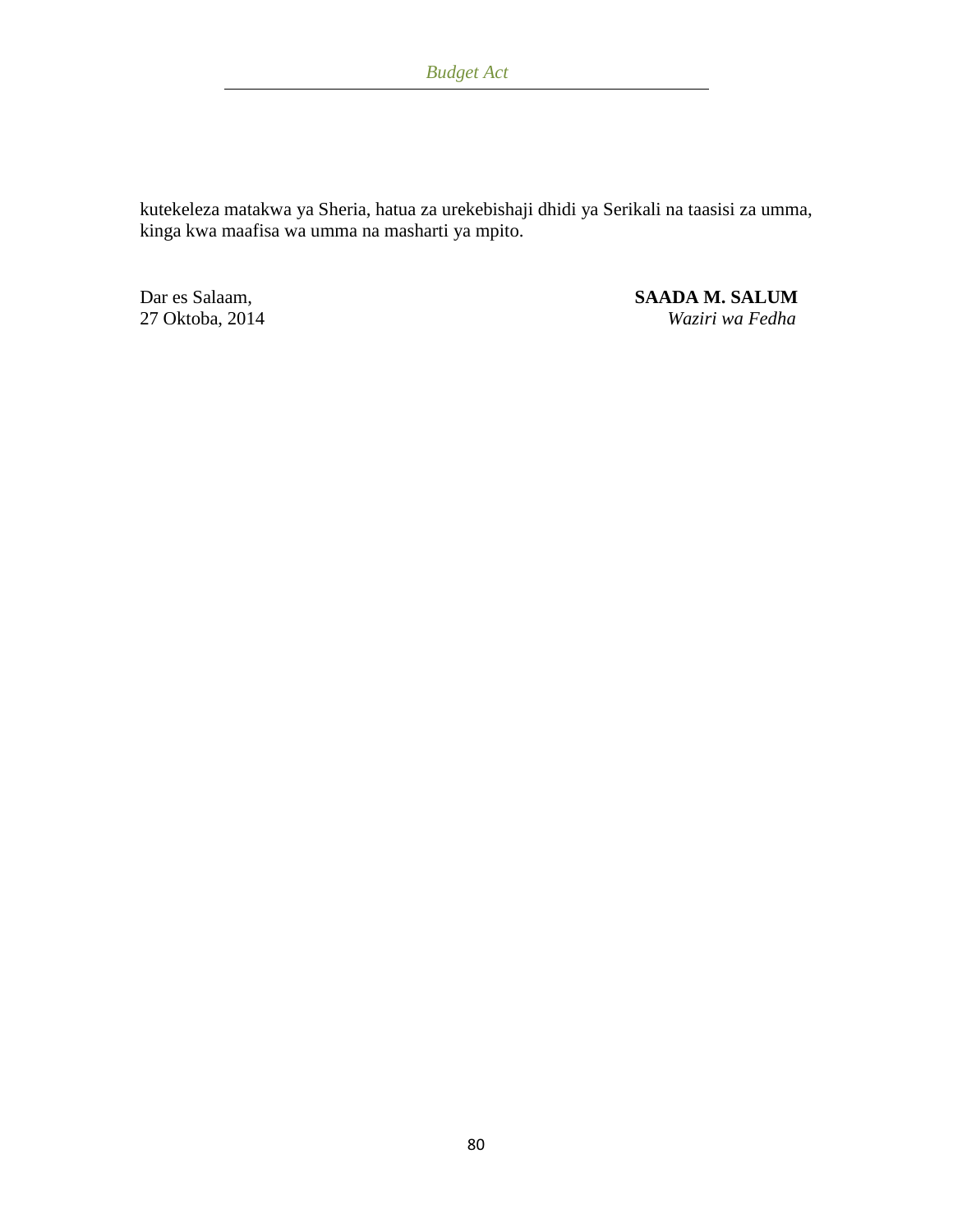kutekeleza matakwa ya Sheria, hatua za urekebishaji dhidi ya Serikali na taasisi za umma, kinga kwa maafisa wa umma na masharti ya mpito.

Dar es Salaam,
27 Oktoba, 2014

**SAADA M. SALUM**
*Waziri wa Fedha*